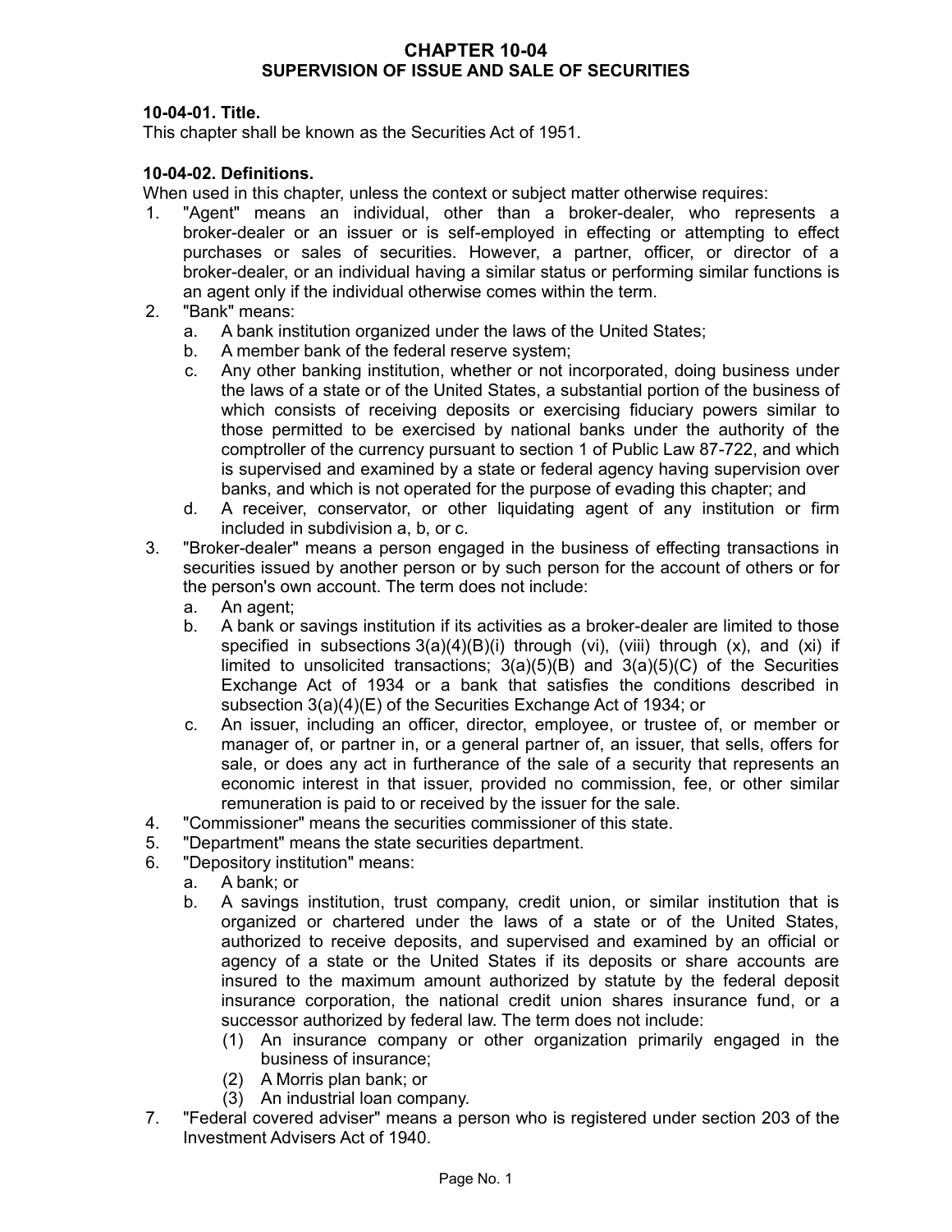# CHAPTER 10-04
## SUPERVISION OF ISSUE AND SALE OF SECURITIES

**10-04-01. Title.**
This chapter shall be known as the Securities Act of 1951.

**10-04-02. Definitions.**
When used in this chapter, unless the context or subject matter otherwise requires:

1. "Agent" means an individual, other than a broker-dealer, who represents a broker-dealer or an issuer or is self-employed in effecting or attempting to effect purchases or sales of securities. However, a partner, officer, or director of a broker-dealer, or an individual having a similar status or performing similar functions is an agent only if the individual otherwise comes within the term.
2. "Bank" means:
   a. A bank institution organized under the laws of the United States;
   b. A member bank of the federal reserve system;
   c. Any other banking institution, whether or not incorporated, doing business under the laws of a state or of the United States, a substantial portion of the business of which consists of receiving deposits or exercising fiduciary powers similar to those permitted to be exercised by national banks under the authority of the comptroller of the currency pursuant to section 1 of Public Law 87-722, and which is supervised and examined by a state or federal agency having supervision over banks, and which is not operated for the purpose of evading this chapter; and
   d. A receiver, conservator, or other liquidating agent of any institution or firm included in subdivision a, b, or c.
3. "Broker-dealer" means a person engaged in the business of effecting transactions in securities issued by another person or by such person for the account of others or for the person's own account. The term does not include:
   a. An agent;
   b. A bank or savings institution if its activities as a broker-dealer are limited to those specified in subsections 3(a)(4)(B)(i) through (vi), (viii) through (x), and (xi) if limited to unsolicited transactions; 3(a)(5)(B) and 3(a)(5)(C) of the Securities Exchange Act of 1934 or a bank that satisfies the conditions described in subsection 3(a)(4)(E) of the Securities Exchange Act of 1934; or
   c. An issuer, including an officer, director, employee, or trustee of, or member or manager of, or partner in, or a general partner of, an issuer, that sells, offers for sale, or does any act in furtherance of the sale of a security that represents an economic interest in that issuer, provided no commission, fee, or other similar remuneration is paid to or received by the issuer for the sale.
4. "Commissioner" means the securities commissioner of this state.
5. "Department" means the state securities department.
6. "Depository institution" means:
   a. A bank; or
   b. A savings institution, trust company, credit union, or similar institution that is organized or chartered under the laws of a state or of the United States, authorized to receive deposits, and supervised and examined by an official or agency of a state or the United States if its deposits or share accounts are insured to the maximum amount authorized by statute by the federal deposit insurance corporation, the national credit union shares insurance fund, or a successor authorized by federal law. The term does not include:
      (1) An insurance company or other organization primarily engaged in the business of insurance;
      (2) A Morris plan bank; or
      (3) An industrial loan company.
7. "Federal covered adviser" means a person who is registered under section 203 of the Investment Advisers Act of 1940.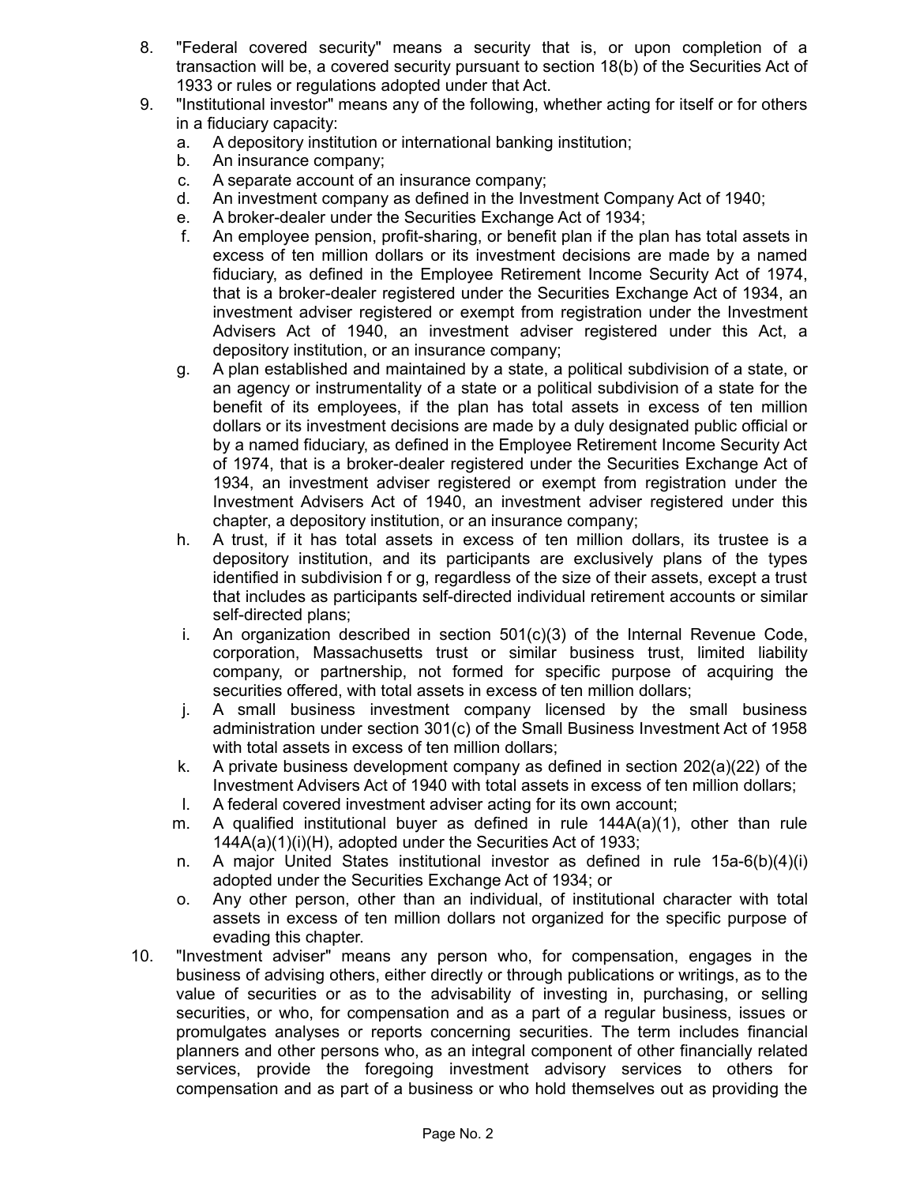8. "Federal covered security" means a security that is, or upon completion of a transaction will be, a covered security pursuant to section 18(b) of the Securities Act of 1933 or rules or regulations adopted under that Act.
9. "Institutional investor" means any of the following, whether acting for itself or for others in a fiduciary capacity:
    a. A depository institution or international banking institution;
    b. An insurance company;
    c. A separate account of an insurance company;
    d. An investment company as defined in the Investment Company Act of 1940;
    e. A broker-dealer under the Securities Exchange Act of 1934;
    f. An employee pension, profit-sharing, or benefit plan if the plan has total assets in excess of ten million dollars or its investment decisions are made by a named fiduciary, as defined in the Employee Retirement Income Security Act of 1974, that is a broker-dealer registered under the Securities Exchange Act of 1934, an investment adviser registered or exempt from registration under the Investment Advisers Act of 1940, an investment adviser registered under this Act, a depository institution, or an insurance company;
    g. A plan established and maintained by a state, a political subdivision of a state, or an agency or instrumentality of a state or a political subdivision of a state for the benefit of its employees, if the plan has total assets in excess of ten million dollars or its investment decisions are made by a duly designated public official or by a named fiduciary, as defined in the Employee Retirement Income Security Act of 1974, that is a broker-dealer registered under the Securities Exchange Act of 1934, an investment adviser registered or exempt from registration under the Investment Advisers Act of 1940, an investment adviser registered under this chapter, a depository institution, or an insurance company;
    h. A trust, if it has total assets in excess of ten million dollars, its trustee is a depository institution, and its participants are exclusively plans of the types identified in subdivision f or g, regardless of the size of their assets, except a trust that includes as participants self-directed individual retirement accounts or similar self-directed plans;
    i. An organization described in section 501(c)(3) of the Internal Revenue Code, corporation, Massachusetts trust or similar business trust, limited liability company, or partnership, not formed for specific purpose of acquiring the securities offered, with total assets in excess of ten million dollars;
    j. A small business investment company licensed by the small business administration under section 301(c) of the Small Business Investment Act of 1958 with total assets in excess of ten million dollars;
    k. A private business development company as defined in section 202(a)(22) of the Investment Advisers Act of 1940 with total assets in excess of ten million dollars;
    l. A federal covered investment adviser acting for its own account;
    m. A qualified institutional buyer as defined in rule 144A(a)(1), other than rule 144A(a)(1)(i)(H), adopted under the Securities Act of 1933;
    n. A major United States institutional investor as defined in rule 15a-6(b)(4)(i) adopted under the Securities Exchange Act of 1934; or
    o. Any other person, other than an individual, of institutional character with total assets in excess of ten million dollars not organized for the specific purpose of evading this chapter.
10. "Investment adviser" means any person who, for compensation, engages in the business of advising others, either directly or through publications or writings, as to the value of securities or as to the advisability of investing in, purchasing, or selling securities, or who, for compensation and as a part of a regular business, issues or promulgates analyses or reports concerning securities. The term includes financial planners and other persons who, as an integral component of other financially related services, provide the foregoing investment advisory services to others for compensation and as part of a business or who hold themselves out as providing the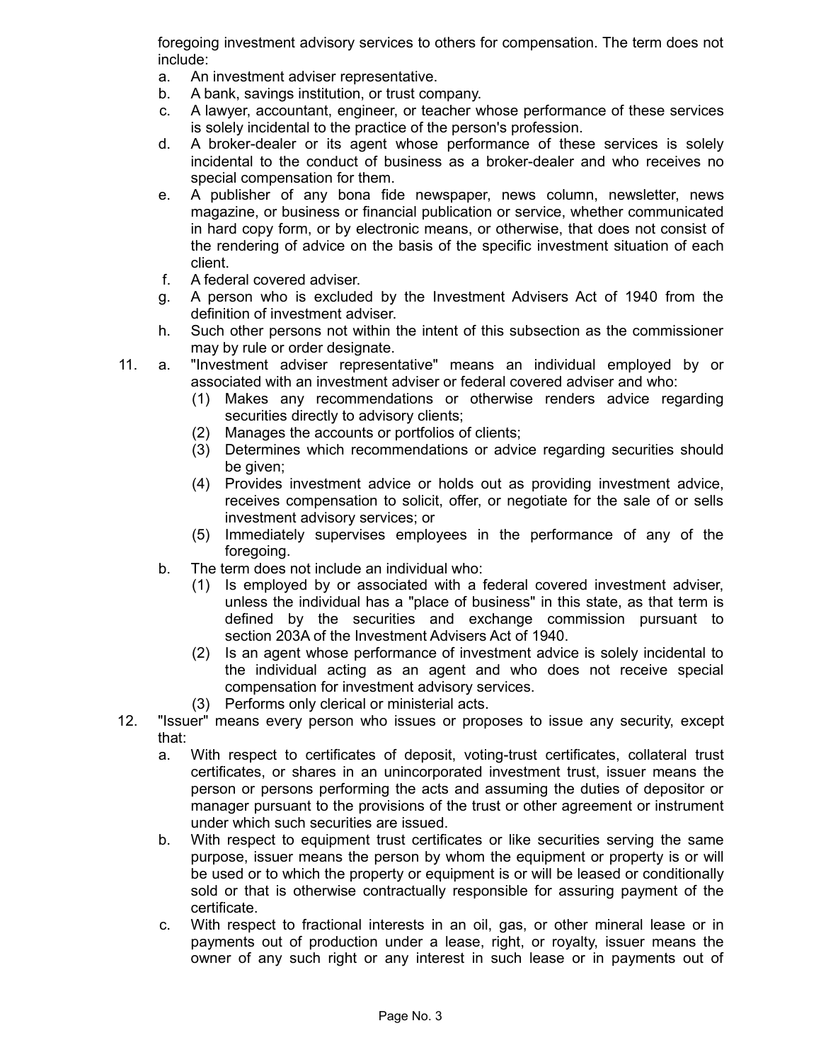foregoing investment advisory services to others for compensation. The term does not include:

a. An investment adviser representative.
b. A bank, savings institution, or trust company.
c. A lawyer, accountant, engineer, or teacher whose performance of these services is solely incidental to the practice of the person's profession.
d. A broker-dealer or its agent whose performance of these services is solely incidental to the conduct of business as a broker-dealer and who receives no special compensation for them.
e. A publisher of any bona fide newspaper, news column, newsletter, news magazine, or business or financial publication or service, whether communicated in hard copy form, or by electronic means, or otherwise, that does not consist of the rendering of advice on the basis of the specific investment situation of each client.
f. A federal covered adviser.
g. A person who is excluded by the Investment Advisers Act of 1940 from the definition of investment adviser.
h. Such other persons not within the intent of this subsection as the commissioner may by rule or order designate.

11. a. "Investment adviser representative" means an individual employed by or associated with an investment adviser or federal covered adviser and who:
   (1) Makes any recommendations or otherwise renders advice regarding securities directly to advisory clients;
   (2) Manages the accounts or portfolios of clients;
   (3) Determines which recommendations or advice regarding securities should be given;
   (4) Provides investment advice or holds out as providing investment advice, receives compensation to solicit, offer, or negotiate for the sale of or sells investment advisory services; or
   (5) Immediately supervises employees in the performance of any of the foregoing.

   b. The term does not include an individual who:
   (1) Is employed by or associated with a federal covered investment adviser, unless the individual has a "place of business" in this state, as that term is defined by the securities and exchange commission pursuant to section 203A of the Investment Advisers Act of 1940.
   (2) Is an agent whose performance of investment advice is solely incidental to the individual acting as an agent and who does not receive special compensation for investment advisory services.
   (3) Performs only clerical or ministerial acts.

12. "Issuer" means every person who issues or proposes to issue any security, except that:
   a. With respect to certificates of deposit, voting-trust certificates, collateral trust certificates, or shares in an unincorporated investment trust, issuer means the person or persons performing the acts and assuming the duties of depositor or manager pursuant to the provisions of the trust or other agreement or instrument under which such securities are issued.
   b. With respect to equipment trust certificates or like securities serving the same purpose, issuer means the person by whom the equipment or property is or will be used or to which the property or equipment is or will be leased or conditionally sold or that is otherwise contractually responsible for assuring payment of the certificate.
   c. With respect to fractional interests in an oil, gas, or other mineral lease or in payments out of production under a lease, right, or royalty, issuer means the owner of any such right or any interest in such lease or in payments out of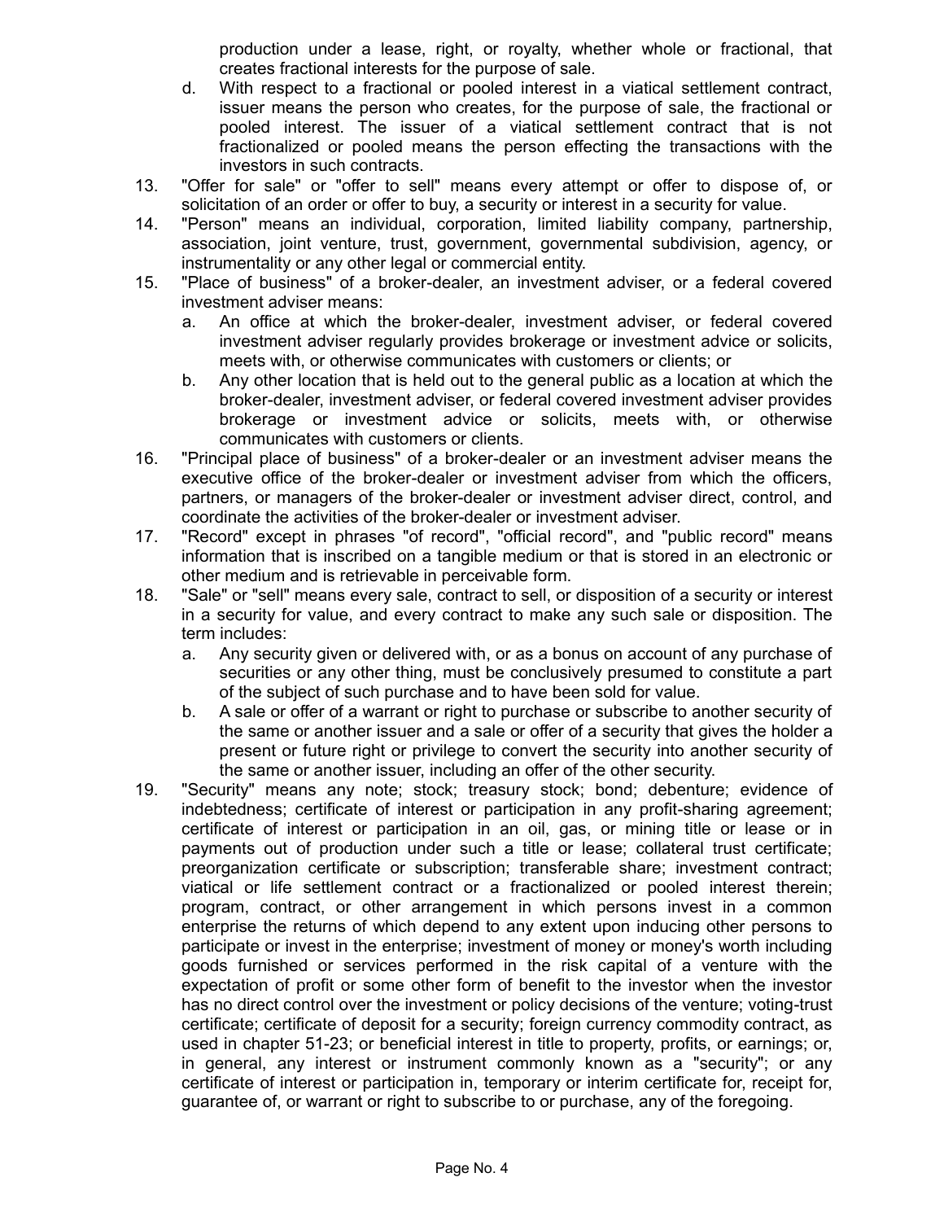production under a lease, right, or royalty, whether whole or fractional, that creates fractional interests for the purpose of sale.

d. With respect to a fractional or pooled interest in a viatical settlement contract, issuer means the person who creates, for the purpose of sale, the fractional or pooled interest. The issuer of a viatical settlement contract that is not fractionalized or pooled means the person effecting the transactions with the investors in such contracts.

13. "Offer for sale" or "offer to sell" means every attempt or offer to dispose of, or solicitation of an order or offer to buy, a security or interest in a security for value.

14. "Person" means an individual, corporation, limited liability company, partnership, association, joint venture, trust, government, governmental subdivision, agency, or instrumentality or any other legal or commercial entity.

15. "Place of business" of a broker-dealer, an investment adviser, or a federal covered investment adviser means:
    a. An office at which the broker-dealer, investment adviser, or federal covered investment adviser regularly provides brokerage or investment advice or solicits, meets with, or otherwise communicates with customers or clients; or
    b. Any other location that is held out to the general public as a location at which the broker-dealer, investment adviser, or federal covered investment adviser provides brokerage or investment advice or solicits, meets with, or otherwise communicates with customers or clients.

16. "Principal place of business" of a broker-dealer or an investment adviser means the executive office of the broker-dealer or investment adviser from which the officers, partners, or managers of the broker-dealer or investment adviser direct, control, and coordinate the activities of the broker-dealer or investment adviser.

17. "Record" except in phrases "of record", "official record", and "public record" means information that is inscribed on a tangible medium or that is stored in an electronic or other medium and is retrievable in perceivable form.

18. "Sale" or "sell" means every sale, contract to sell, or disposition of a security or interest in a security for value, and every contract to make any such sale or disposition. The term includes:
    a. Any security given or delivered with, or as a bonus on account of any purchase of securities or any other thing, must be conclusively presumed to constitute a part of the subject of such purchase and to have been sold for value.
    b. A sale or offer of a warrant or right to purchase or subscribe to another security of the same or another issuer and a sale or offer of a security that gives the holder a present or future right or privilege to convert the security into another security of the same or another issuer, including an offer of the other security.

19. "Security" means any note; stock; treasury stock; bond; debenture; evidence of indebtedness; certificate of interest or participation in any profit-sharing agreement; certificate of interest or participation in an oil, gas, or mining title or lease or in payments out of production under such a title or lease; collateral trust certificate; preorganization certificate or subscription; transferable share; investment contract; viatical or life settlement contract or a fractionalized or pooled interest therein; program, contract, or other arrangement in which persons invest in a common enterprise the returns of which depend to any extent upon inducing other persons to participate or invest in the enterprise; investment of money or money's worth including goods furnished or services performed in the risk capital of a venture with the expectation of profit or some other form of benefit to the investor when the investor has no direct control over the investment or policy decisions of the venture; voting-trust certificate; certificate of deposit for a security; foreign currency commodity contract, as used in chapter 51-23; or beneficial interest in title to property, profits, or earnings; or, in general, any interest or instrument commonly known as a "security"; or any certificate of interest or participation in, temporary or interim certificate for, receipt for, guarantee of, or warrant or right to subscribe to or purchase, any of the foregoing.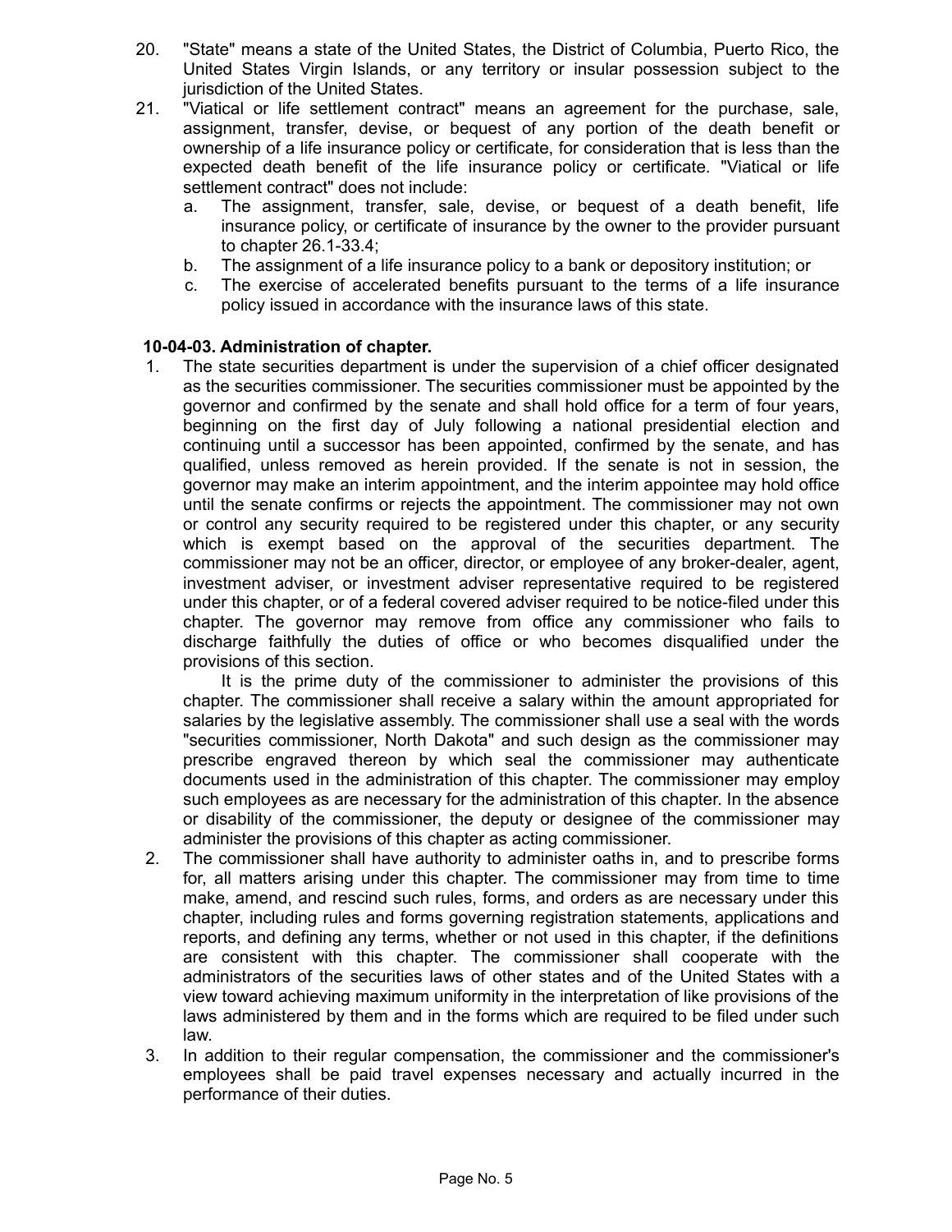20. "State" means a state of the United States, the District of Columbia, Puerto Rico, the United States Virgin Islands, or any territory or insular possession subject to the jurisdiction of the United States.
21. "Viatical or life settlement contract" means an agreement for the purchase, sale, assignment, transfer, devise, or bequest of any portion of the death benefit or ownership of a life insurance policy or certificate, for consideration that is less than the expected death benefit of the life insurance policy or certificate. "Viatical or life settlement contract" does not include:
    a. The assignment, transfer, sale, devise, or bequest of a death benefit, life insurance policy, or certificate of insurance by the owner to the provider pursuant to chapter 26.1-33.4;
    b. The assignment of a life insurance policy to a bank or depository institution; or
    c. The exercise of accelerated benefits pursuant to the terms of a life insurance policy issued in accordance with the insurance laws of this state.

**10-04-03. Administration of chapter.**

1. The state securities department is under the supervision of a chief officer designated as the securities commissioner. The securities commissioner must be appointed by the governor and confirmed by the senate and shall hold office for a term of four years, beginning on the first day of July following a national presidential election and continuing until a successor has been appointed, confirmed by the senate, and has qualified, unless removed as herein provided. If the senate is not in session, the governor may make an interim appointment, and the interim appointee may hold office until the senate confirms or rejects the appointment. The commissioner may not own or control any security required to be registered under this chapter, or any security which is exempt based on the approval of the securities department. The commissioner may not be an officer, director, or employee of any broker-dealer, agent, investment adviser, or investment adviser representative required to be registered under this chapter, or of a federal covered adviser required to be notice-filed under this chapter. The governor may remove from office any commissioner who fails to discharge faithfully the duties of office or who becomes disqualified under the provisions of this section.

   It is the prime duty of the commissioner to administer the provisions of this chapter. The commissioner shall receive a salary within the amount appropriated for salaries by the legislative assembly. The commissioner shall use a seal with the words "securities commissioner, North Dakota" and such design as the commissioner may prescribe engraved thereon by which seal the commissioner may authenticate documents used in the administration of this chapter. The commissioner may employ such employees as are necessary for the administration of this chapter. In the absence or disability of the commissioner, the deputy or designee of the commissioner may administer the provisions of this chapter as acting commissioner.
2. The commissioner shall have authority to administer oaths in, and to prescribe forms for, all matters arising under this chapter. The commissioner may from time to time make, amend, and rescind such rules, forms, and orders as are necessary under this chapter, including rules and forms governing registration statements, applications and reports, and defining any terms, whether or not used in this chapter, if the definitions are consistent with this chapter. The commissioner shall cooperate with the administrators of the securities laws of other states and of the United States with a view toward achieving maximum uniformity in the interpretation of like provisions of the laws administered by them and in the forms which are required to be filed under such law.
3. In addition to their regular compensation, the commissioner and the commissioner's employees shall be paid travel expenses necessary and actually incurred in the performance of their duties.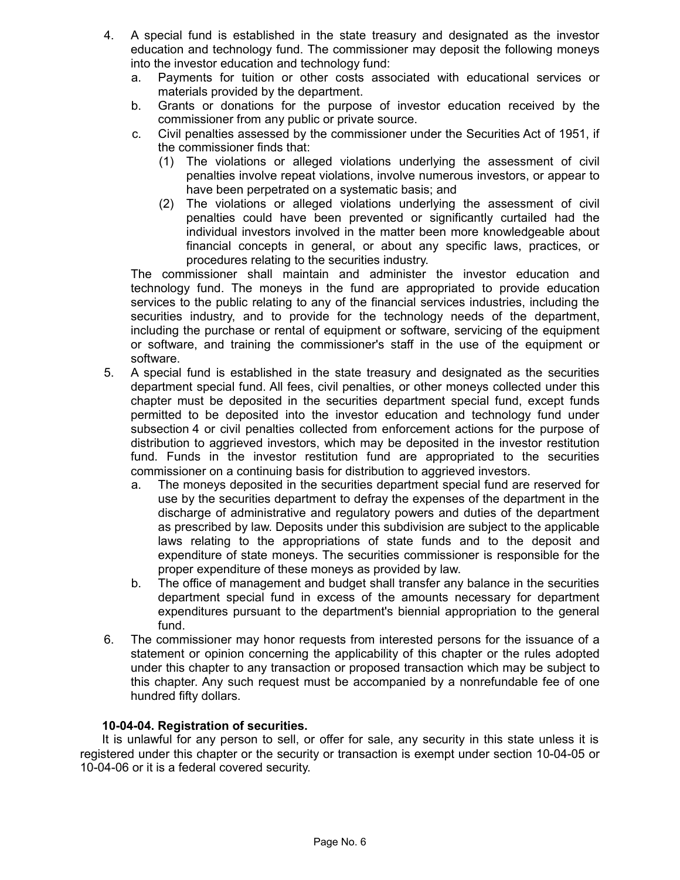4. A special fund is established in the state treasury and designated as the investor education and technology fund. The commissioner may deposit the following moneys into the investor education and technology fund:
   a. Payments for tuition or other costs associated with educational services or materials provided by the department.
   b. Grants or donations for the purpose of investor education received by the commissioner from any public or private source.
   c. Civil penalties assessed by the commissioner under the Securities Act of 1951, if the commissioner finds that:
      (1) The violations or alleged violations underlying the assessment of civil penalties involve repeat violations, involve numerous investors, or appear to have been perpetrated on a systematic basis; and
      (2) The violations or alleged violations underlying the assessment of civil penalties could have been prevented or significantly curtailed had the individual investors involved in the matter been more knowledgeable about financial concepts in general, or about any specific laws, practices, or procedures relating to the securities industry.

   The commissioner shall maintain and administer the investor education and technology fund. The moneys in the fund are appropriated to provide education services to the public relating to any of the financial services industries, including the securities industry, and to provide for the technology needs of the department, including the purchase or rental of equipment or software, servicing of the equipment or software, and training the commissioner's staff in the use of the equipment or software.
5. A special fund is established in the state treasury and designated as the securities department special fund. All fees, civil penalties, or other moneys collected under this chapter must be deposited in the securities department special fund, except funds permitted to be deposited into the investor education and technology fund under subsection 4 or civil penalties collected from enforcement actions for the purpose of distribution to aggrieved investors, which may be deposited in the investor restitution fund. Funds in the investor restitution fund are appropriated to the securities commissioner on a continuing basis for distribution to aggrieved investors.
   a. The moneys deposited in the securities department special fund are reserved for use by the securities department to defray the expenses of the department in the discharge of administrative and regulatory powers and duties of the department as prescribed by law. Deposits under this subdivision are subject to the applicable laws relating to the appropriations of state funds and to the deposit and expenditure of state moneys. The securities commissioner is responsible for the proper expenditure of these moneys as provided by law.
   b. The office of management and budget shall transfer any balance in the securities department special fund in excess of the amounts necessary for department expenditures pursuant to the department's biennial appropriation to the general fund.
6. The commissioner may honor requests from interested persons for the issuance of a statement or opinion concerning the applicability of this chapter or the rules adopted under this chapter to any transaction or proposed transaction which may be subject to this chapter. Any such request must be accompanied by a nonrefundable fee of one hundred fifty dollars.

**10-04-04. Registration of securities.**

It is unlawful for any person to sell, or offer for sale, any security in this state unless it is registered under this chapter or the security or transaction is exempt under section 10-04-05 or 10-04-06 or it is a federal covered security.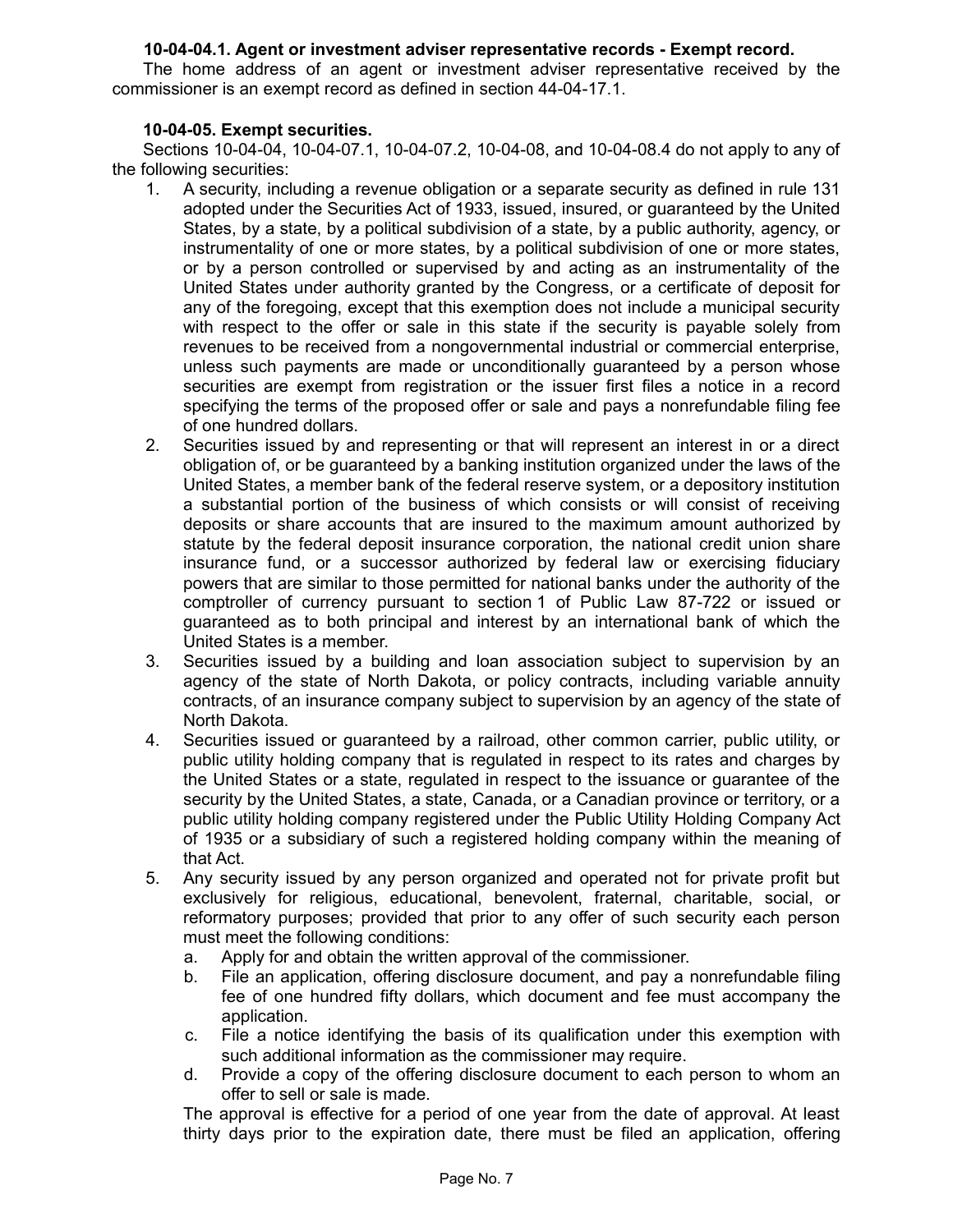**10-04-04.1. Agent or investment adviser representative records - Exempt record.**

The home address of an agent or investment adviser representative received by the commissioner is an exempt record as defined in section 44-04-17.1.

**10-04-05. Exempt securities.**

Sections 10-04-04, 10-04-07.1, 10-04-07.2, 10-04-08, and 10-04-08.4 do not apply to any of the following securities:

1. A security, including a revenue obligation or a separate security as defined in rule 131 adopted under the Securities Act of 1933, issued, insured, or guaranteed by the United States, by a state, by a political subdivision of a state, by a public authority, agency, or instrumentality of one or more states, by a political subdivision of one or more states, or by a person controlled or supervised by and acting as an instrumentality of the United States under authority granted by the Congress, or a certificate of deposit for any of the foregoing, except that this exemption does not include a municipal security with respect to the offer or sale in this state if the security is payable solely from revenues to be received from a nongovernmental industrial or commercial enterprise, unless such payments are made or unconditionally guaranteed by a person whose securities are exempt from registration or the issuer first files a notice in a record specifying the terms of the proposed offer or sale and pays a nonrefundable filing fee of one hundred dollars.
2. Securities issued by and representing or that will represent an interest in or a direct obligation of, or be guaranteed by a banking institution organized under the laws of the United States, a member bank of the federal reserve system, or a depository institution a substantial portion of the business of which consists or will consist of receiving deposits or share accounts that are insured to the maximum amount authorized by statute by the federal deposit insurance corporation, the national credit union share insurance fund, or a successor authorized by federal law or exercising fiduciary powers that are similar to those permitted for national banks under the authority of the comptroller of currency pursuant to section 1 of Public Law 87-722 or issued or guaranteed as to both principal and interest by an international bank of which the United States is a member.
3. Securities issued by a building and loan association subject to supervision by an agency of the state of North Dakota, or policy contracts, including variable annuity contracts, of an insurance company subject to supervision by an agency of the state of North Dakota.
4. Securities issued or guaranteed by a railroad, other common carrier, public utility, or public utility holding company that is regulated in respect to its rates and charges by the United States or a state, regulated in respect to the issuance or guarantee of the security by the United States, a state, Canada, or a Canadian province or territory, or a public utility holding company registered under the Public Utility Holding Company Act of 1935 or a subsidiary of such a registered holding company within the meaning of that Act.
5. Any security issued by any person organized and operated not for private profit but exclusively for religious, educational, benevolent, fraternal, charitable, social, or reformatory purposes; provided that prior to any offer of such security each person must meet the following conditions:
   a. Apply for and obtain the written approval of the commissioner.
   b. File an application, offering disclosure document, and pay a nonrefundable filing fee of one hundred fifty dollars, which document and fee must accompany the application.
   c. File a notice identifying the basis of its qualification under this exemption with such additional information as the commissioner may require.
   d. Provide a copy of the offering disclosure document to each person to whom an offer to sell or sale is made.

   The approval is effective for a period of one year from the date of approval. At least thirty days prior to the expiration date, there must be filed an application, offering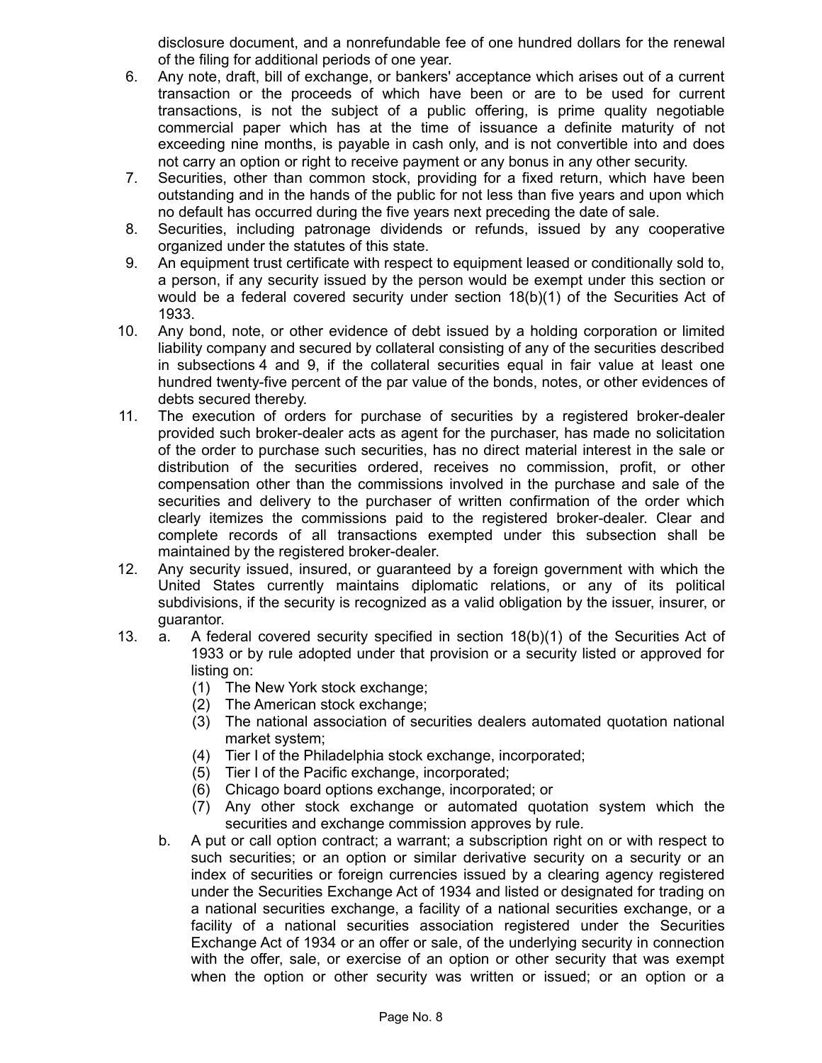disclosure document, and a nonrefundable fee of one hundred dollars for the renewal of the filing for additional periods of one year.

6. Any note, draft, bill of exchange, or bankers' acceptance which arises out of a current transaction or the proceeds of which have been or are to be used for current transactions, is not the subject of a public offering, is prime quality negotiable commercial paper which has at the time of issuance a definite maturity of not exceeding nine months, is payable in cash only, and is not convertible into and does not carry an option or right to receive payment or any bonus in any other security.
7. Securities, other than common stock, providing for a fixed return, which have been outstanding and in the hands of the public for not less than five years and upon which no default has occurred during the five years next preceding the date of sale.
8. Securities, including patronage dividends or refunds, issued by any cooperative organized under the statutes of this state.
9. An equipment trust certificate with respect to equipment leased or conditionally sold to, a person, if any security issued by the person would be exempt under this section or would be a federal covered security under section 18(b)(1) of the Securities Act of 1933.
10. Any bond, note, or other evidence of debt issued by a holding corporation or limited liability company and secured by collateral consisting of any of the securities described in subsections 4 and 9, if the collateral securities equal in fair value at least one hundred twenty-five percent of the par value of the bonds, notes, or other evidences of debts secured thereby.
11. The execution of orders for purchase of securities by a registered broker-dealer provided such broker-dealer acts as agent for the purchaser, has made no solicitation of the order to purchase such securities, has no direct material interest in the sale or distribution of the securities ordered, receives no commission, profit, or other compensation other than the commissions involved in the purchase and sale of the securities and delivery to the purchaser of written confirmation of the order which clearly itemizes the commissions paid to the registered broker-dealer. Clear and complete records of all transactions exempted under this subsection shall be maintained by the registered broker-dealer.
12. Any security issued, insured, or guaranteed by a foreign government with which the United States currently maintains diplomatic relations, or any of its political subdivisions, if the security is recognized as a valid obligation by the issuer, insurer, or guarantor.
13. a. A federal covered security specified in section 18(b)(1) of the Securities Act of 1933 or by rule adopted under that provision or a security listed or approved for listing on:
       (1) The New York stock exchange;
       (2) The American stock exchange;
       (3) The national association of securities dealers automated quotation national market system;
       (4) Tier I of the Philadelphia stock exchange, incorporated;
       (5) Tier I of the Pacific exchange, incorporated;
       (6) Chicago board options exchange, incorporated; or
       (7) Any other stock exchange or automated quotation system which the securities and exchange commission approves by rule.
    b. A put or call option contract; a warrant; a subscription right on or with respect to such securities; or an option or similar derivative security on a security or an index of securities or foreign currencies issued by a clearing agency registered under the Securities Exchange Act of 1934 and listed or designated for trading on a national securities exchange, a facility of a national securities exchange, or a facility of a national securities association registered under the Securities Exchange Act of 1934 or an offer or sale, of the underlying security in connection with the offer, sale, or exercise of an option or other security that was exempt when the option or other security was written or issued; or an option or a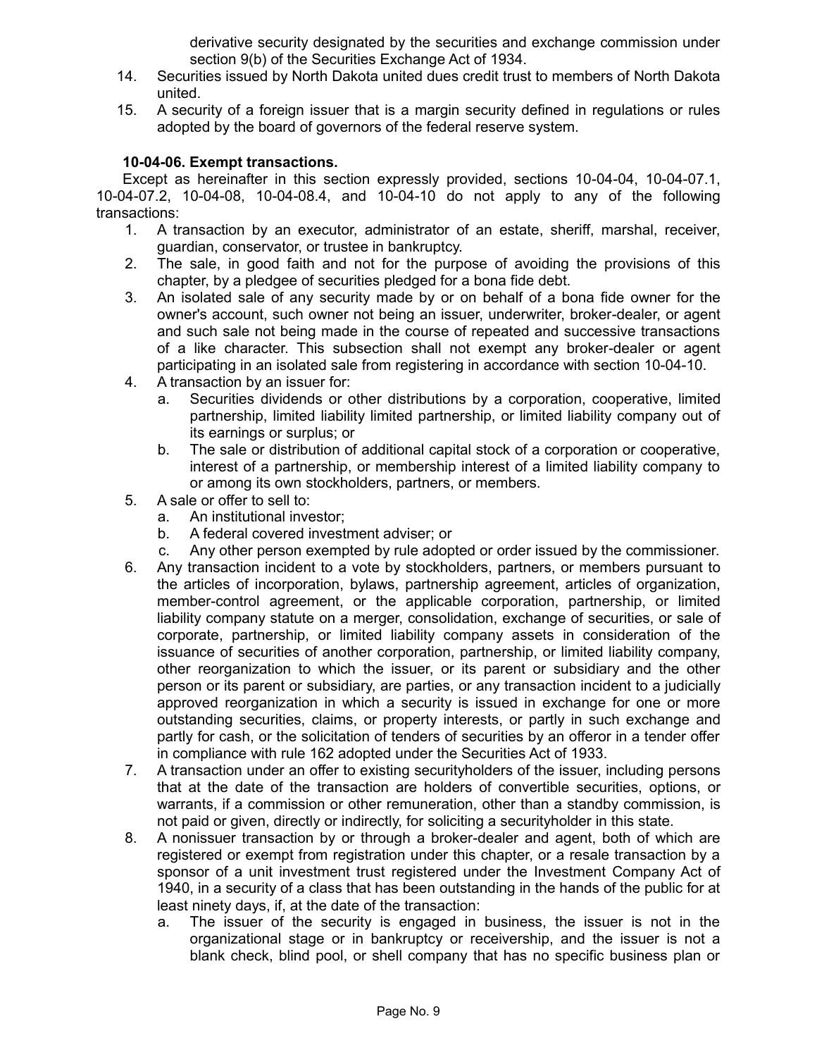derivative security designated by the securities and exchange commission under section 9(b) of the Securities Exchange Act of 1934.

14. Securities issued by North Dakota united dues credit trust to members of North Dakota united.
15. A security of a foreign issuer that is a margin security defined in regulations or rules adopted by the board of governors of the federal reserve system.

**10-04-06. Exempt transactions.**

Except as hereinafter in this section expressly provided, sections 10-04-04, 10-04-07.1, 10-04-07.2, 10-04-08, 10-04-08.4, and 10-04-10 do not apply to any of the following transactions:

1. A transaction by an executor, administrator of an estate, sheriff, marshal, receiver, guardian, conservator, or trustee in bankruptcy.
2. The sale, in good faith and not for the purpose of avoiding the provisions of this chapter, by a pledgee of securities pledged for a bona fide debt.
3. An isolated sale of any security made by or on behalf of a bona fide owner for the owner's account, such owner not being an issuer, underwriter, broker-dealer, or agent and such sale not being made in the course of repeated and successive transactions of a like character. This subsection shall not exempt any broker-dealer or agent participating in an isolated sale from registering in accordance with section 10-04-10.
4. A transaction by an issuer for:
   a. Securities dividends or other distributions by a corporation, cooperative, limited partnership, limited liability limited partnership, or limited liability company out of its earnings or surplus; or
   b. The sale or distribution of additional capital stock of a corporation or cooperative, interest of a partnership, or membership interest of a limited liability company to or among its own stockholders, partners, or members.
5. A sale or offer to sell to:
   a. An institutional investor;
   b. A federal covered investment adviser; or
   c. Any other person exempted by rule adopted or order issued by the commissioner.
6. Any transaction incident to a vote by stockholders, partners, or members pursuant to the articles of incorporation, bylaws, partnership agreement, articles of organization, member-control agreement, or the applicable corporation, partnership, or limited liability company statute on a merger, consolidation, exchange of securities, or sale of corporate, partnership, or limited liability company assets in consideration of the issuance of securities of another corporation, partnership, or limited liability company, other reorganization to which the issuer, or its parent or subsidiary and the other person or its parent or subsidiary, are parties, or any transaction incident to a judicially approved reorganization in which a security is issued in exchange for one or more outstanding securities, claims, or property interests, or partly in such exchange and partly for cash, or the solicitation of tenders of securities by an offeror in a tender offer in compliance with rule 162 adopted under the Securities Act of 1933.
7. A transaction under an offer to existing securityholders of the issuer, including persons that at the date of the transaction are holders of convertible securities, options, or warrants, if a commission or other remuneration, other than a standby commission, is not paid or given, directly or indirectly, for soliciting a securityholder in this state.
8. A nonissuer transaction by or through a broker-dealer and agent, both of which are registered or exempt from registration under this chapter, or a resale transaction by a sponsor of a unit investment trust registered under the Investment Company Act of 1940, in a security of a class that has been outstanding in the hands of the public for at least ninety days, if, at the date of the transaction:
   a. The issuer of the security is engaged in business, the issuer is not in the organizational stage or in bankruptcy or receivership, and the issuer is not a blank check, blind pool, or shell company that has no specific business plan or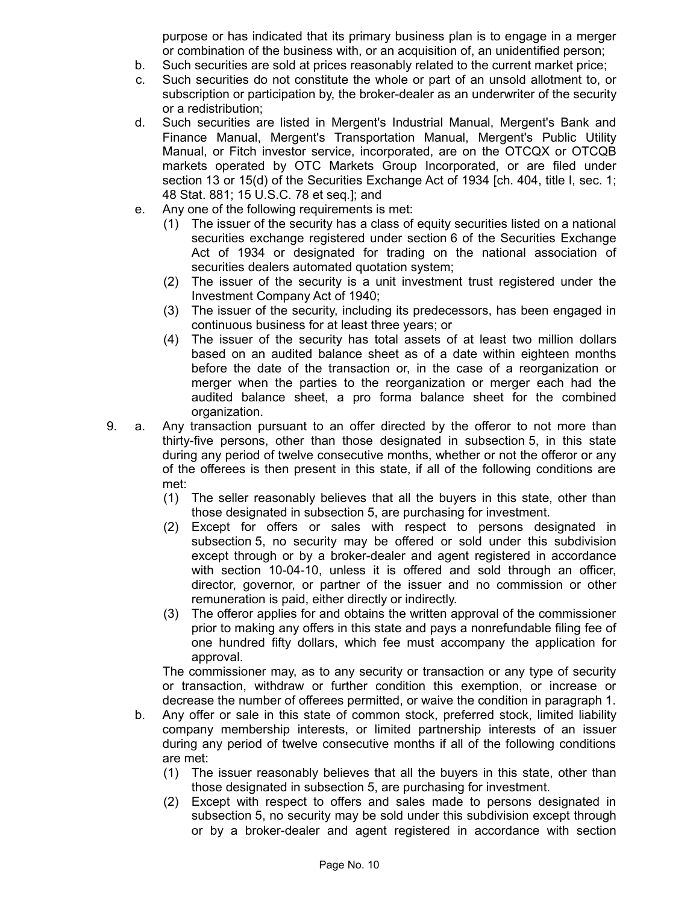purpose or has indicated that its primary business plan is to engage in a merger or combination of the business with, or an acquisition of, an unidentified person;

b. Such securities are sold at prices reasonably related to the current market price;

c. Such securities do not constitute the whole or part of an unsold allotment to, or subscription or participation by, the broker-dealer as an underwriter of the security or a redistribution;

d. Such securities are listed in Mergent's Industrial Manual, Mergent's Bank and Finance Manual, Mergent's Transportation Manual, Mergent's Public Utility Manual, or Fitch investor service, incorporated, are on the OTCQX or OTCQB markets operated by OTC Markets Group Incorporated, or are filed under section 13 or 15(d) of the Securities Exchange Act of 1934 [ch. 404, title I, sec. 1; 48 Stat. 881; 15 U.S.C. 78 et seq.]; and

e. Any one of the following requirements is met:

(1) The issuer of the security has a class of equity securities listed on a national securities exchange registered under section 6 of the Securities Exchange Act of 1934 or designated for trading on the national association of securities dealers automated quotation system;

(2) The issuer of the security is a unit investment trust registered under the Investment Company Act of 1940;

(3) The issuer of the security, including its predecessors, has been engaged in continuous business for at least three years; or

(4) The issuer of the security has total assets of at least two million dollars based on an audited balance sheet as of a date within eighteen months before the date of the transaction or, in the case of a reorganization or merger when the parties to the reorganization or merger each had the audited balance sheet, a pro forma balance sheet for the combined organization.

9. a. Any transaction pursuant to an offer directed by the offeror to not more than thirty-five persons, other than those designated in subsection 5, in this state during any period of twelve consecutive months, whether or not the offeror or any of the offerees is then present in this state, if all of the following conditions are met:

(1) The seller reasonably believes that all the buyers in this state, other than those designated in subsection 5, are purchasing for investment.

(2) Except for offers or sales with respect to persons designated in subsection 5, no security may be offered or sold under this subdivision except through or by a broker-dealer and agent registered in accordance with section 10-04-10, unless it is offered and sold through an officer, director, governor, or partner of the issuer and no commission or other remuneration is paid, either directly or indirectly.

(3) The offeror applies for and obtains the written approval of the commissioner prior to making any offers in this state and pays a nonrefundable filing fee of one hundred fifty dollars, which fee must accompany the application for approval.

The commissioner may, as to any security or transaction or any type of security or transaction, withdraw or further condition this exemption, or increase or decrease the number of offerees permitted, or waive the condition in paragraph 1.

b. Any offer or sale in this state of common stock, preferred stock, limited liability company membership interests, or limited partnership interests of an issuer during any period of twelve consecutive months if all of the following conditions are met:

(1) The issuer reasonably believes that all the buyers in this state, other than those designated in subsection 5, are purchasing for investment.

(2) Except with respect to offers and sales made to persons designated in subsection 5, no security may be sold under this subdivision except through or by a broker-dealer and agent registered in accordance with section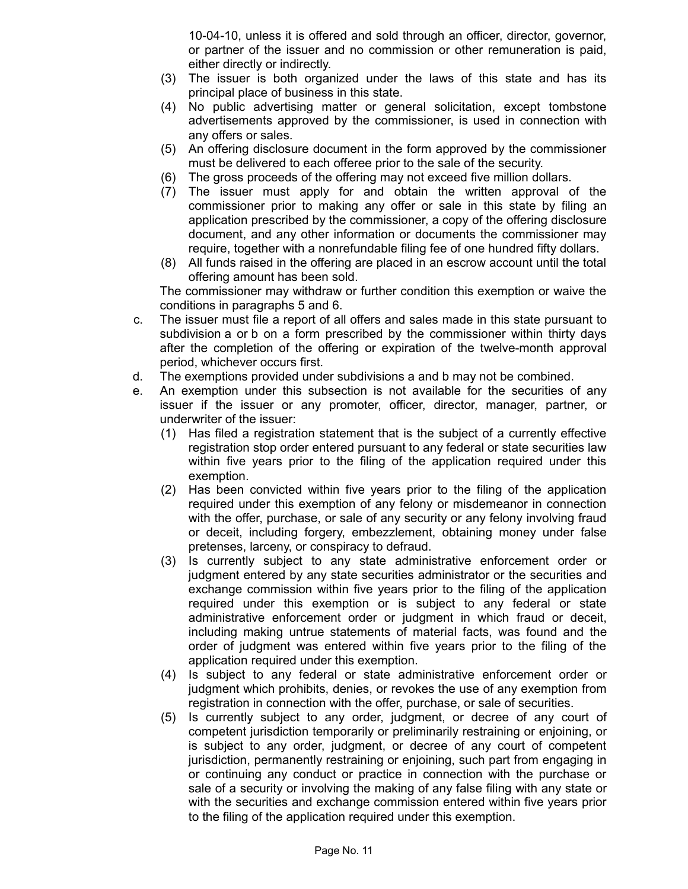10-04-10, unless it is offered and sold through an officer, director, governor, or partner of the issuer and no commission or other remuneration is paid, either directly or indirectly.

(3) The issuer is both organized under the laws of this state and has its principal place of business in this state.

(4) No public advertising matter or general solicitation, except tombstone advertisements approved by the commissioner, is used in connection with any offers or sales.

(5) An offering disclosure document in the form approved by the commissioner must be delivered to each offeree prior to the sale of the security.

(6) The gross proceeds of the offering may not exceed five million dollars.

(7) The issuer must apply for and obtain the written approval of the commissioner prior to making any offer or sale in this state by filing an application prescribed by the commissioner, a copy of the offering disclosure document, and any other information or documents the commissioner may require, together with a nonrefundable filing fee of one hundred fifty dollars.

(8) All funds raised in the offering are placed in an escrow account until the total offering amount has been sold.

The commissioner may withdraw or further condition this exemption or waive the conditions in paragraphs 5 and 6.

c. The issuer must file a report of all offers and sales made in this state pursuant to subdivision a or b on a form prescribed by the commissioner within thirty days after the completion of the offering or expiration of the twelve-month approval period, whichever occurs first.

d. The exemptions provided under subdivisions a and b may not be combined.

e. An exemption under this subsection is not available for the securities of any issuer if the issuer or any promoter, officer, director, manager, partner, or underwriter of the issuer:

(1) Has filed a registration statement that is the subject of a currently effective registration stop order entered pursuant to any federal or state securities law within five years prior to the filing of the application required under this exemption.

(2) Has been convicted within five years prior to the filing of the application required under this exemption of any felony or misdemeanor in connection with the offer, purchase, or sale of any security or any felony involving fraud or deceit, including forgery, embezzlement, obtaining money under false pretenses, larceny, or conspiracy to defraud.

(3) Is currently subject to any state administrative enforcement order or judgment entered by any state securities administrator or the securities and exchange commission within five years prior to the filing of the application required under this exemption or is subject to any federal or state administrative enforcement order or judgment in which fraud or deceit, including making untrue statements of material facts, was found and the order of judgment was entered within five years prior to the filing of the application required under this exemption.

(4) Is subject to any federal or state administrative enforcement order or judgment which prohibits, denies, or revokes the use of any exemption from registration in connection with the offer, purchase, or sale of securities.

(5) Is currently subject to any order, judgment, or decree of any court of competent jurisdiction temporarily or preliminarily restraining or enjoining, or is subject to any order, judgment, or decree of any court of competent jurisdiction, permanently restraining or enjoining, such part from engaging in or continuing any conduct or practice in connection with the purchase or sale of a security or involving the making of any false filing with any state or with the securities and exchange commission entered within five years prior to the filing of the application required under this exemption.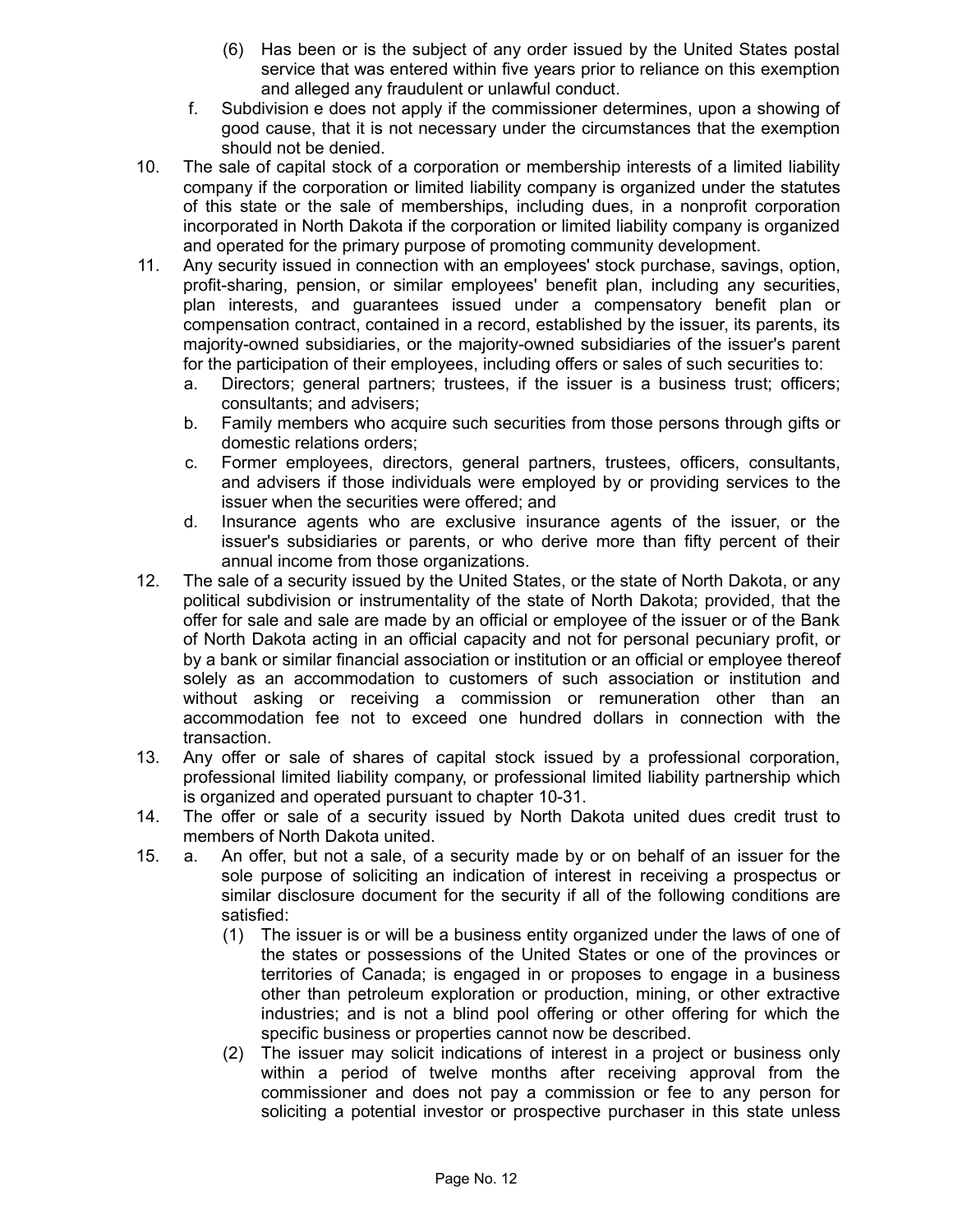(6) Has been or is the subject of any order issued by the United States postal service that was entered within five years prior to reliance on this exemption and alleged any fraudulent or unlawful conduct.

  f. Subdivision e does not apply if the commissioner determines, upon a showing of good cause, that it is not necessary under the circumstances that the exemption should not be denied.

10. The sale of capital stock of a corporation or membership interests of a limited liability company if the corporation or limited liability company is organized under the statutes of this state or the sale of memberships, including dues, in a nonprofit corporation incorporated in North Dakota if the corporation or limited liability company is organized and operated for the primary purpose of promoting community development.

11. Any security issued in connection with an employees' stock purchase, savings, option, profit-sharing, pension, or similar employees' benefit plan, including any securities, plan interests, and guarantees issued under a compensatory benefit plan or compensation contract, contained in a record, established by the issuer, its parents, its majority-owned subsidiaries, or the majority-owned subsidiaries of the issuer's parent for the participation of their employees, including offers or sales of such securities to:

  a. Directors; general partners; trustees, if the issuer is a business trust; officers; consultants; and advisers;

  b. Family members who acquire such securities from those persons through gifts or domestic relations orders;

  c. Former employees, directors, general partners, trustees, officers, consultants, and advisers if those individuals were employed by or providing services to the issuer when the securities were offered; and

  d. Insurance agents who are exclusive insurance agents of the issuer, or the issuer's subsidiaries or parents, or who derive more than fifty percent of their annual income from those organizations.

12. The sale of a security issued by the United States, or the state of North Dakota, or any political subdivision or instrumentality of the state of North Dakota; provided, that the offer for sale and sale are made by an official or employee of the issuer or of the Bank of North Dakota acting in an official capacity and not for personal pecuniary profit, or by a bank or similar financial association or institution or an official or employee thereof solely as an accommodation to customers of such association or institution and without asking or receiving a commission or remuneration other than an accommodation fee not to exceed one hundred dollars in connection with the transaction.

13. Any offer or sale of shares of capital stock issued by a professional corporation, professional limited liability company, or professional limited liability partnership which is organized and operated pursuant to chapter 10-31.

14. The offer or sale of a security issued by North Dakota united dues credit trust to members of North Dakota united.

15. a. An offer, but not a sale, of a security made by or on behalf of an issuer for the sole purpose of soliciting an indication of interest in receiving a prospectus or similar disclosure document for the security if all of the following conditions are satisfied:

    (1) The issuer is or will be a business entity organized under the laws of one of the states or possessions of the United States or one of the provinces or territories of Canada; is engaged in or proposes to engage in a business other than petroleum exploration or production, mining, or other extractive industries; and is not a blind pool offering or other offering for which the specific business or properties cannot now be described.

    (2) The issuer may solicit indications of interest in a project or business only within a period of twelve months after receiving approval from the commissioner and does not pay a commission or fee to any person for soliciting a potential investor or prospective purchaser in this state unless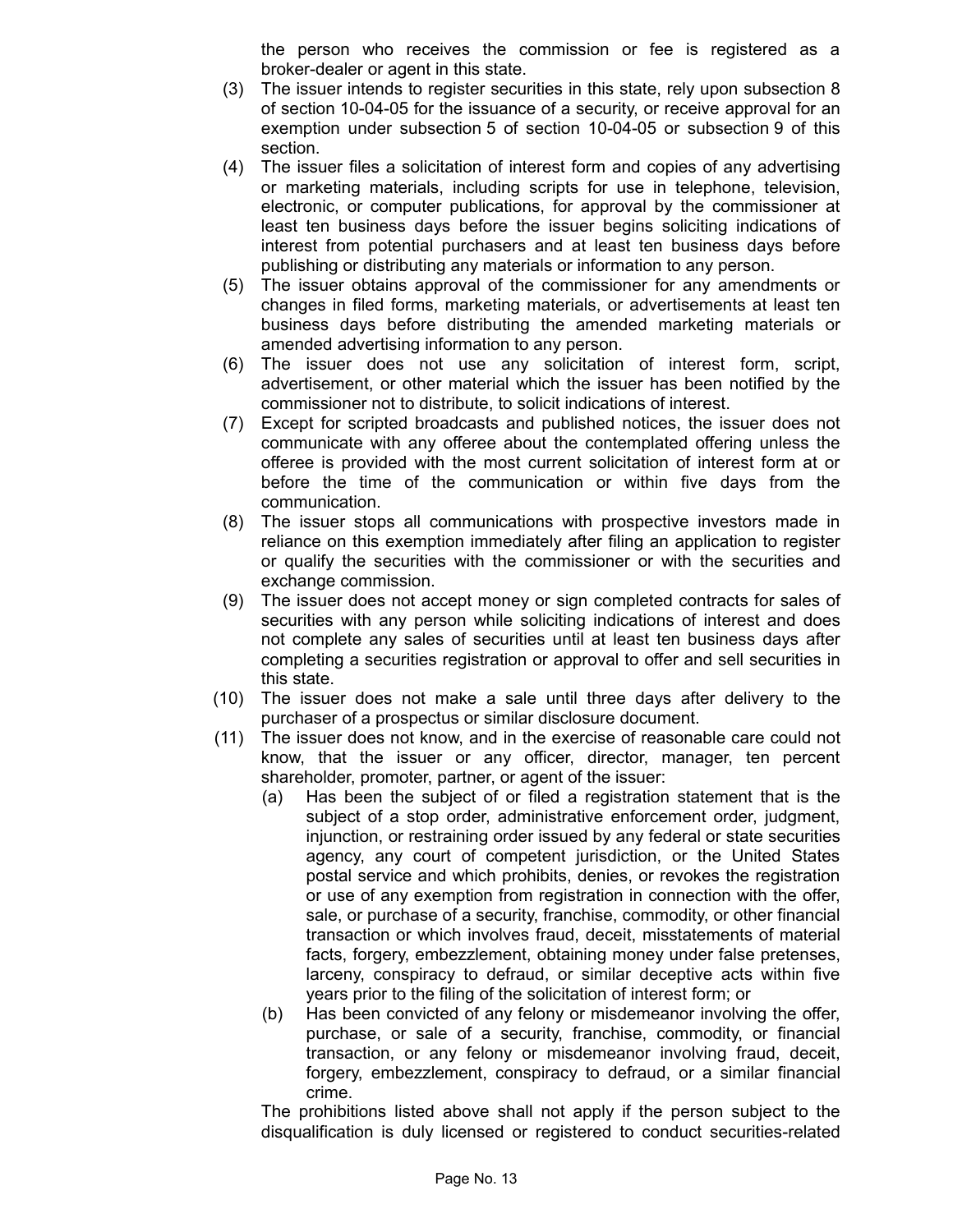the person who receives the commission or fee is registered as a broker-dealer or agent in this state.

(3) The issuer intends to register securities in this state, rely upon subsection 8 of section 10-04-05 for the issuance of a security, or receive approval for an exemption under subsection 5 of section 10-04-05 or subsection 9 of this section.

(4) The issuer files a solicitation of interest form and copies of any advertising or marketing materials, including scripts for use in telephone, television, electronic, or computer publications, for approval by the commissioner at least ten business days before the issuer begins soliciting indications of interest from potential purchasers and at least ten business days before publishing or distributing any materials or information to any person.

(5) The issuer obtains approval of the commissioner for any amendments or changes in filed forms, marketing materials, or advertisements at least ten business days before distributing the amended marketing materials or amended advertising information to any person.

(6) The issuer does not use any solicitation of interest form, script, advertisement, or other material which the issuer has been notified by the commissioner not to distribute, to solicit indications of interest.

(7) Except for scripted broadcasts and published notices, the issuer does not communicate with any offeree about the contemplated offering unless the offeree is provided with the most current solicitation of interest form at or before the time of the communication or within five days from the communication.

(8) The issuer stops all communications with prospective investors made in reliance on this exemption immediately after filing an application to register or qualify the securities with the commissioner or with the securities and exchange commission.

(9) The issuer does not accept money or sign completed contracts for sales of securities with any person while soliciting indications of interest and does not complete any sales of securities until at least ten business days after completing a securities registration or approval to offer and sell securities in this state.

(10) The issuer does not make a sale until three days after delivery to the purchaser of a prospectus or similar disclosure document.

(11) The issuer does not know, and in the exercise of reasonable care could not know, that the issuer or any officer, director, manager, ten percent shareholder, promoter, partner, or agent of the issuer:

  (a) Has been the subject of or filed a registration statement that is the subject of a stop order, administrative enforcement order, judgment, injunction, or restraining order issued by any federal or state securities agency, any court of competent jurisdiction, or the United States postal service and which prohibits, denies, or revokes the registration or use of any exemption from registration in connection with the offer, sale, or purchase of a security, franchise, commodity, or other financial transaction or which involves fraud, deceit, misstatements of material facts, forgery, embezzlement, obtaining money under false pretenses, larceny, conspiracy to defraud, or similar deceptive acts within five years prior to the filing of the solicitation of interest form; or

  (b) Has been convicted of any felony or misdemeanor involving the offer, purchase, or sale of a security, franchise, commodity, or financial transaction, or any felony or misdemeanor involving fraud, deceit, forgery, embezzlement, conspiracy to defraud, or a similar financial crime.

The prohibitions listed above shall not apply if the person subject to the disqualification is duly licensed or registered to conduct securities-related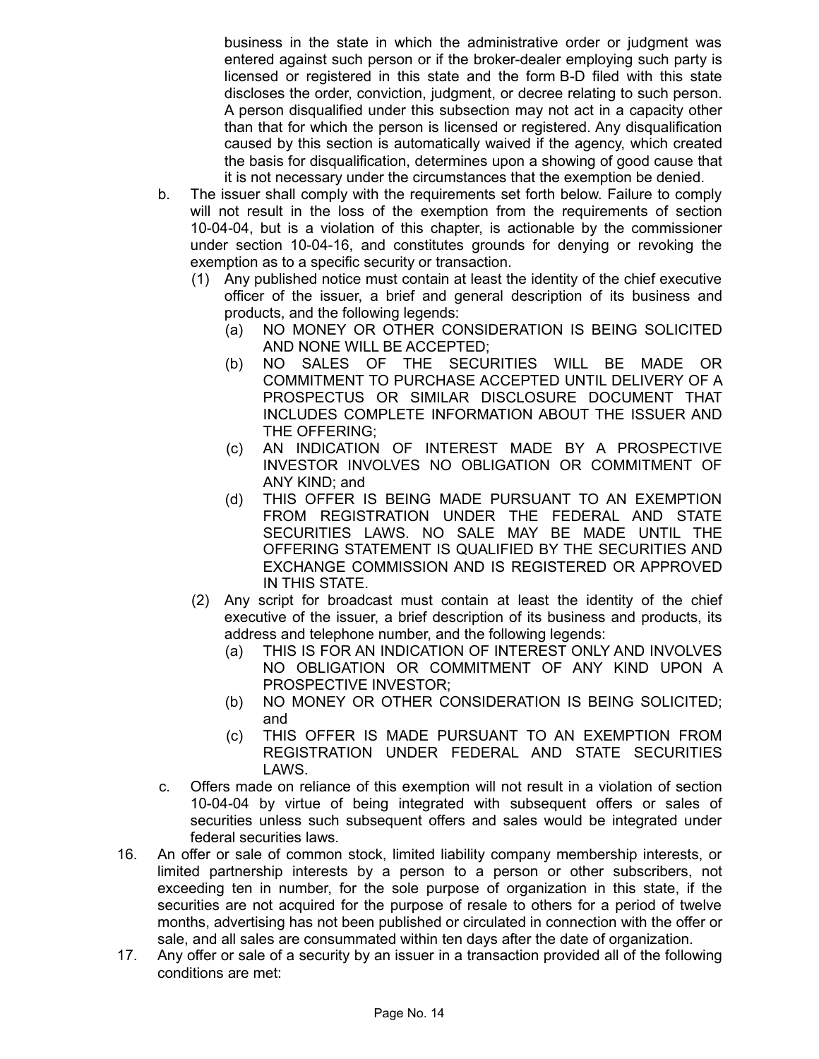business in the state in which the administrative order or judgment was entered against such person or if the broker-dealer employing such party is licensed or registered in this state and the form B-D filed with this state discloses the order, conviction, judgment, or decree relating to such person. A person disqualified under this subsection may not act in a capacity other than that for which the person is licensed or registered. Any disqualification caused by this section is automatically waived if the agency, which created the basis for disqualification, determines upon a showing of good cause that it is not necessary under the circumstances that the exemption be denied.

b. The issuer shall comply with the requirements set forth below. Failure to comply will not result in the loss of the exemption from the requirements of section 10-04-04, but is a violation of this chapter, is actionable by the commissioner under section 10-04-16, and constitutes grounds for denying or revoking the exemption as to a specific security or transaction.

   (1) Any published notice must contain at least the identity of the chief executive officer of the issuer, a brief and general description of its business and products, and the following legends:

      (a) NO MONEY OR OTHER CONSIDERATION IS BEING SOLICITED AND NONE WILL BE ACCEPTED;

      (b) NO SALES OF THE SECURITIES WILL BE MADE OR COMMITMENT TO PURCHASE ACCEPTED UNTIL DELIVERY OF A PROSPECTUS OR SIMILAR DISCLOSURE DOCUMENT THAT INCLUDES COMPLETE INFORMATION ABOUT THE ISSUER AND THE OFFERING;

      (c) AN INDICATION OF INTEREST MADE BY A PROSPECTIVE INVESTOR INVOLVES NO OBLIGATION OR COMMITMENT OF ANY KIND; and

      (d) THIS OFFER IS BEING MADE PURSUANT TO AN EXEMPTION FROM REGISTRATION UNDER THE FEDERAL AND STATE SECURITIES LAWS. NO SALE MAY BE MADE UNTIL THE OFFERING STATEMENT IS QUALIFIED BY THE SECURITIES AND EXCHANGE COMMISSION AND IS REGISTERED OR APPROVED IN THIS STATE.

   (2) Any script for broadcast must contain at least the identity of the chief executive of the issuer, a brief description of its business and products, its address and telephone number, and the following legends:

      (a) THIS IS FOR AN INDICATION OF INTEREST ONLY AND INVOLVES NO OBLIGATION OR COMMITMENT OF ANY KIND UPON A PROSPECTIVE INVESTOR;

      (b) NO MONEY OR OTHER CONSIDERATION IS BEING SOLICITED; and

      (c) THIS OFFER IS MADE PURSUANT TO AN EXEMPTION FROM REGISTRATION UNDER FEDERAL AND STATE SECURITIES LAWS.

c. Offers made on reliance of this exemption will not result in a violation of section 10-04-04 by virtue of being integrated with subsequent offers or sales of securities unless such subsequent offers and sales would be integrated under federal securities laws.

16. An offer or sale of common stock, limited liability company membership interests, or limited partnership interests by a person to a person or other subscribers, not exceeding ten in number, for the sole purpose of organization in this state, if the securities are not acquired for the purpose of resale to others for a period of twelve months, advertising has not been published or circulated in connection with the offer or sale, and all sales are consummated within ten days after the date of organization.

17. Any offer or sale of a security by an issuer in a transaction provided all of the following conditions are met: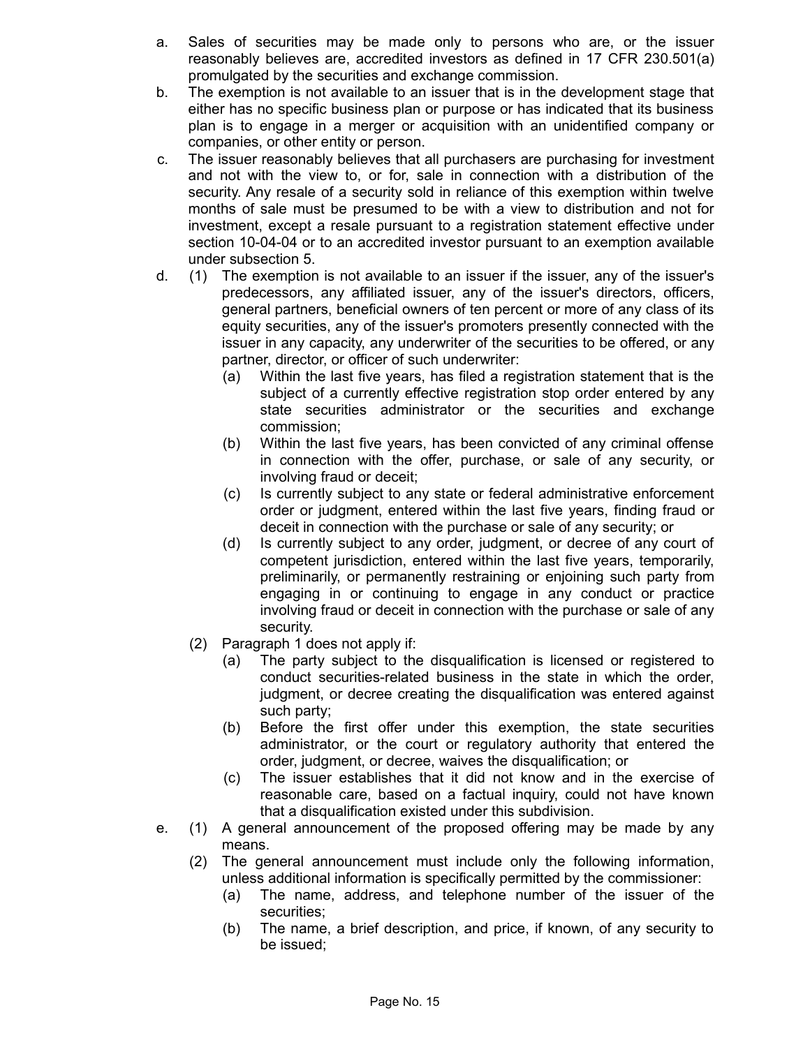a. Sales of securities may be made only to persons who are, or the issuer reasonably believes are, accredited investors as defined in 17 CFR 230.501(a) promulgated by the securities and exchange commission.

b. The exemption is not available to an issuer that is in the development stage that either has no specific business plan or purpose or has indicated that its business plan is to engage in a merger or acquisition with an unidentified company or companies, or other entity or person.

c. The issuer reasonably believes that all purchasers are purchasing for investment and not with the view to, or for, sale in connection with a distribution of the security. Any resale of a security sold in reliance of this exemption within twelve months of sale must be presumed to be with a view to distribution and not for investment, except a resale pursuant to a registration statement effective under section 10-04-04 or to an accredited investor pursuant to an exemption available under subsection 5.

d. (1) The exemption is not available to an issuer if the issuer, any of the issuer's predecessors, any affiliated issuer, any of the issuer's directors, officers, general partners, beneficial owners of ten percent or more of any class of its equity securities, any of the issuer's promoters presently connected with the issuer in any capacity, any underwriter of the securities to be offered, or any partner, director, or officer of such underwriter:

   (a) Within the last five years, has filed a registration statement that is the subject of a currently effective registration stop order entered by any state securities administrator or the securities and exchange commission;

   (b) Within the last five years, has been convicted of any criminal offense in connection with the offer, purchase, or sale of any security, or involving fraud or deceit;

   (c) Is currently subject to any state or federal administrative enforcement order or judgment, entered within the last five years, finding fraud or deceit in connection with the purchase or sale of any security; or

   (d) Is currently subject to any order, judgment, or decree of any court of competent jurisdiction, entered within the last five years, temporarily, preliminarily, or permanently restraining or enjoining such party from engaging in or continuing to engage in any conduct or practice involving fraud or deceit in connection with the purchase or sale of any security.

   (2) Paragraph 1 does not apply if:

   (a) The party subject to the disqualification is licensed or registered to conduct securities-related business in the state in which the order, judgment, or decree creating the disqualification was entered against such party;

   (b) Before the first offer under this exemption, the state securities administrator, or the court or regulatory authority that entered the order, judgment, or decree, waives the disqualification; or

   (c) The issuer establishes that it did not know and in the exercise of reasonable care, based on a factual inquiry, could not have known that a disqualification existed under this subdivision.

e. (1) A general announcement of the proposed offering may be made by any means.

   (2) The general announcement must include only the following information, unless additional information is specifically permitted by the commissioner:

   (a) The name, address, and telephone number of the issuer of the securities;

   (b) The name, a brief description, and price, if known, of any security to be issued;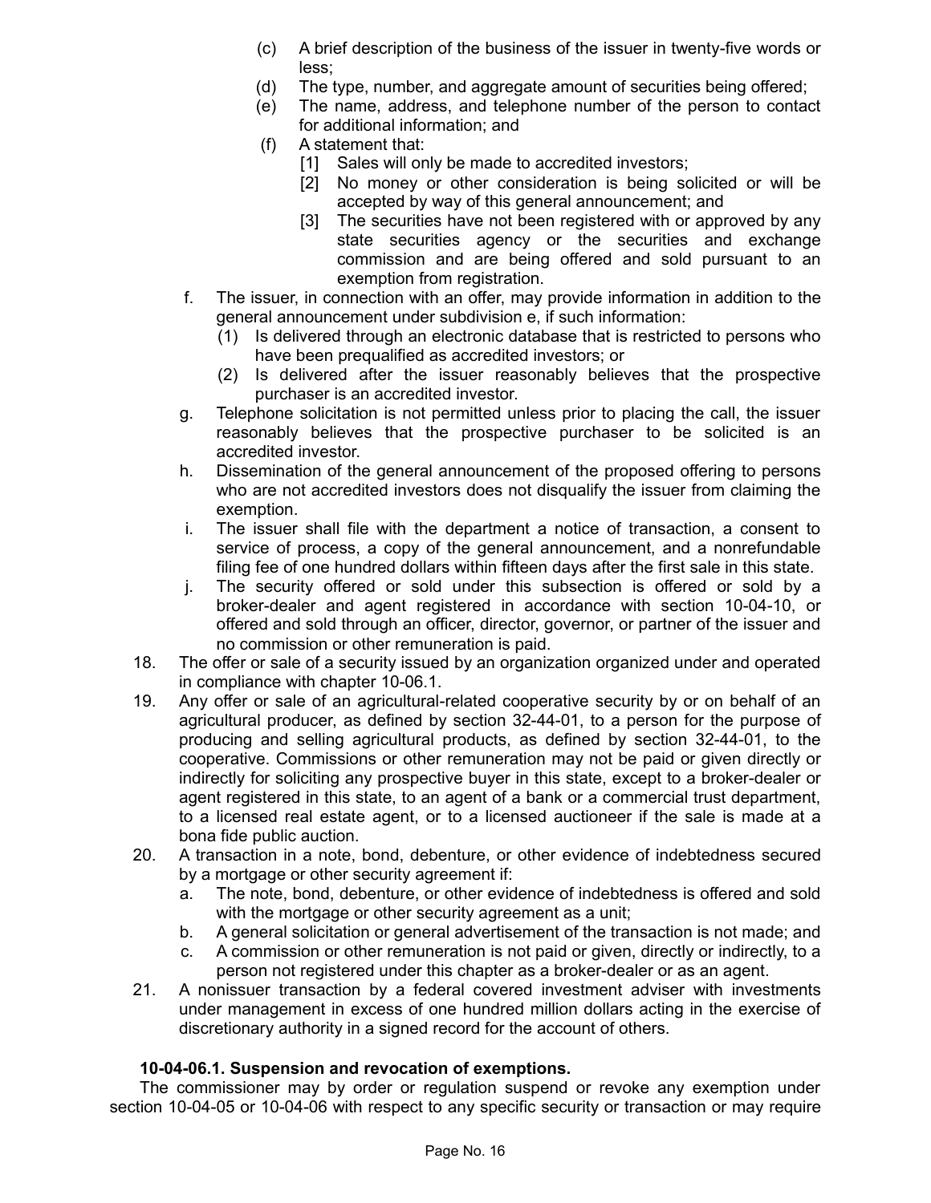(c) A brief description of the business of the issuer in twenty-five words or less;

(d) The type, number, and aggregate amount of securities being offered;

(e) The name, address, and telephone number of the person to contact for additional information; and

(f) A statement that:

[1] Sales will only be made to accredited investors;

[2] No money or other consideration is being solicited or will be accepted by way of this general announcement; and

[3] The securities have not been registered with or approved by any state securities agency or the securities and exchange commission and are being offered and sold pursuant to an exemption from registration.

f. The issuer, in connection with an offer, may provide information in addition to the general announcement under subdivision e, if such information:

(1) Is delivered through an electronic database that is restricted to persons who have been prequalified as accredited investors; or

(2) Is delivered after the issuer reasonably believes that the prospective purchaser is an accredited investor.

g. Telephone solicitation is not permitted unless prior to placing the call, the issuer reasonably believes that the prospective purchaser to be solicited is an accredited investor.

h. Dissemination of the general announcement of the proposed offering to persons who are not accredited investors does not disqualify the issuer from claiming the exemption.

i. The issuer shall file with the department a notice of transaction, a consent to service of process, a copy of the general announcement, and a nonrefundable filing fee of one hundred dollars within fifteen days after the first sale in this state.

j. The security offered or sold under this subsection is offered or sold by a broker-dealer and agent registered in accordance with section 10-04-10, or offered and sold through an officer, director, governor, or partner of the issuer and no commission or other remuneration is paid.

18. The offer or sale of a security issued by an organization organized under and operated in compliance with chapter 10-06.1.

19. Any offer or sale of an agricultural-related cooperative security by or on behalf of an agricultural producer, as defined by section 32-44-01, to a person for the purpose of producing and selling agricultural products, as defined by section 32-44-01, to the cooperative. Commissions or other remuneration may not be paid or given directly or indirectly for soliciting any prospective buyer in this state, except to a broker-dealer or agent registered in this state, to an agent of a bank or a commercial trust department, to a licensed real estate agent, or to a licensed auctioneer if the sale is made at a bona fide public auction.

20. A transaction in a note, bond, debenture, or other evidence of indebtedness secured by a mortgage or other security agreement if:

a. The note, bond, debenture, or other evidence of indebtedness is offered and sold with the mortgage or other security agreement as a unit;

b. A general solicitation or general advertisement of the transaction is not made; and

c. A commission or other remuneration is not paid or given, directly or indirectly, to a person not registered under this chapter as a broker-dealer or as an agent.

21. A nonissuer transaction by a federal covered investment adviser with investments under management in excess of one hundred million dollars acting in the exercise of discretionary authority in a signed record for the account of others.

**10-04-06.1. Suspension and revocation of exemptions.**

The commissioner may by order or regulation suspend or revoke any exemption under section 10-04-05 or 10-04-06 with respect to any specific security or transaction or may require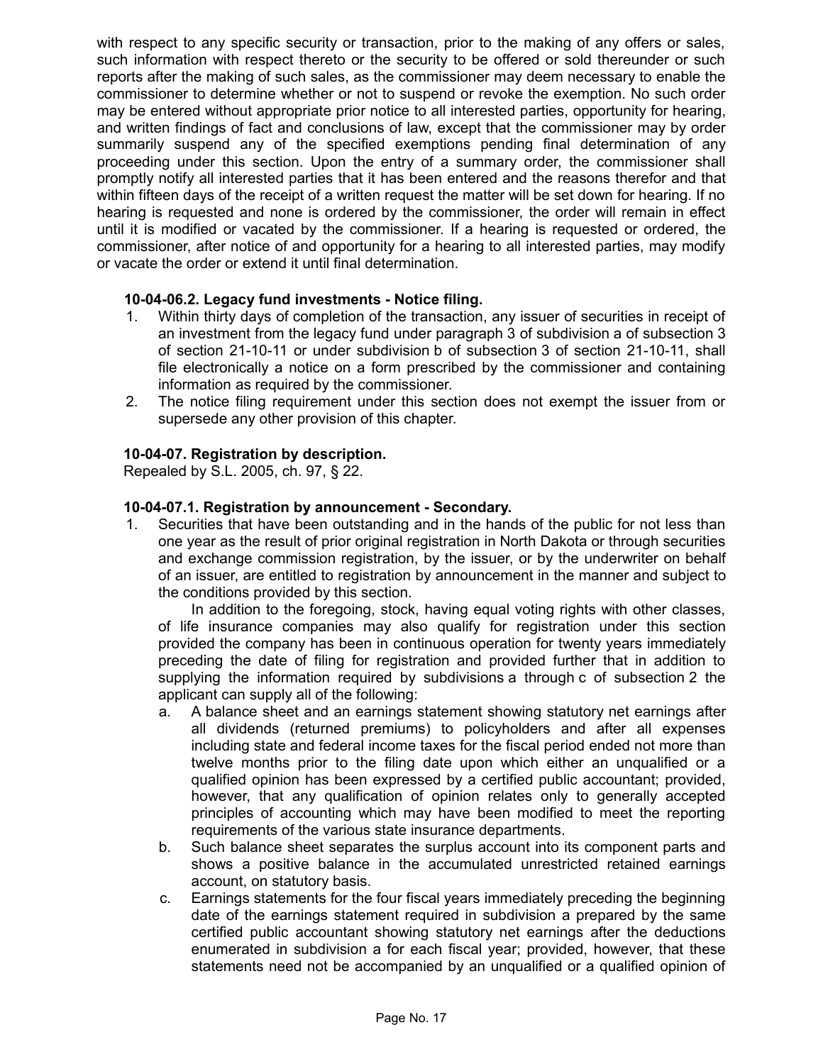with respect to any specific security or transaction, prior to the making of any offers or sales, such information with respect thereto or the security to be offered or sold thereunder or such reports after the making of such sales, as the commissioner may deem necessary to enable the commissioner to determine whether or not to suspend or revoke the exemption. No such order may be entered without appropriate prior notice to all interested parties, opportunity for hearing, and written findings of fact and conclusions of law, except that the commissioner may by order summarily suspend any of the specified exemptions pending final determination of any proceeding under this section. Upon the entry of a summary order, the commissioner shall promptly notify all interested parties that it has been entered and the reasons therefor and that within fifteen days of the receipt of a written request the matter will be set down for hearing. If no hearing is requested and none is ordered by the commissioner, the order will remain in effect until it is modified or vacated by the commissioner. If a hearing is requested or ordered, the commissioner, after notice of and opportunity for a hearing to all interested parties, may modify or vacate the order or extend it until final determination.

**10-04-06.2. Legacy fund investments - Notice filing.**

1. Within thirty days of completion of the transaction, any issuer of securities in receipt of an investment from the legacy fund under paragraph 3 of subdivision a of subsection 3 of section 21-10-11 or under subdivision b of subsection 3 of section 21-10-11, shall file electronically a notice on a form prescribed by the commissioner and containing information as required by the commissioner.
2. The notice filing requirement under this section does not exempt the issuer from or supersede any other provision of this chapter.

**10-04-07. Registration by description.**

Repealed by S.L. 2005, ch. 97, § 22.

**10-04-07.1. Registration by announcement - Secondary.**

1. Securities that have been outstanding and in the hands of the public for not less than one year as the result of prior original registration in North Dakota or through securities and exchange commission registration, by the issuer, or by the underwriter on behalf of an issuer, are entitled to registration by announcement in the manner and subject to the conditions provided by this section.

   In addition to the foregoing, stock, having equal voting rights with other classes, of life insurance companies may also qualify for registration under this section provided the company has been in continuous operation for twenty years immediately preceding the date of filing for registration and provided further that in addition to supplying the information required by subdivisions a through c of subsection 2 the applicant can supply all of the following:

   a. A balance sheet and an earnings statement showing statutory net earnings after all dividends (returned premiums) to policyholders and after all expenses including state and federal income taxes for the fiscal period ended not more than twelve months prior to the filing date upon which either an unqualified or a qualified opinion has been expressed by a certified public accountant; provided, however, that any qualification of opinion relates only to generally accepted principles of accounting which may have been modified to meet the reporting requirements of the various state insurance departments.
   b. Such balance sheet separates the surplus account into its component parts and shows a positive balance in the accumulated unrestricted retained earnings account, on statutory basis.
   c. Earnings statements for the four fiscal years immediately preceding the beginning date of the earnings statement required in subdivision a prepared by the same certified public accountant showing statutory net earnings after the deductions enumerated in subdivision a for each fiscal year; provided, however, that these statements need not be accompanied by an unqualified or a qualified opinion of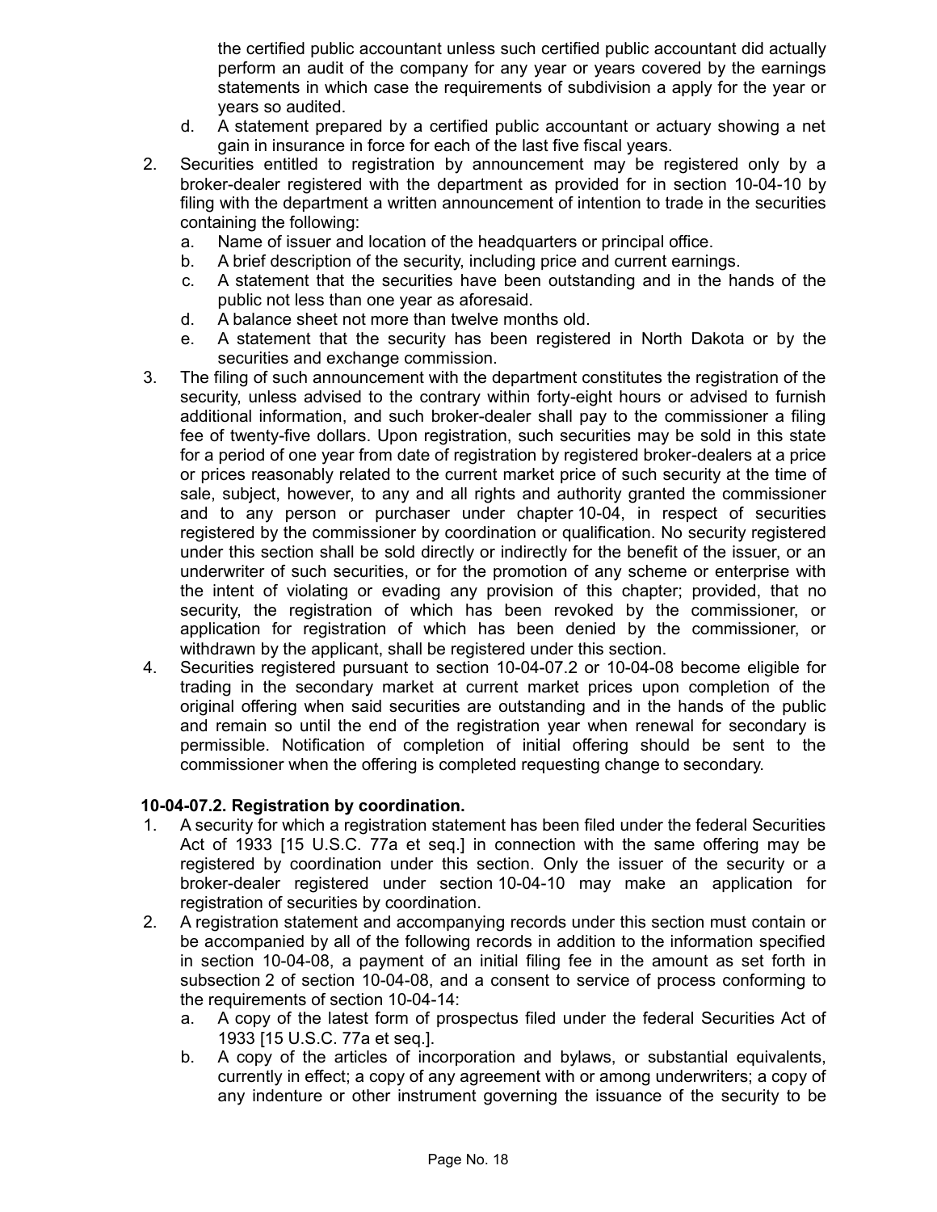the certified public accountant unless such certified public accountant did actually perform an audit of the company for any year or years covered by the earnings statements in which case the requirements of subdivision a apply for the year or years so audited.

   d. A statement prepared by a certified public accountant or actuary showing a net gain in insurance in force for each of the last five fiscal years.

2. Securities entitled to registration by announcement may be registered only by a broker-dealer registered with the department as provided for in section 10-04-10 by filing with the department a written announcement of intention to trade in the securities containing the following:
   a. Name of issuer and location of the headquarters or principal office.
   b. A brief description of the security, including price and current earnings.
   c. A statement that the securities have been outstanding and in the hands of the public not less than one year as aforesaid.
   d. A balance sheet not more than twelve months old.
   e. A statement that the security has been registered in North Dakota or by the securities and exchange commission.
3. The filing of such announcement with the department constitutes the registration of the security, unless advised to the contrary within forty-eight hours or advised to furnish additional information, and such broker-dealer shall pay to the commissioner a filing fee of twenty-five dollars. Upon registration, such securities may be sold in this state for a period of one year from date of registration by registered broker-dealers at a price or prices reasonably related to the current market price of such security at the time of sale, subject, however, to any and all rights and authority granted the commissioner and to any person or purchaser under chapter 10-04, in respect of securities registered by the commissioner by coordination or qualification. No security registered under this section shall be sold directly or indirectly for the benefit of the issuer, or an underwriter of such securities, or for the promotion of any scheme or enterprise with the intent of violating or evading any provision of this chapter; provided, that no security, the registration of which has been revoked by the commissioner, or application for registration of which has been denied by the commissioner, or withdrawn by the applicant, shall be registered under this section.
4. Securities registered pursuant to section 10-04-07.2 or 10-04-08 become eligible for trading in the secondary market at current market prices upon completion of the original offering when said securities are outstanding and in the hands of the public and remain so until the end of the registration year when renewal for secondary is permissible. Notification of completion of initial offering should be sent to the commissioner when the offering is completed requesting change to secondary.

**10-04-07.2. Registration by coordination.**

1. A security for which a registration statement has been filed under the federal Securities Act of 1933 [15 U.S.C. 77a et seq.] in connection with the same offering may be registered by coordination under this section. Only the issuer of the security or a broker-dealer registered under section 10-04-10 may make an application for registration of securities by coordination.
2. A registration statement and accompanying records under this section must contain or be accompanied by all of the following records in addition to the information specified in section 10-04-08, a payment of an initial filing fee in the amount as set forth in subsection 2 of section 10-04-08, and a consent to service of process conforming to the requirements of section 10-04-14:
   a. A copy of the latest form of prospectus filed under the federal Securities Act of 1933 [15 U.S.C. 77a et seq.].
   b. A copy of the articles of incorporation and bylaws, or substantial equivalents, currently in effect; a copy of any agreement with or among underwriters; a copy of any indenture or other instrument governing the issuance of the security to be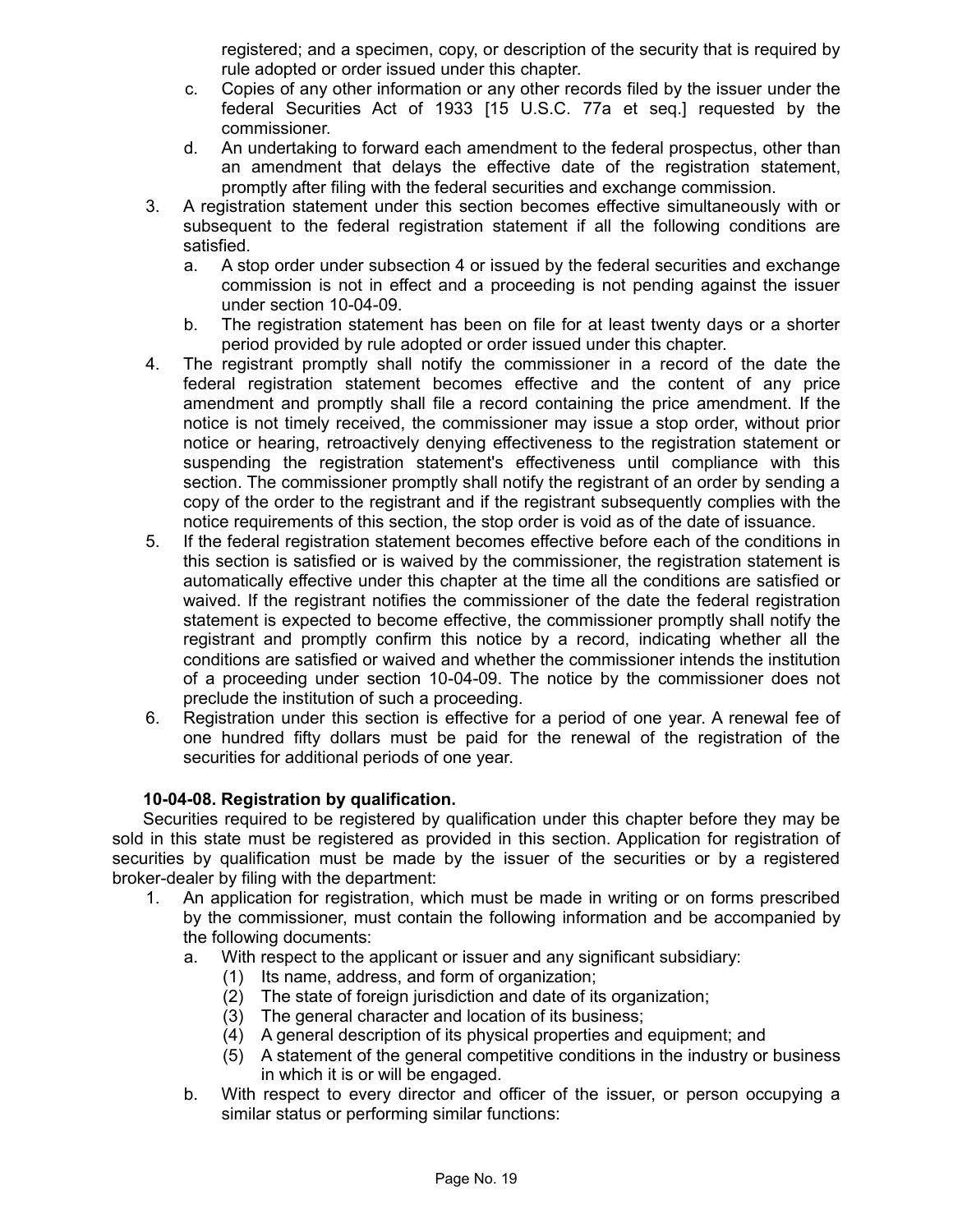registered; and a specimen, copy, or description of the security that is required by rule adopted or order issued under this chapter.

   c. Copies of any other information or any other records filed by the issuer under the federal Securities Act of 1933 [15 U.S.C. 77a et seq.] requested by the commissioner.
   d. An undertaking to forward each amendment to the federal prospectus, other than an amendment that delays the effective date of the registration statement, promptly after filing with the federal securities and exchange commission.

3. A registration statement under this section becomes effective simultaneously with or subsequent to the federal registration statement if all the following conditions are satisfied.
   a. A stop order under subsection 4 or issued by the federal securities and exchange commission is not in effect and a proceeding is not pending against the issuer under section 10-04-09.
   b. The registration statement has been on file for at least twenty days or a shorter period provided by rule adopted or order issued under this chapter.
4. The registrant promptly shall notify the commissioner in a record of the date the federal registration statement becomes effective and the content of any price amendment and promptly shall file a record containing the price amendment. If the notice is not timely received, the commissioner may issue a stop order, without prior notice or hearing, retroactively denying effectiveness to the registration statement or suspending the registration statement's effectiveness until compliance with this section. The commissioner promptly shall notify the registrant of an order by sending a copy of the order to the registrant and if the registrant subsequently complies with the notice requirements of this section, the stop order is void as of the date of issuance.
5. If the federal registration statement becomes effective before each of the conditions in this section is satisfied or is waived by the commissioner, the registration statement is automatically effective under this chapter at the time all the conditions are satisfied or waived. If the registrant notifies the commissioner of the date the federal registration statement is expected to become effective, the commissioner promptly shall notify the registrant and promptly confirm this notice by a record, indicating whether all the conditions are satisfied or waived and whether the commissioner intends the institution of a proceeding under section 10-04-09. The notice by the commissioner does not preclude the institution of such a proceeding.
6. Registration under this section is effective for a period of one year. A renewal fee of one hundred fifty dollars must be paid for the renewal of the registration of the securities for additional periods of one year.

**10-04-08. Registration by qualification.**

Securities required to be registered by qualification under this chapter before they may be sold in this state must be registered as provided in this section. Application for registration of securities by qualification must be made by the issuer of the securities or by a registered broker-dealer by filing with the department:

1. An application for registration, which must be made in writing or on forms prescribed by the commissioner, must contain the following information and be accompanied by the following documents:
   a. With respect to the applicant or issuer and any significant subsidiary:
      (1) Its name, address, and form of organization;
      (2) The state of foreign jurisdiction and date of its organization;
      (3) The general character and location of its business;
      (4) A general description of its physical properties and equipment; and
      (5) A statement of the general competitive conditions in the industry or business in which it is or will be engaged.
   b. With respect to every director and officer of the issuer, or person occupying a similar status or performing similar functions: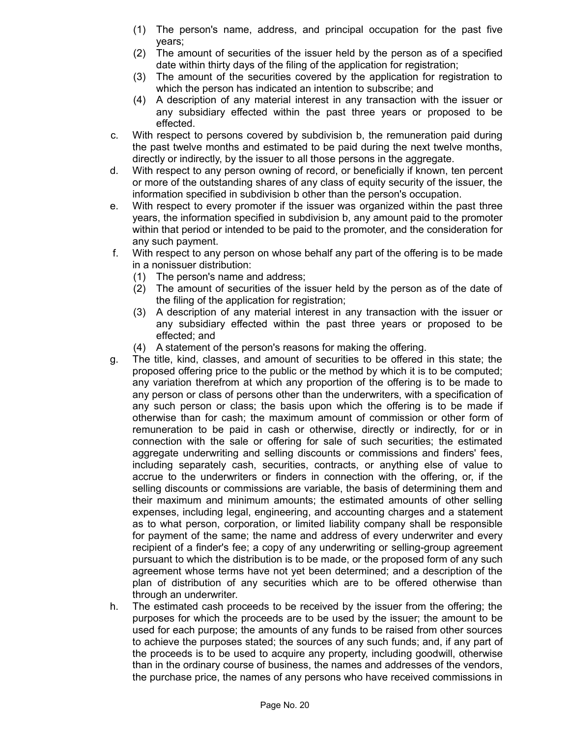(1) The person's name, address, and principal occupation for the past five years;

(2) The amount of securities of the issuer held by the person as of a specified date within thirty days of the filing of the application for registration;

(3) The amount of the securities covered by the application for registration to which the person has indicated an intention to subscribe; and

(4) A description of any material interest in any transaction with the issuer or any subsidiary effected within the past three years or proposed to be effected.

c. With respect to persons covered by subdivision b, the remuneration paid during the past twelve months and estimated to be paid during the next twelve months, directly or indirectly, by the issuer to all those persons in the aggregate.

d. With respect to any person owning of record, or beneficially if known, ten percent or more of the outstanding shares of any class of equity security of the issuer, the information specified in subdivision b other than the person's occupation.

e. With respect to every promoter if the issuer was organized within the past three years, the information specified in subdivision b, any amount paid to the promoter within that period or intended to be paid to the promoter, and the consideration for any such payment.

f. With respect to any person on whose behalf any part of the offering is to be made in a nonissuer distribution:

(1) The person's name and address;

(2) The amount of securities of the issuer held by the person as of the date of the filing of the application for registration;

(3) A description of any material interest in any transaction with the issuer or any subsidiary effected within the past three years or proposed to be effected; and

(4) A statement of the person's reasons for making the offering.

g. The title, kind, classes, and amount of securities to be offered in this state; the proposed offering price to the public or the method by which it is to be computed; any variation therefrom at which any proportion of the offering is to be made to any person or class of persons other than the underwriters, with a specification of any such person or class; the basis upon which the offering is to be made if otherwise than for cash; the maximum amount of commission or other form of remuneration to be paid in cash or otherwise, directly or indirectly, for or in connection with the sale or offering for sale of such securities; the estimated aggregate underwriting and selling discounts or commissions and finders' fees, including separately cash, securities, contracts, or anything else of value to accrue to the underwriters or finders in connection with the offering, or, if the selling discounts or commissions are variable, the basis of determining them and their maximum and minimum amounts; the estimated amounts of other selling expenses, including legal, engineering, and accounting charges and a statement as to what person, corporation, or limited liability company shall be responsible for payment of the same; the name and address of every underwriter and every recipient of a finder's fee; a copy of any underwriting or selling-group agreement pursuant to which the distribution is to be made, or the proposed form of any such agreement whose terms have not yet been determined; and a description of the plan of distribution of any securities which are to be offered otherwise than through an underwriter.

h. The estimated cash proceeds to be received by the issuer from the offering; the purposes for which the proceeds are to be used by the issuer; the amount to be used for each purpose; the amounts of any funds to be raised from other sources to achieve the purposes stated; the sources of any such funds; and, if any part of the proceeds is to be used to acquire any property, including goodwill, otherwise than in the ordinary course of business, the names and addresses of the vendors, the purchase price, the names of any persons who have received commissions in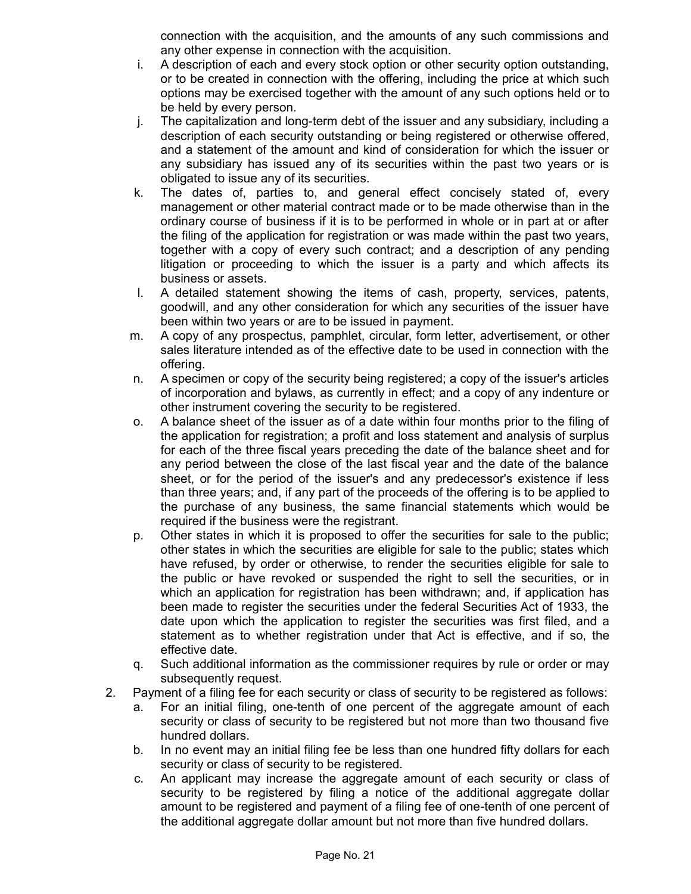connection with the acquisition, and the amounts of any such commissions and any other expense in connection with the acquisition.

i. A description of each and every stock option or other security option outstanding, or to be created in connection with the offering, including the price at which such options may be exercised together with the amount of any such options held or to be held by every person.

j. The capitalization and long-term debt of the issuer and any subsidiary, including a description of each security outstanding or being registered or otherwise offered, and a statement of the amount and kind of consideration for which the issuer or any subsidiary has issued any of its securities within the past two years or is obligated to issue any of its securities.

k. The dates of, parties to, and general effect concisely stated of, every management or other material contract made or to be made otherwise than in the ordinary course of business if it is to be performed in whole or in part at or after the filing of the application for registration or was made within the past two years, together with a copy of every such contract; and a description of any pending litigation or proceeding to which the issuer is a party and which affects its business or assets.

l. A detailed statement showing the items of cash, property, services, patents, goodwill, and any other consideration for which any securities of the issuer have been within two years or are to be issued in payment.

m. A copy of any prospectus, pamphlet, circular, form letter, advertisement, or other sales literature intended as of the effective date to be used in connection with the offering.

n. A specimen or copy of the security being registered; a copy of the issuer's articles of incorporation and bylaws, as currently in effect; and a copy of any indenture or other instrument covering the security to be registered.

o. A balance sheet of the issuer as of a date within four months prior to the filing of the application for registration; a profit and loss statement and analysis of surplus for each of the three fiscal years preceding the date of the balance sheet and for any period between the close of the last fiscal year and the date of the balance sheet, or for the period of the issuer's and any predecessor's existence if less than three years; and, if any part of the proceeds of the offering is to be applied to the purchase of any business, the same financial statements which would be required if the business were the registrant.

p. Other states in which it is proposed to offer the securities for sale to the public; other states in which the securities are eligible for sale to the public; states which have refused, by order or otherwise, to render the securities eligible for sale to the public or have revoked or suspended the right to sell the securities, or in which an application for registration has been withdrawn; and, if application has been made to register the securities under the federal Securities Act of 1933, the date upon which the application to register the securities was first filed, and a statement as to whether registration under that Act is effective, and if so, the effective date.

q. Such additional information as the commissioner requires by rule or order or may subsequently request.

2. Payment of a filing fee for each security or class of security to be registered as follows:

   a. For an initial filing, one-tenth of one percent of the aggregate amount of each security or class of security to be registered but not more than two thousand five hundred dollars.

   b. In no event may an initial filing fee be less than one hundred fifty dollars for each security or class of security to be registered.

   c. An applicant may increase the aggregate amount of each security or class of security to be registered by filing a notice of the additional aggregate dollar amount to be registered and payment of a filing fee of one-tenth of one percent of the additional aggregate dollar amount but not more than five hundred dollars.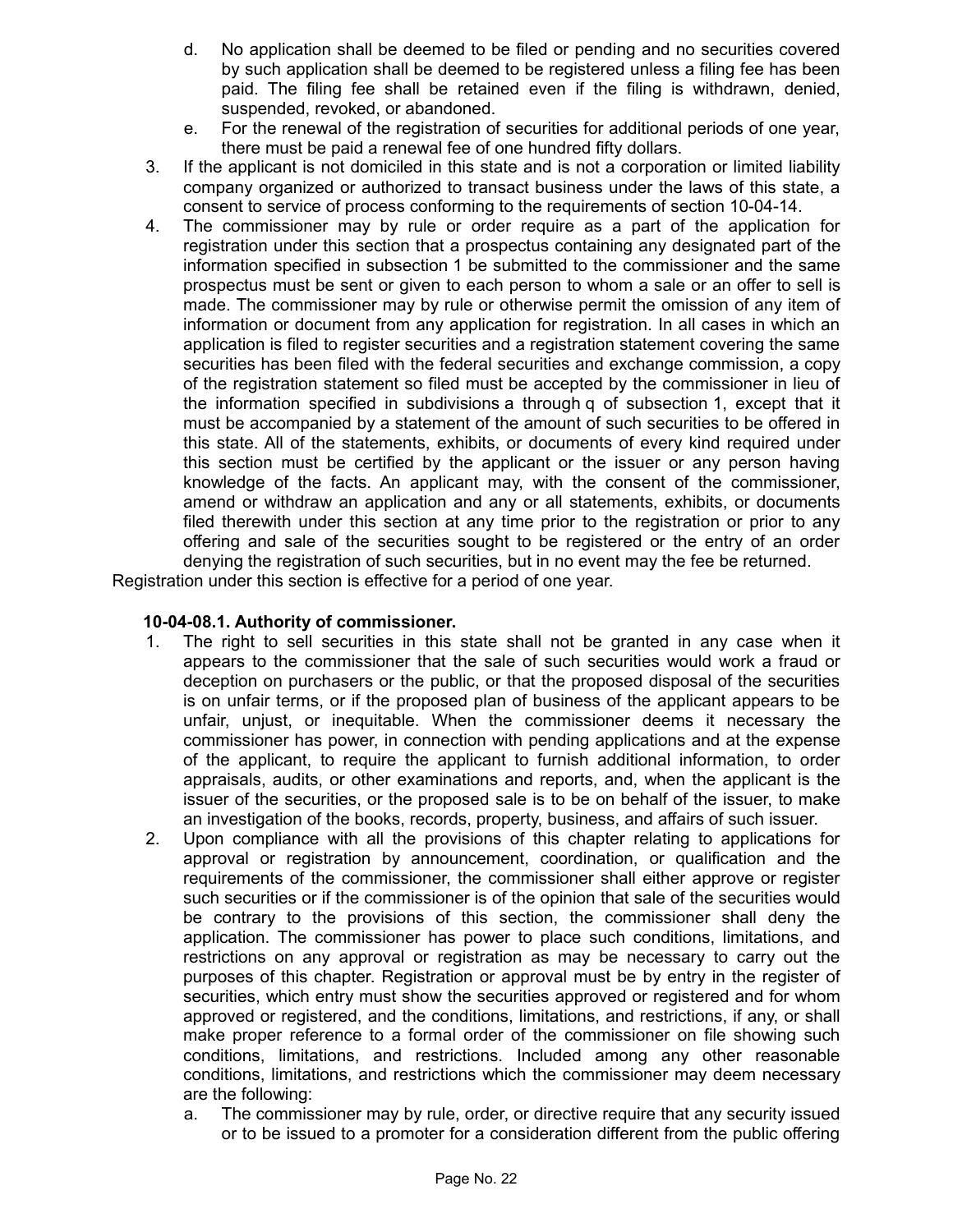d. No application shall be deemed to be filed or pending and no securities covered by such application shall be deemed to be registered unless a filing fee has been paid. The filing fee shall be retained even if the filing is withdrawn, denied, suspended, revoked, or abandoned.

e. For the renewal of the registration of securities for additional periods of one year, there must be paid a renewal fee of one hundred fifty dollars.

3. If the applicant is not domiciled in this state and is not a corporation or limited liability company organized or authorized to transact business under the laws of this state, a consent to service of process conforming to the requirements of section 10-04-14.

4. The commissioner may by rule or order require as a part of the application for registration under this section that a prospectus containing any designated part of the information specified in subsection 1 be submitted to the commissioner and the same prospectus must be sent or given to each person to whom a sale or an offer to sell is made. The commissioner may by rule or otherwise permit the omission of any item of information or document from any application for registration. In all cases in which an application is filed to register securities and a registration statement covering the same securities has been filed with the federal securities and exchange commission, a copy of the registration statement so filed must be accepted by the commissioner in lieu of the information specified in subdivisions a through q of subsection 1, except that it must be accompanied by a statement of the amount of such securities to be offered in this state. All of the statements, exhibits, or documents of every kind required under this section must be certified by the applicant or the issuer or any person having knowledge of the facts. An applicant may, with the consent of the commissioner, amend or withdraw an application and any or all statements, exhibits, or documents filed therewith under this section at any time prior to the registration or prior to any offering and sale of the securities sought to be registered or the entry of an order denying the registration of such securities, but in no event may the fee be returned.

Registration under this section is effective for a period of one year.

### 10-04-08.1. Authority of commissioner.

1. The right to sell securities in this state shall not be granted in any case when it appears to the commissioner that the sale of such securities would work a fraud or deception on purchasers or the public, or that the proposed disposal of the securities is on unfair terms, or if the proposed plan of business of the applicant appears to be unfair, unjust, or inequitable. When the commissioner deems it necessary the commissioner has power, in connection with pending applications and at the expense of the applicant, to require the applicant to furnish additional information, to order appraisals, audits, or other examinations and reports, and, when the applicant is the issuer of the securities, or the proposed sale is to be on behalf of the issuer, to make an investigation of the books, records, property, business, and affairs of such issuer.

2. Upon compliance with all the provisions of this chapter relating to applications for approval or registration by announcement, coordination, or qualification and the requirements of the commissioner, the commissioner shall either approve or register such securities or if the commissioner is of the opinion that sale of the securities would be contrary to the provisions of this section, the commissioner shall deny the application. The commissioner has power to place such conditions, limitations, and restrictions on any approval or registration as may be necessary to carry out the purposes of this chapter. Registration or approval must be by entry in the register of securities, which entry must show the securities approved or registered and for whom approved or registered, and the conditions, limitations, and restrictions, if any, or shall make proper reference to a formal order of the commissioner on file showing such conditions, limitations, and restrictions. Included among any other reasonable conditions, limitations, and restrictions which the commissioner may deem necessary are the following:

   a. The commissioner may by rule, order, or directive require that any security issued or to be issued to a promoter for a consideration different from the public offering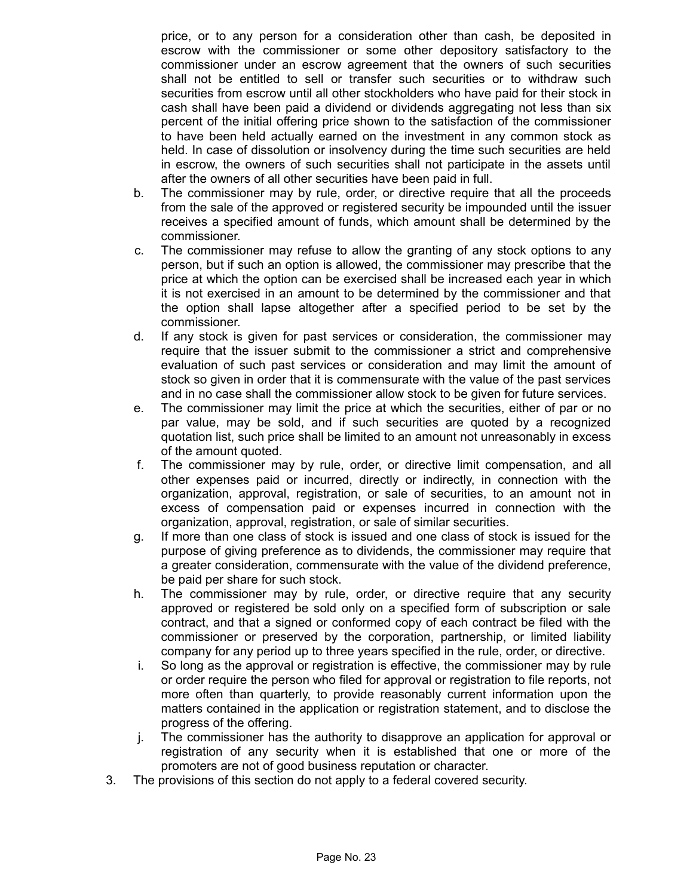price, or to any person for a consideration other than cash, be deposited in escrow with the commissioner or some other depository satisfactory to the commissioner under an escrow agreement that the owners of such securities shall not be entitled to sell or transfer such securities or to withdraw such securities from escrow until all other stockholders who have paid for their stock in cash shall have been paid a dividend or dividends aggregating not less than six percent of the initial offering price shown to the satisfaction of the commissioner to have been held actually earned on the investment in any common stock as held. In case of dissolution or insolvency during the time such securities are held in escrow, the owners of such securities shall not participate in the assets until after the owners of all other securities have been paid in full.

b. The commissioner may by rule, order, or directive require that all the proceeds from the sale of the approved or registered security be impounded until the issuer receives a specified amount of funds, which amount shall be determined by the commissioner.

c. The commissioner may refuse to allow the granting of any stock options to any person, but if such an option is allowed, the commissioner may prescribe that the price at which the option can be exercised shall be increased each year in which it is not exercised in an amount to be determined by the commissioner and that the option shall lapse altogether after a specified period to be set by the commissioner.

d. If any stock is given for past services or consideration, the commissioner may require that the issuer submit to the commissioner a strict and comprehensive evaluation of such past services or consideration and may limit the amount of stock so given in order that it is commensurate with the value of the past services and in no case shall the commissioner allow stock to be given for future services.

e. The commissioner may limit the price at which the securities, either of par or no par value, may be sold, and if such securities are quoted by a recognized quotation list, such price shall be limited to an amount not unreasonably in excess of the amount quoted.

f. The commissioner may by rule, order, or directive limit compensation, and all other expenses paid or incurred, directly or indirectly, in connection with the organization, approval, registration, or sale of securities, to an amount not in excess of compensation paid or expenses incurred in connection with the organization, approval, registration, or sale of similar securities.

g. If more than one class of stock is issued and one class of stock is issued for the purpose of giving preference as to dividends, the commissioner may require that a greater consideration, commensurate with the value of the dividend preference, be paid per share for such stock.

h. The commissioner may by rule, order, or directive require that any security approved or registered be sold only on a specified form of subscription or sale contract, and that a signed or conformed copy of each contract be filed with the commissioner or preserved by the corporation, partnership, or limited liability company for any period up to three years specified in the rule, order, or directive.

i. So long as the approval or registration is effective, the commissioner may by rule or order require the person who filed for approval or registration to file reports, not more often than quarterly, to provide reasonably current information upon the matters contained in the application or registration statement, and to disclose the progress of the offering.

j. The commissioner has the authority to disapprove an application for approval or registration of any security when it is established that one or more of the promoters are not of good business reputation or character.

3. The provisions of this section do not apply to a federal covered security.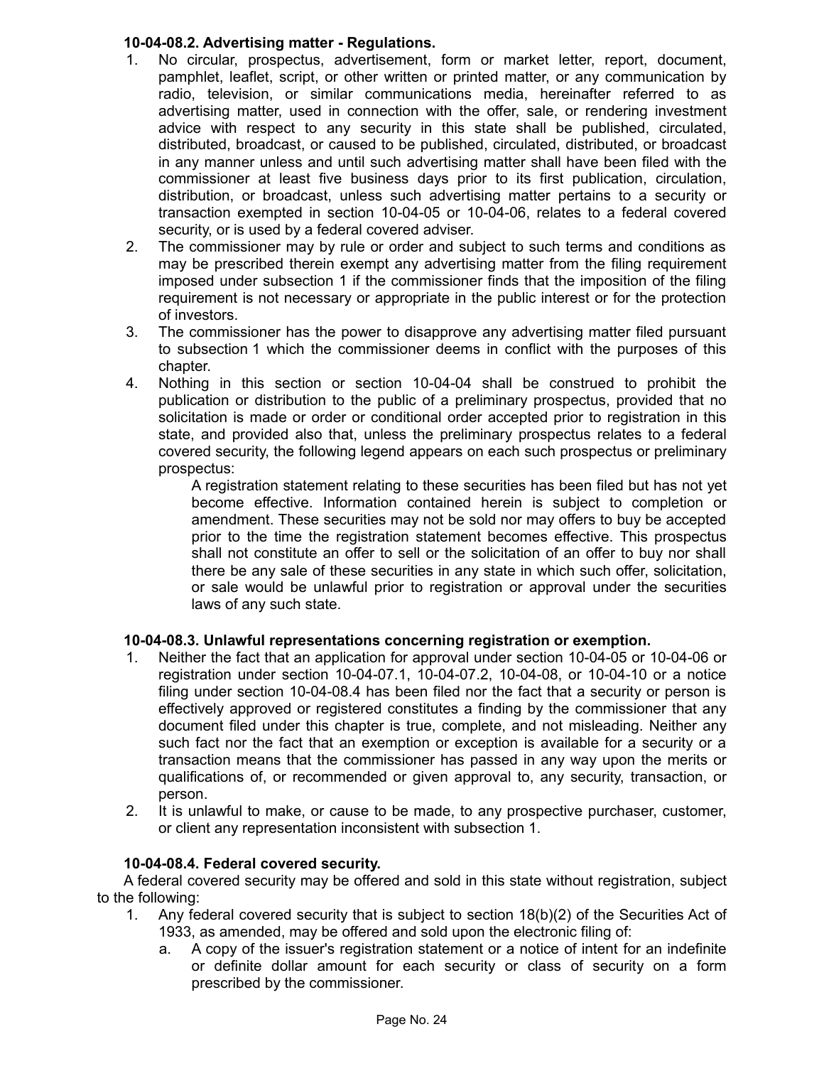**10-04-08.2. Advertising matter - Regulations.**

1. No circular, prospectus, advertisement, form or market letter, report, document, pamphlet, leaflet, script, or other written or printed matter, or any communication by radio, television, or similar communications media, hereinafter referred to as advertising matter, used in connection with the offer, sale, or rendering investment advice with respect to any security in this state shall be published, circulated, distributed, broadcast, or caused to be published, circulated, distributed, or broadcast in any manner unless and until such advertising matter shall have been filed with the commissioner at least five business days prior to its first publication, circulation, distribution, or broadcast, unless such advertising matter pertains to a security or transaction exempted in section 10-04-05 or 10-04-06, relates to a federal covered security, or is used by a federal covered adviser.
2. The commissioner may by rule or order and subject to such terms and conditions as may be prescribed therein exempt any advertising matter from the filing requirement imposed under subsection 1 if the commissioner finds that the imposition of the filing requirement is not necessary or appropriate in the public interest or for the protection of investors.
3. The commissioner has the power to disapprove any advertising matter filed pursuant to subsection 1 which the commissioner deems in conflict with the purposes of this chapter.
4. Nothing in this section or section 10-04-04 shall be construed to prohibit the publication or distribution to the public of a preliminary prospectus, provided that no solicitation is made or order or conditional order accepted prior to registration in this state, and provided also that, unless the preliminary prospectus relates to a federal covered security, the following legend appears on each such prospectus or preliminary prospectus:

   A registration statement relating to these securities has been filed but has not yet become effective. Information contained herein is subject to completion or amendment. These securities may not be sold nor may offers to buy be accepted prior to the time the registration statement becomes effective. This prospectus shall not constitute an offer to sell or the solicitation of an offer to buy nor shall there be any sale of these securities in any state in which such offer, solicitation, or sale would be unlawful prior to registration or approval under the securities laws of any such state.

**10-04-08.3. Unlawful representations concerning registration or exemption.**

1. Neither the fact that an application for approval under section 10-04-05 or 10-04-06 or registration under section 10-04-07.1, 10-04-07.2, 10-04-08, or 10-04-10 or a notice filing under section 10-04-08.4 has been filed nor the fact that a security or person is effectively approved or registered constitutes a finding by the commissioner that any document filed under this chapter is true, complete, and not misleading. Neither any such fact nor the fact that an exemption or exception is available for a security or a transaction means that the commissioner has passed in any way upon the merits or qualifications of, or recommended or given approval to, any security, transaction, or person.
2. It is unlawful to make, or cause to be made, to any prospective purchaser, customer, or client any representation inconsistent with subsection 1.

**10-04-08.4. Federal covered security.**

A federal covered security may be offered and sold in this state without registration, subject to the following:

1. Any federal covered security that is subject to section 18(b)(2) of the Securities Act of 1933, as amended, may be offered and sold upon the electronic filing of:
   a. A copy of the issuer's registration statement or a notice of intent for an indefinite or definite dollar amount for each security or class of security on a form prescribed by the commissioner.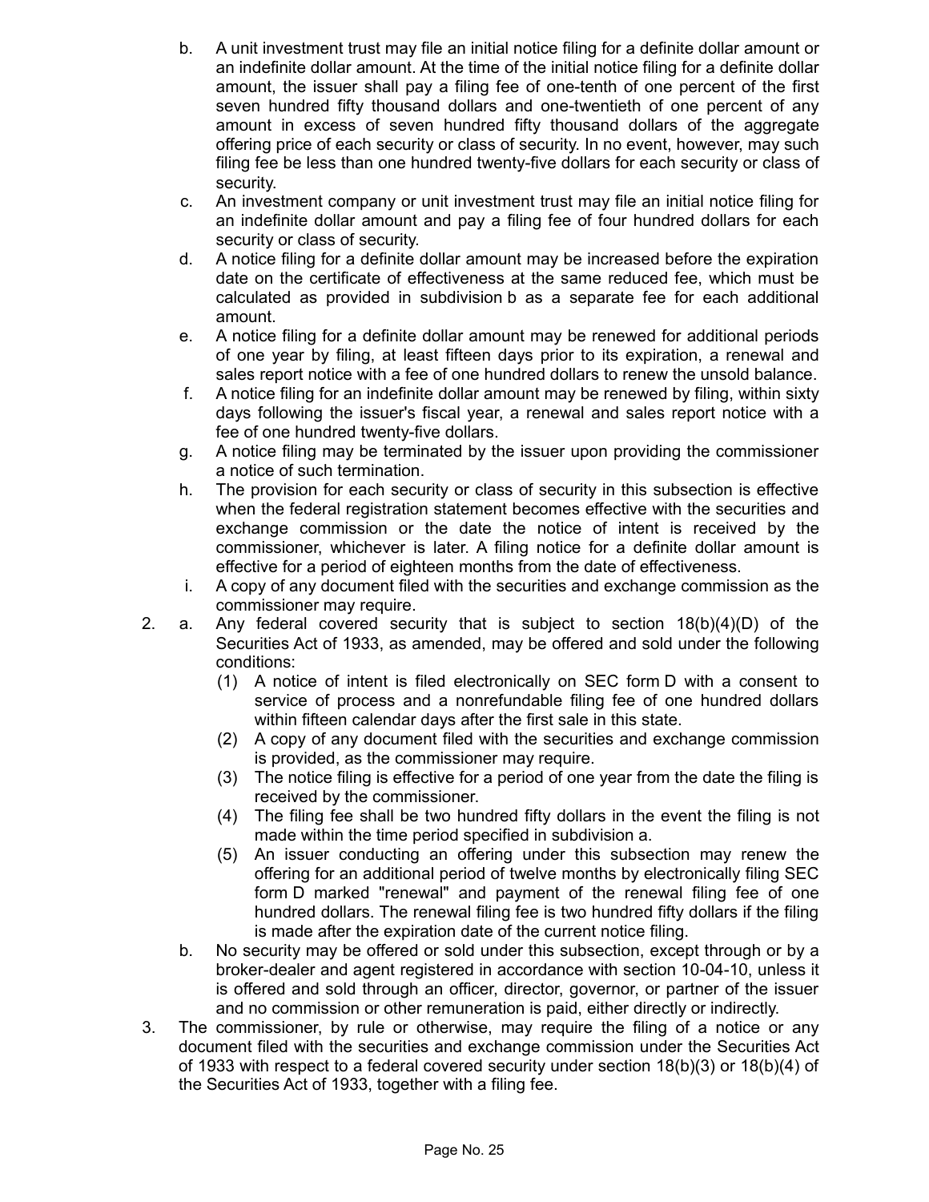b. A unit investment trust may file an initial notice filing for a definite dollar amount or an indefinite dollar amount. At the time of the initial notice filing for a definite dollar amount, the issuer shall pay a filing fee of one-tenth of one percent of the first seven hundred fifty thousand dollars and one-twentieth of one percent of any amount in excess of seven hundred fifty thousand dollars of the aggregate offering price of each security or class of security. In no event, however, may such filing fee be less than one hundred twenty-five dollars for each security or class of security.

c. An investment company or unit investment trust may file an initial notice filing for an indefinite dollar amount and pay a filing fee of four hundred dollars for each security or class of security.

d. A notice filing for a definite dollar amount may be increased before the expiration date on the certificate of effectiveness at the same reduced fee, which must be calculated as provided in subdivision b as a separate fee for each additional amount.

e. A notice filing for a definite dollar amount may be renewed for additional periods of one year by filing, at least fifteen days prior to its expiration, a renewal and sales report notice with a fee of one hundred dollars to renew the unsold balance.

f. A notice filing for an indefinite dollar amount may be renewed by filing, within sixty days following the issuer's fiscal year, a renewal and sales report notice with a fee of one hundred twenty-five dollars.

g. A notice filing may be terminated by the issuer upon providing the commissioner a notice of such termination.

h. The provision for each security or class of security in this subsection is effective when the federal registration statement becomes effective with the securities and exchange commission or the date the notice of intent is received by the commissioner, whichever is later. A filing notice for a definite dollar amount is effective for a period of eighteen months from the date of effectiveness.

i. A copy of any document filed with the securities and exchange commission as the commissioner may require.

2. a. Any federal covered security that is subject to section 18(b)(4)(D) of the Securities Act of 1933, as amended, may be offered and sold under the following conditions:

   (1) A notice of intent is filed electronically on SEC form D with a consent to service of process and a nonrefundable filing fee of one hundred dollars within fifteen calendar days after the first sale in this state.

   (2) A copy of any document filed with the securities and exchange commission is provided, as the commissioner may require.

   (3) The notice filing is effective for a period of one year from the date the filing is received by the commissioner.

   (4) The filing fee shall be two hundred fifty dollars in the event the filing is not made within the time period specified in subdivision a.

   (5) An issuer conducting an offering under this subsection may renew the offering for an additional period of twelve months by electronically filing SEC form D marked "renewal" and payment of the renewal filing fee of one hundred dollars. The renewal filing fee is two hundred fifty dollars if the filing is made after the expiration date of the current notice filing.

   b. No security may be offered or sold under this subsection, except through or by a broker-dealer and agent registered in accordance with section 10-04-10, unless it is offered and sold through an officer, director, governor, or partner of the issuer and no commission or other remuneration is paid, either directly or indirectly.

3. The commissioner, by rule or otherwise, may require the filing of a notice or any document filed with the securities and exchange commission under the Securities Act of 1933 with respect to a federal covered security under section 18(b)(3) or 18(b)(4) of the Securities Act of 1933, together with a filing fee.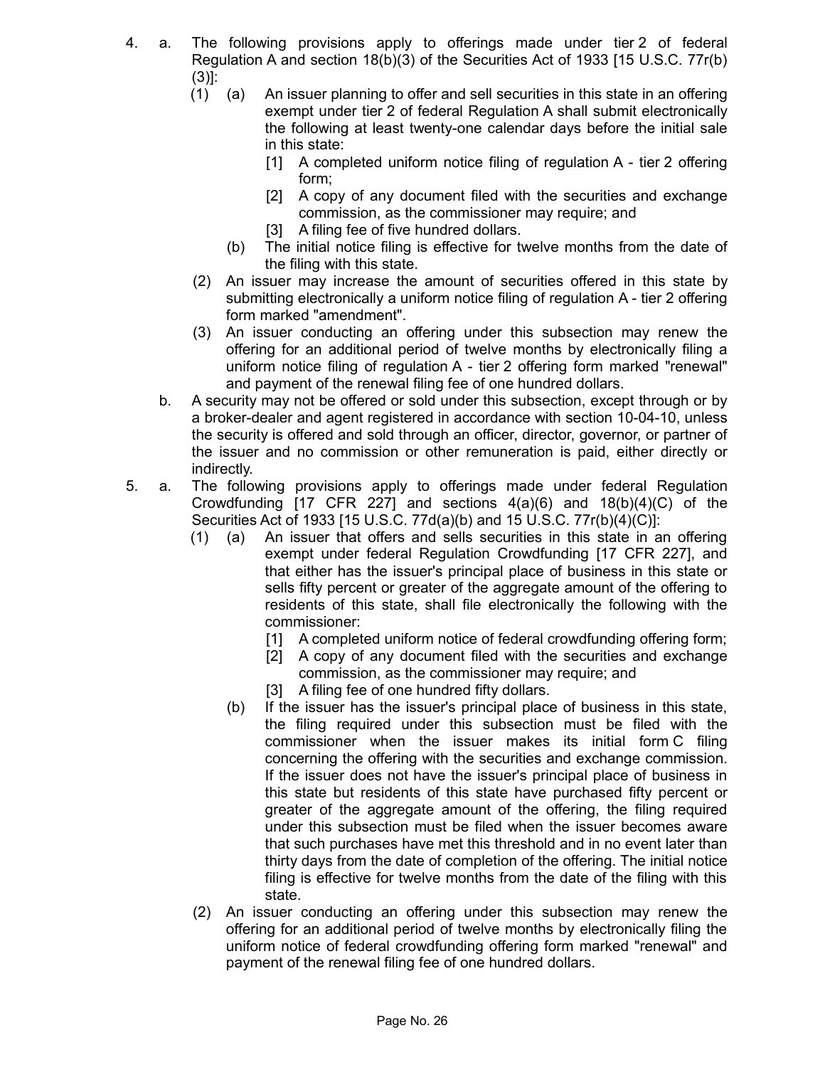4. a. The following provisions apply to offerings made under tier 2 of federal Regulation A and section 18(b)(3) of the Securities Act of 1933 [15 U.S.C. 77r(b)(3)]:

   (1) (a) An issuer planning to offer and sell securities in this state in an offering exempt under tier 2 of federal Regulation A shall submit electronically the following at least twenty-one calendar days before the initial sale in this state:

   [1] A completed uniform notice filing of regulation A - tier 2 offering form;

   [2] A copy of any document filed with the securities and exchange commission, as the commissioner may require; and

   [3] A filing fee of five hundred dollars.

   (b) The initial notice filing is effective for twelve months from the date of the filing with this state.

   (2) An issuer may increase the amount of securities offered in this state by submitting electronically a uniform notice filing of regulation A - tier 2 offering form marked "amendment".

   (3) An issuer conducting an offering under this subsection may renew the offering for an additional period of twelve months by electronically filing a uniform notice filing of regulation A - tier 2 offering form marked "renewal" and payment of the renewal filing fee of one hundred dollars.

   b. A security may not be offered or sold under this subsection, except through or by a broker-dealer and agent registered in accordance with section 10-04-10, unless the security is offered and sold through an officer, director, governor, or partner of the issuer and no commission or other remuneration is paid, either directly or indirectly.

5. a. The following provisions apply to offerings made under federal Regulation Crowdfunding [17 CFR 227] and sections 4(a)(6) and 18(b)(4)(C) of the Securities Act of 1933 [15 U.S.C. 77d(a)(b) and 15 U.S.C. 77r(b)(4)(C)]:

   (1) (a) An issuer that offers and sells securities in this state in an offering exempt under federal Regulation Crowdfunding [17 CFR 227], and that either has the issuer's principal place of business in this state or sells fifty percent or greater of the aggregate amount of the offering to residents of this state, shall file electronically the following with the commissioner:

   [1] A completed uniform notice of federal crowdfunding offering form;

   [2] A copy of any document filed with the securities and exchange commission, as the commissioner may require; and

   [3] A filing fee of one hundred fifty dollars.

   (b) If the issuer has the issuer's principal place of business in this state, the filing required under this subsection must be filed with the commissioner when the issuer makes its initial form C filing concerning the offering with the securities and exchange commission. If the issuer does not have the issuer's principal place of business in this state but residents of this state have purchased fifty percent or greater of the aggregate amount of the offering, the filing required under this subsection must be filed when the issuer becomes aware that such purchases have met this threshold and in no event later than thirty days from the date of completion of the offering. The initial notice filing is effective for twelve months from the date of the filing with this state.

   (2) An issuer conducting an offering under this subsection may renew the offering for an additional period of twelve months by electronically filing the uniform notice of federal crowdfunding offering form marked "renewal" and payment of the renewal filing fee of one hundred dollars.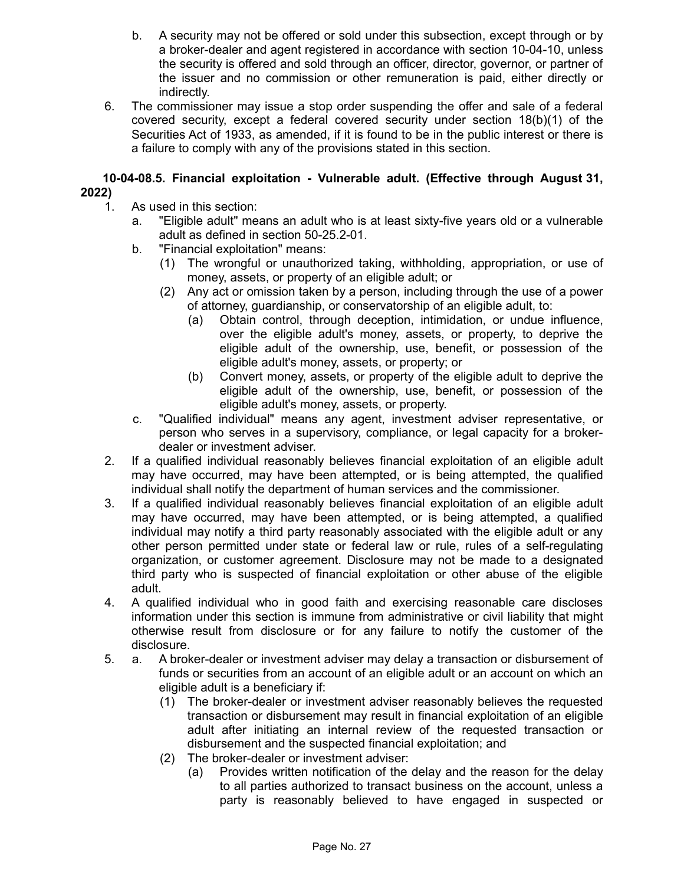b. A security may not be offered or sold under this subsection, except through or by a broker-dealer and agent registered in accordance with section 10-04-10, unless the security is offered and sold through an officer, director, governor, or partner of the issuer and no commission or other remuneration is paid, either directly or indirectly.

6. The commissioner may issue a stop order suspending the offer and sale of a federal covered security, except a federal covered security under section 18(b)(1) of the Securities Act of 1933, as amended, if it is found to be in the public interest or there is a failure to comply with any of the provisions stated in this section.

**10-04-08.5. Financial exploitation - Vulnerable adult. (Effective through August 31, 2022)**

1. As used in this section:
   a. "Eligible adult" means an adult who is at least sixty-five years old or a vulnerable adult as defined in section 50-25.2-01.
   b. "Financial exploitation" means:
      (1) The wrongful or unauthorized taking, withholding, appropriation, or use of money, assets, or property of an eligible adult; or
      (2) Any act or omission taken by a person, including through the use of a power of attorney, guardianship, or conservatorship of an eligible adult, to:
         (a) Obtain control, through deception, intimidation, or undue influence, over the eligible adult's money, assets, or property, to deprive the eligible adult of the ownership, use, benefit, or possession of the eligible adult's money, assets, or property; or
         (b) Convert money, assets, or property of the eligible adult to deprive the eligible adult of the ownership, use, benefit, or possession of the eligible adult's money, assets, or property.
   c. "Qualified individual" means any agent, investment adviser representative, or person who serves in a supervisory, compliance, or legal capacity for a broker-dealer or investment adviser.
2. If a qualified individual reasonably believes financial exploitation of an eligible adult may have occurred, may have been attempted, or is being attempted, the qualified individual shall notify the department of human services and the commissioner.
3. If a qualified individual reasonably believes financial exploitation of an eligible adult may have occurred, may have been attempted, or is being attempted, a qualified individual may notify a third party reasonably associated with the eligible adult or any other person permitted under state or federal law or rule, rules of a self-regulating organization, or customer agreement. Disclosure may not be made to a designated third party who is suspected of financial exploitation or other abuse of the eligible adult.
4. A qualified individual who in good faith and exercising reasonable care discloses information under this section is immune from administrative or civil liability that might otherwise result from disclosure or for any failure to notify the customer of the disclosure.
5. a. A broker-dealer or investment adviser may delay a transaction or disbursement of funds or securities from an account of an eligible adult or an account on which an eligible adult is a beneficiary if:
      (1) The broker-dealer or investment adviser reasonably believes the requested transaction or disbursement may result in financial exploitation of an eligible adult after initiating an internal review of the requested transaction or disbursement and the suspected financial exploitation; and
      (2) The broker-dealer or investment adviser:
         (a) Provides written notification of the delay and the reason for the delay to all parties authorized to transact business on the account, unless a party is reasonably believed to have engaged in suspected or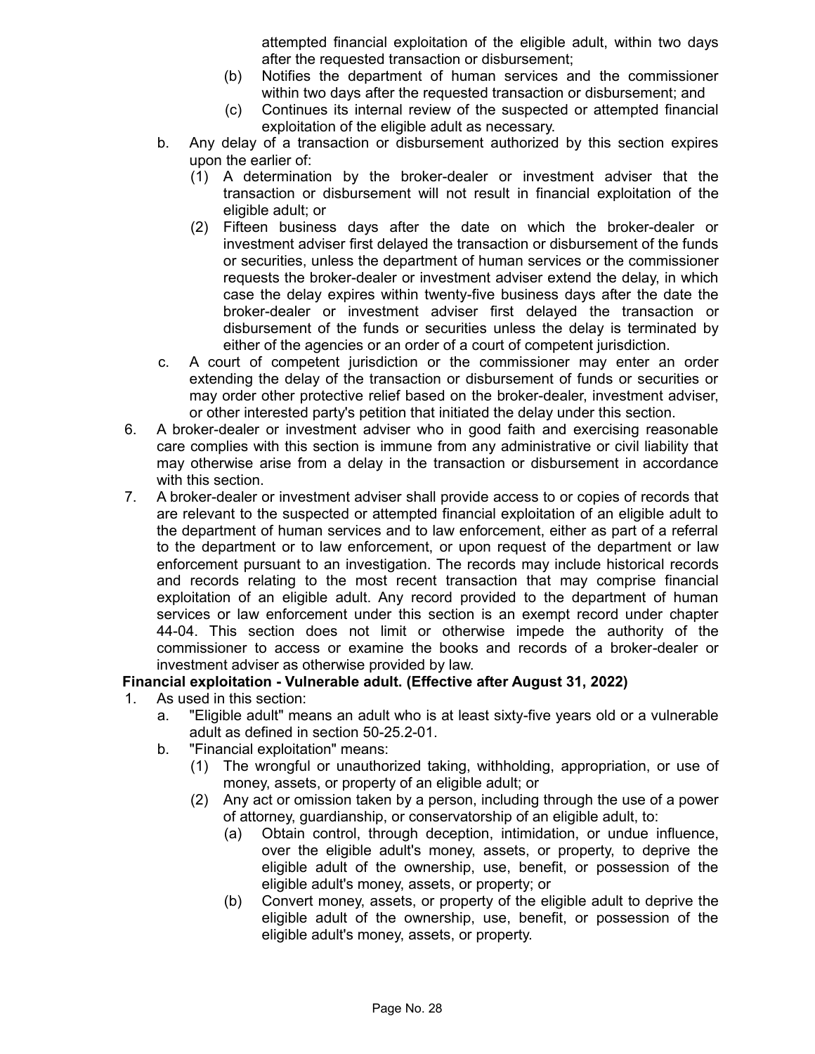attempted financial exploitation of the eligible adult, within two days after the requested transaction or disbursement;

(b) Notifies the department of human services and the commissioner within two days after the requested transaction or disbursement; and

(c) Continues its internal review of the suspected or attempted financial exploitation of the eligible adult as necessary.

b. Any delay of a transaction or disbursement authorized by this section expires upon the earlier of:

(1) A determination by the broker-dealer or investment adviser that the transaction or disbursement will not result in financial exploitation of the eligible adult; or

(2) Fifteen business days after the date on which the broker-dealer or investment adviser first delayed the transaction or disbursement of the funds or securities, unless the department of human services or the commissioner requests the broker-dealer or investment adviser extend the delay, in which case the delay expires within twenty-five business days after the date the broker-dealer or investment adviser first delayed the transaction or disbursement of the funds or securities unless the delay is terminated by either of the agencies or an order of a court of competent jurisdiction.

c. A court of competent jurisdiction or the commissioner may enter an order extending the delay of the transaction or disbursement of funds or securities or may order other protective relief based on the broker-dealer, investment adviser, or other interested party's petition that initiated the delay under this section.

6. A broker-dealer or investment adviser who in good faith and exercising reasonable care complies with this section is immune from any administrative or civil liability that may otherwise arise from a delay in the transaction or disbursement in accordance with this section.

7. A broker-dealer or investment adviser shall provide access to or copies of records that are relevant to the suspected or attempted financial exploitation of an eligible adult to the department of human services and to law enforcement, either as part of a referral to the department or to law enforcement, or upon request of the department or law enforcement pursuant to an investigation. The records may include historical records and records relating to the most recent transaction that may comprise financial exploitation of an eligible adult. Any record provided to the department of human services or law enforcement under this section is an exempt record under chapter 44-04. This section does not limit or otherwise impede the authority of the commissioner to access or examine the books and records of a broker-dealer or investment adviser as otherwise provided by law.

**Financial exploitation - Vulnerable adult. (Effective after August 31, 2022)**

1. As used in this section:

a. "Eligible adult" means an adult who is at least sixty-five years old or a vulnerable adult as defined in section 50-25.2-01.

b. "Financial exploitation" means:

(1) The wrongful or unauthorized taking, withholding, appropriation, or use of money, assets, or property of an eligible adult; or

(2) Any act or omission taken by a person, including through the use of a power of attorney, guardianship, or conservatorship of an eligible adult, to:

(a) Obtain control, through deception, intimidation, or undue influence, over the eligible adult's money, assets, or property, to deprive the eligible adult of the ownership, use, benefit, or possession of the eligible adult's money, assets, or property; or

(b) Convert money, assets, or property of the eligible adult to deprive the eligible adult of the ownership, use, benefit, or possession of the eligible adult's money, assets, or property.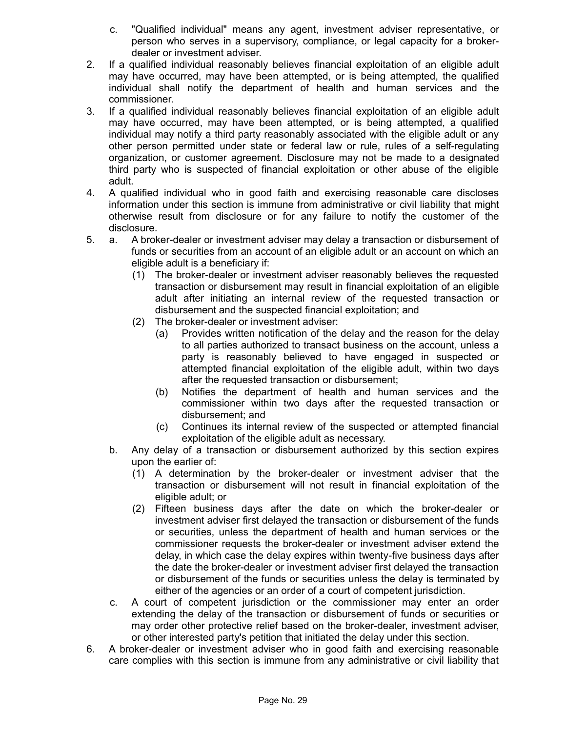c. "Qualified individual" means any agent, investment adviser representative, or person who serves in a supervisory, compliance, or legal capacity for a broker-dealer or investment adviser.

2. If a qualified individual reasonably believes financial exploitation of an eligible adult may have occurred, may have been attempted, or is being attempted, the qualified individual shall notify the department of health and human services and the commissioner.

3. If a qualified individual reasonably believes financial exploitation of an eligible adult may have occurred, may have been attempted, or is being attempted, a qualified individual may notify a third party reasonably associated with the eligible adult or any other person permitted under state or federal law or rule, rules of a self-regulating organization, or customer agreement. Disclosure may not be made to a designated third party who is suspected of financial exploitation or other abuse of the eligible adult.

4. A qualified individual who in good faith and exercising reasonable care discloses information under this section is immune from administrative or civil liability that might otherwise result from disclosure or for any failure to notify the customer of the disclosure.

5. a. A broker-dealer or investment adviser may delay a transaction or disbursement of funds or securities from an account of an eligible adult or an account on which an eligible adult is a beneficiary if:
   (1) The broker-dealer or investment adviser reasonably believes the requested transaction or disbursement may result in financial exploitation of an eligible adult after initiating an internal review of the requested transaction or disbursement and the suspected financial exploitation; and
   (2) The broker-dealer or investment adviser:
      (a) Provides written notification of the delay and the reason for the delay to all parties authorized to transact business on the account, unless a party is reasonably believed to have engaged in suspected or attempted financial exploitation of the eligible adult, within two days after the requested transaction or disbursement;
      (b) Notifies the department of health and human services and the commissioner within two days after the requested transaction or disbursement; and
      (c) Continues its internal review of the suspected or attempted financial exploitation of the eligible adult as necessary.

   b. Any delay of a transaction or disbursement authorized by this section expires upon the earlier of:
   (1) A determination by the broker-dealer or investment adviser that the transaction or disbursement will not result in financial exploitation of the eligible adult; or
   (2) Fifteen business days after the date on which the broker-dealer or investment adviser first delayed the transaction or disbursement of the funds or securities, unless the department of health and human services or the commissioner requests the broker-dealer or investment adviser extend the delay, in which case the delay expires within twenty-five business days after the date the broker-dealer or investment adviser first delayed the transaction or disbursement of the funds or securities unless the delay is terminated by either of the agencies or an order of a court of competent jurisdiction.

   c. A court of competent jurisdiction or the commissioner may enter an order extending the delay of the transaction or disbursement of funds or securities or may order other protective relief based on the broker-dealer, investment adviser, or other interested party's petition that initiated the delay under this section.

6. A broker-dealer or investment adviser who in good faith and exercising reasonable care complies with this section is immune from any administrative or civil liability that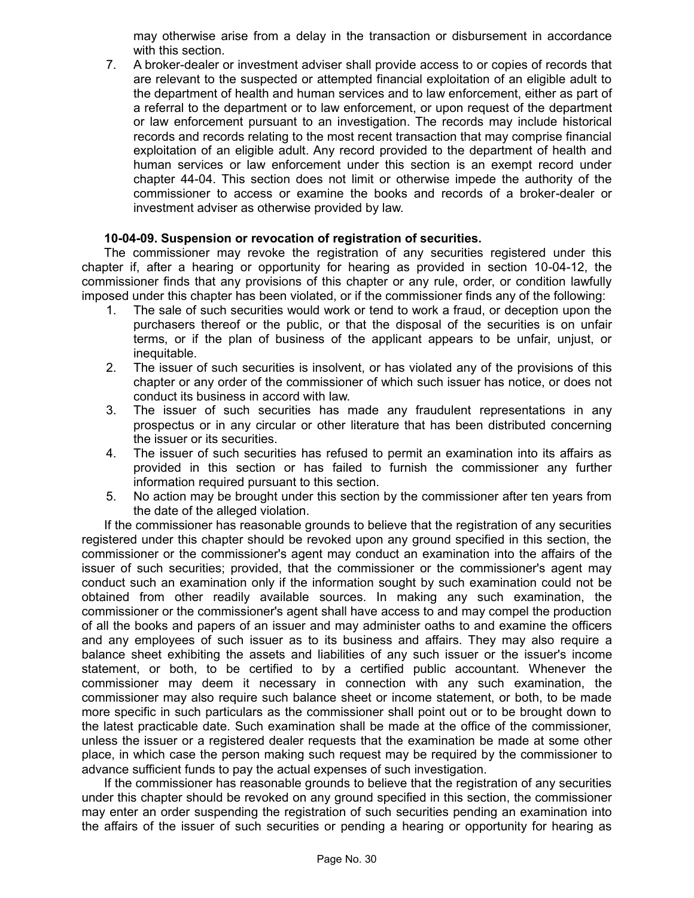may otherwise arise from a delay in the transaction or disbursement in accordance with this section.

7. A broker-dealer or investment adviser shall provide access to or copies of records that are relevant to the suspected or attempted financial exploitation of an eligible adult to the department of health and human services and to law enforcement, either as part of a referral to the department or to law enforcement, or upon request of the department or law enforcement pursuant to an investigation. The records may include historical records and records relating to the most recent transaction that may comprise financial exploitation of an eligible adult. Any record provided to the department of health and human services or law enforcement under this section is an exempt record under chapter 44-04. This section does not limit or otherwise impede the authority of the commissioner to access or examine the books and records of a broker-dealer or investment adviser as otherwise provided by law.

**10-04-09. Suspension or revocation of registration of securities.**

The commissioner may revoke the registration of any securities registered under this chapter if, after a hearing or opportunity for hearing as provided in section 10-04-12, the commissioner finds that any provisions of this chapter or any rule, order, or condition lawfully imposed under this chapter has been violated, or if the commissioner finds any of the following:

1. The sale of such securities would work or tend to work a fraud, or deception upon the purchasers thereof or the public, or that the disposal of the securities is on unfair terms, or if the plan of business of the applicant appears to be unfair, unjust, or inequitable.
2. The issuer of such securities is insolvent, or has violated any of the provisions of this chapter or any order of the commissioner of which such issuer has notice, or does not conduct its business in accord with law.
3. The issuer of such securities has made any fraudulent representations in any prospectus or in any circular or other literature that has been distributed concerning the issuer or its securities.
4. The issuer of such securities has refused to permit an examination into its affairs as provided in this section or has failed to furnish the commissioner any further information required pursuant to this section.
5. No action may be brought under this section by the commissioner after ten years from the date of the alleged violation.

If the commissioner has reasonable grounds to believe that the registration of any securities registered under this chapter should be revoked upon any ground specified in this section, the commissioner or the commissioner's agent may conduct an examination into the affairs of the issuer of such securities; provided, that the commissioner or the commissioner's agent may conduct such an examination only if the information sought by such examination could not be obtained from other readily available sources. In making any such examination, the commissioner or the commissioner's agent shall have access to and may compel the production of all the books and papers of an issuer and may administer oaths to and examine the officers and any employees of such issuer as to its business and affairs. They may also require a balance sheet exhibiting the assets and liabilities of any such issuer or the issuer's income statement, or both, to be certified to by a certified public accountant. Whenever the commissioner may deem it necessary in connection with any such examination, the commissioner may also require such balance sheet or income statement, or both, to be made more specific in such particulars as the commissioner shall point out or to be brought down to the latest practicable date. Such examination shall be made at the office of the commissioner, unless the issuer or a registered dealer requests that the examination be made at some other place, in which case the person making such request may be required by the commissioner to advance sufficient funds to pay the actual expenses of such investigation.

If the commissioner has reasonable grounds to believe that the registration of any securities under this chapter should be revoked on any ground specified in this section, the commissioner may enter an order suspending the registration of such securities pending an examination into the affairs of the issuer of such securities or pending a hearing or opportunity for hearing as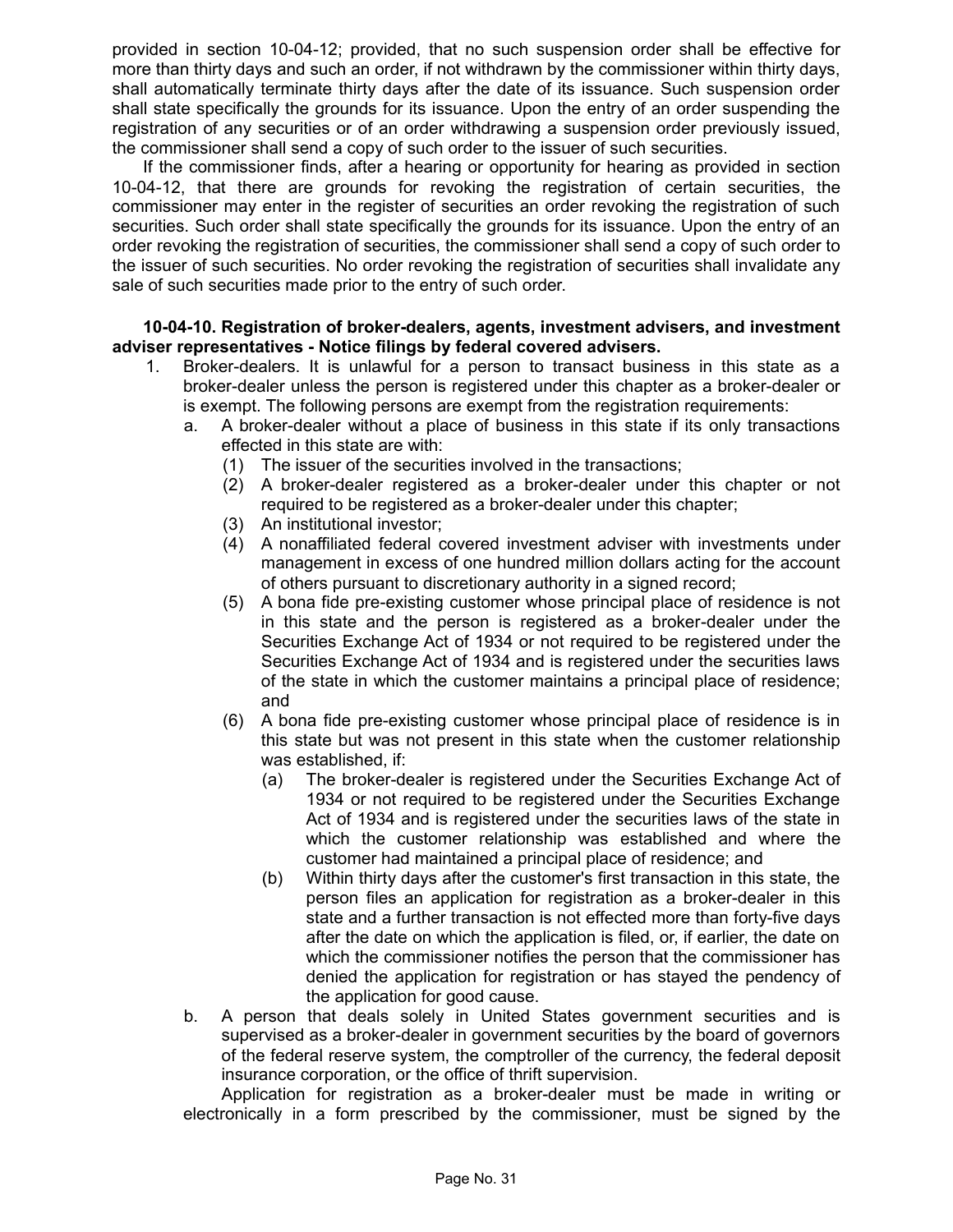provided in section 10-04-12; provided, that no such suspension order shall be effective for more than thirty days and such an order, if not withdrawn by the commissioner within thirty days, shall automatically terminate thirty days after the date of its issuance. Such suspension order shall state specifically the grounds for its issuance. Upon the entry of an order suspending the registration of any securities or of an order withdrawing a suspension order previously issued, the commissioner shall send a copy of such order to the issuer of such securities.

If the commissioner finds, after a hearing or opportunity for hearing as provided in section 10-04-12, that there are grounds for revoking the registration of certain securities, the commissioner may enter in the register of securities an order revoking the registration of such securities. Such order shall state specifically the grounds for its issuance. Upon the entry of an order revoking the registration of securities, the commissioner shall send a copy of such order to the issuer of such securities. No order revoking the registration of securities shall invalidate any sale of such securities made prior to the entry of such order.

**10-04-10. Registration of broker-dealers, agents, investment advisers, and investment adviser representatives - Notice filings by federal covered advisers.**

1. Broker-dealers. It is unlawful for a person to transact business in this state as a broker-dealer unless the person is registered under this chapter as a broker-dealer or is exempt. The following persons are exempt from the registration requirements:
   a. A broker-dealer without a place of business in this state if its only transactions effected in this state are with:
      (1) The issuer of the securities involved in the transactions;
      (2) A broker-dealer registered as a broker-dealer under this chapter or not required to be registered as a broker-dealer under this chapter;
      (3) An institutional investor;
      (4) A nonaffiliated federal covered investment adviser with investments under management in excess of one hundred million dollars acting for the account of others pursuant to discretionary authority in a signed record;
      (5) A bona fide pre-existing customer whose principal place of residence is not in this state and the person is registered as a broker-dealer under the Securities Exchange Act of 1934 or not required to be registered under the Securities Exchange Act of 1934 and is registered under the securities laws of the state in which the customer maintains a principal place of residence; and
      (6) A bona fide pre-existing customer whose principal place of residence is in this state but was not present in this state when the customer relationship was established, if:
         (a) The broker-dealer is registered under the Securities Exchange Act of 1934 or not required to be registered under the Securities Exchange Act of 1934 and is registered under the securities laws of the state in which the customer relationship was established and where the customer had maintained a principal place of residence; and
         (b) Within thirty days after the customer's first transaction in this state, the person files an application for registration as a broker-dealer in this state and a further transaction is not effected more than forty-five days after the date on which the application is filed, or, if earlier, the date on which the commissioner notifies the person that the commissioner has denied the application for registration or has stayed the pendency of the application for good cause.
   b. A person that deals solely in United States government securities and is supervised as a broker-dealer in government securities by the board of governors of the federal reserve system, the comptroller of the currency, the federal deposit insurance corporation, or the office of thrift supervision.

   Application for registration as a broker-dealer must be made in writing or electronically in a form prescribed by the commissioner, must be signed by the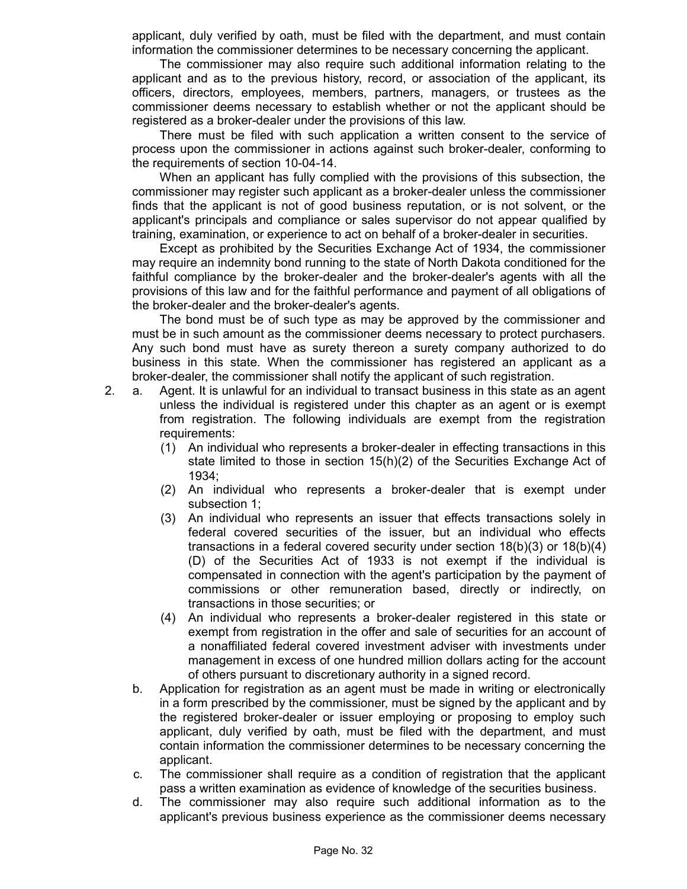applicant, duly verified by oath, must be filed with the department, and must contain information the commissioner determines to be necessary concerning the applicant.

The commissioner may also require such additional information relating to the applicant and as to the previous history, record, or association of the applicant, its officers, directors, employees, members, partners, managers, or trustees as the commissioner deems necessary to establish whether or not the applicant should be registered as a broker-dealer under the provisions of this law.

There must be filed with such application a written consent to the service of process upon the commissioner in actions against such broker-dealer, conforming to the requirements of section 10-04-14.

When an applicant has fully complied with the provisions of this subsection, the commissioner may register such applicant as a broker-dealer unless the commissioner finds that the applicant is not of good business reputation, or is not solvent, or the applicant's principals and compliance or sales supervisor do not appear qualified by training, examination, or experience to act on behalf of a broker-dealer in securities.

Except as prohibited by the Securities Exchange Act of 1934, the commissioner may require an indemnity bond running to the state of North Dakota conditioned for the faithful compliance by the broker-dealer and the broker-dealer's agents with all the provisions of this law and for the faithful performance and payment of all obligations of the broker-dealer and the broker-dealer's agents.

The bond must be of such type as may be approved by the commissioner and must be in such amount as the commissioner deems necessary to protect purchasers. Any such bond must have as surety thereon a surety company authorized to do business in this state. When the commissioner has registered an applicant as a broker-dealer, the commissioner shall notify the applicant of such registration.

2. a. Agent. It is unlawful for an individual to transact business in this state as an agent unless the individual is registered under this chapter as an agent or is exempt from registration. The following individuals are exempt from the registration requirements:
   (1) An individual who represents a broker-dealer in effecting transactions in this state limited to those in section 15(h)(2) of the Securities Exchange Act of 1934;
   (2) An individual who represents a broker-dealer that is exempt under subsection 1;
   (3) An individual who represents an issuer that effects transactions solely in federal covered securities of the issuer, but an individual who effects transactions in a federal covered security under section 18(b)(3) or 18(b)(4)(D) of the Securities Act of 1933 is not exempt if the individual is compensated in connection with the agent's participation by the payment of commissions or other remuneration based, directly or indirectly, on transactions in those securities; or
   (4) An individual who represents a broker-dealer registered in this state or exempt from registration in the offer and sale of securities for an account of a nonaffiliated federal covered investment adviser with investments under management in excess of one hundred million dollars acting for the account of others pursuant to discretionary authority in a signed record.

   b. Application for registration as an agent must be made in writing or electronically in a form prescribed by the commissioner, must be signed by the applicant and by the registered broker-dealer or issuer employing or proposing to employ such applicant, duly verified by oath, must be filed with the department, and must contain information the commissioner determines to be necessary concerning the applicant.

   c. The commissioner shall require as a condition of registration that the applicant pass a written examination as evidence of knowledge of the securities business.

   d. The commissioner may also require such additional information as to the applicant's previous business experience as the commissioner deems necessary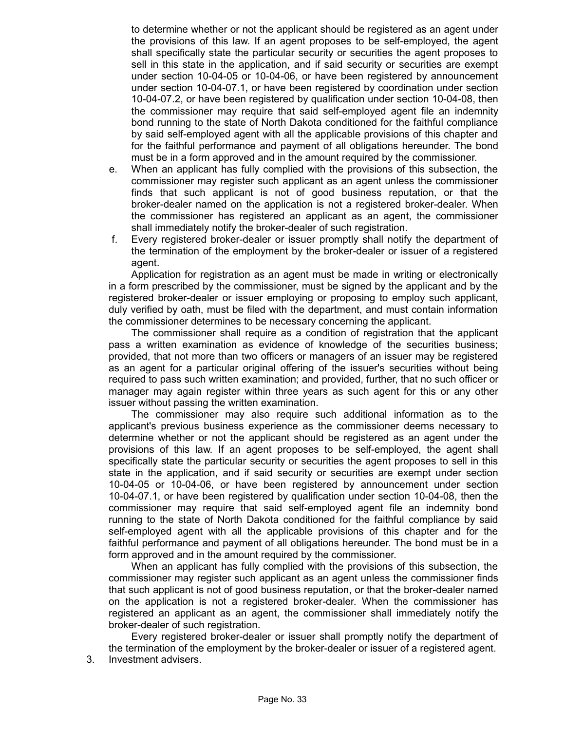to determine whether or not the applicant should be registered as an agent under the provisions of this law. If an agent proposes to be self-employed, the agent shall specifically state the particular security or securities the agent proposes to sell in this state in the application, and if said security or securities are exempt under section 10-04-05 or 10-04-06, or have been registered by announcement under section 10-04-07.1, or have been registered by coordination under section 10-04-07.2, or have been registered by qualification under section 10-04-08, then the commissioner may require that said self-employed agent file an indemnity bond running to the state of North Dakota conditioned for the faithful compliance by said self-employed agent with all the applicable provisions of this chapter and for the faithful performance and payment of all obligations hereunder. The bond must be in a form approved and in the amount required by the commissioner.

e. When an applicant has fully complied with the provisions of this subsection, the commissioner may register such applicant as an agent unless the commissioner finds that such applicant is not of good business reputation, or that the broker-dealer named on the application is not a registered broker-dealer. When the commissioner has registered an applicant as an agent, the commissioner shall immediately notify the broker-dealer of such registration.

f. Every registered broker-dealer or issuer promptly shall notify the department of the termination of the employment by the broker-dealer or issuer of a registered agent.

Application for registration as an agent must be made in writing or electronically in a form prescribed by the commissioner, must be signed by the applicant and by the registered broker-dealer or issuer employing or proposing to employ such applicant, duly verified by oath, must be filed with the department, and must contain information the commissioner determines to be necessary concerning the applicant.

The commissioner shall require as a condition of registration that the applicant pass a written examination as evidence of knowledge of the securities business; provided, that not more than two officers or managers of an issuer may be registered as an agent for a particular original offering of the issuer's securities without being required to pass such written examination; and provided, further, that no such officer or manager may again register within three years as such agent for this or any other issuer without passing the written examination.

The commissioner may also require such additional information as to the applicant's previous business experience as the commissioner deems necessary to determine whether or not the applicant should be registered as an agent under the provisions of this law. If an agent proposes to be self-employed, the agent shall specifically state the particular security or securities the agent proposes to sell in this state in the application, and if said security or securities are exempt under section 10-04-05 or 10-04-06, or have been registered by announcement under section 10-04-07.1, or have been registered by qualification under section 10-04-08, then the commissioner may require that said self-employed agent file an indemnity bond running to the state of North Dakota conditioned for the faithful compliance by said self-employed agent with all the applicable provisions of this chapter and for the faithful performance and payment of all obligations hereunder. The bond must be in a form approved and in the amount required by the commissioner.

When an applicant has fully complied with the provisions of this subsection, the commissioner may register such applicant as an agent unless the commissioner finds that such applicant is not of good business reputation, or that the broker-dealer named on the application is not a registered broker-dealer. When the commissioner has registered an applicant as an agent, the commissioner shall immediately notify the broker-dealer of such registration.

Every registered broker-dealer or issuer shall promptly notify the department of the termination of the employment by the broker-dealer or issuer of a registered agent.

3. Investment advisers.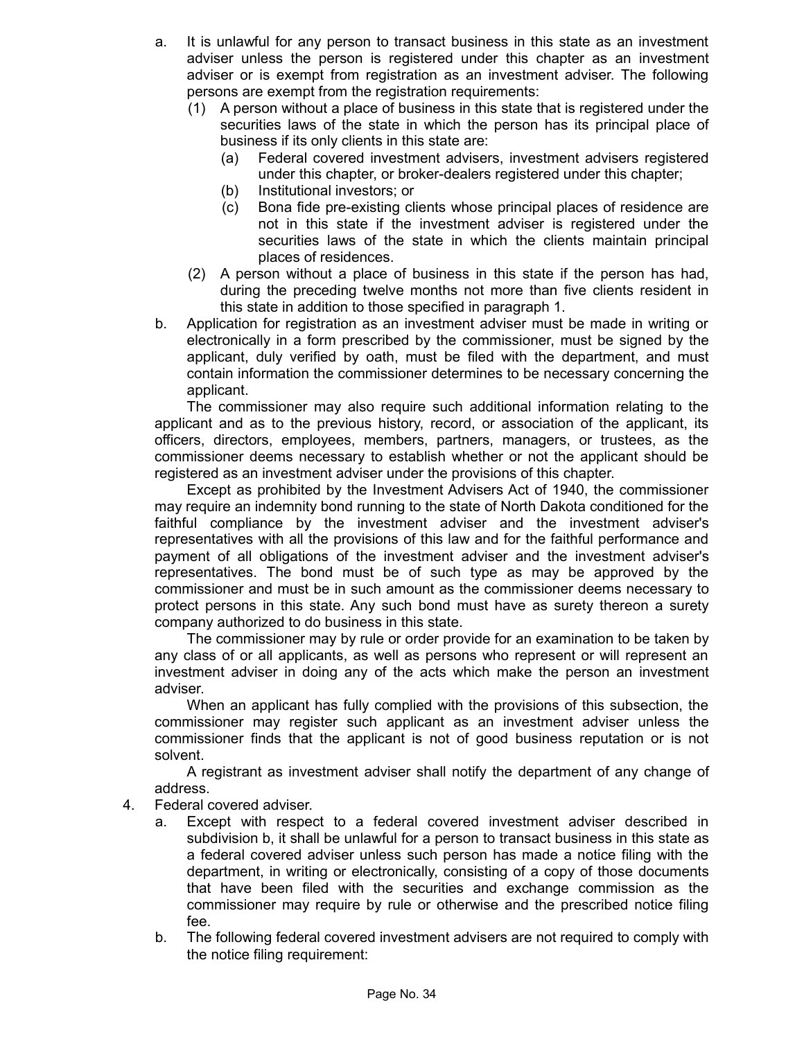a. It is unlawful for any person to transact business in this state as an investment adviser unless the person is registered under this chapter as an investment adviser or is exempt from registration as an investment adviser. The following persons are exempt from the registration requirements:
   (1) A person without a place of business in this state that is registered under the securities laws of the state in which the person has its principal place of business if its only clients in this state are:
      (a) Federal covered investment advisers, investment advisers registered under this chapter, or broker-dealers registered under this chapter;
      (b) Institutional investors; or
      (c) Bona fide pre-existing clients whose principal places of residence are not in this state if the investment adviser is registered under the securities laws of the state in which the clients maintain principal places of residences.
   (2) A person without a place of business in this state if the person has had, during the preceding twelve months not more than five clients resident in this state in addition to those specified in paragraph 1.

b. Application for registration as an investment adviser must be made in writing or electronically in a form prescribed by the commissioner, must be signed by the applicant, duly verified by oath, must be filed with the department, and must contain information the commissioner determines to be necessary concerning the applicant.

   The commissioner may also require such additional information relating to the applicant and as to the previous history, record, or association of the applicant, its officers, directors, employees, members, partners, managers, or trustees, as the commissioner deems necessary to establish whether or not the applicant should be registered as an investment adviser under the provisions of this chapter.

   Except as prohibited by the Investment Advisers Act of 1940, the commissioner may require an indemnity bond running to the state of North Dakota conditioned for the faithful compliance by the investment adviser and the investment adviser's representatives with all the provisions of this law and for the faithful performance and payment of all obligations of the investment adviser and the investment adviser's representatives. The bond must be of such type as may be approved by the commissioner and must be in such amount as the commissioner deems necessary to protect persons in this state. Any such bond must have as surety thereon a surety company authorized to do business in this state.

   The commissioner may by rule or order provide for an examination to be taken by any class of or all applicants, as well as persons who represent or will represent an investment adviser in doing any of the acts which make the person an investment adviser.

   When an applicant has fully complied with the provisions of this subsection, the commissioner may register such applicant as an investment adviser unless the commissioner finds that the applicant is not of good business reputation or is not solvent.

   A registrant as investment adviser shall notify the department of any change of address.

4. Federal covered adviser.
   a. Except with respect to a federal covered investment adviser described in subdivision b, it shall be unlawful for a person to transact business in this state as a federal covered adviser unless such person has made a notice filing with the department, in writing or electronically, consisting of a copy of those documents that have been filed with the securities and exchange commission as the commissioner may require by rule or otherwise and the prescribed notice filing fee.
   b. The following federal covered investment advisers are not required to comply with the notice filing requirement: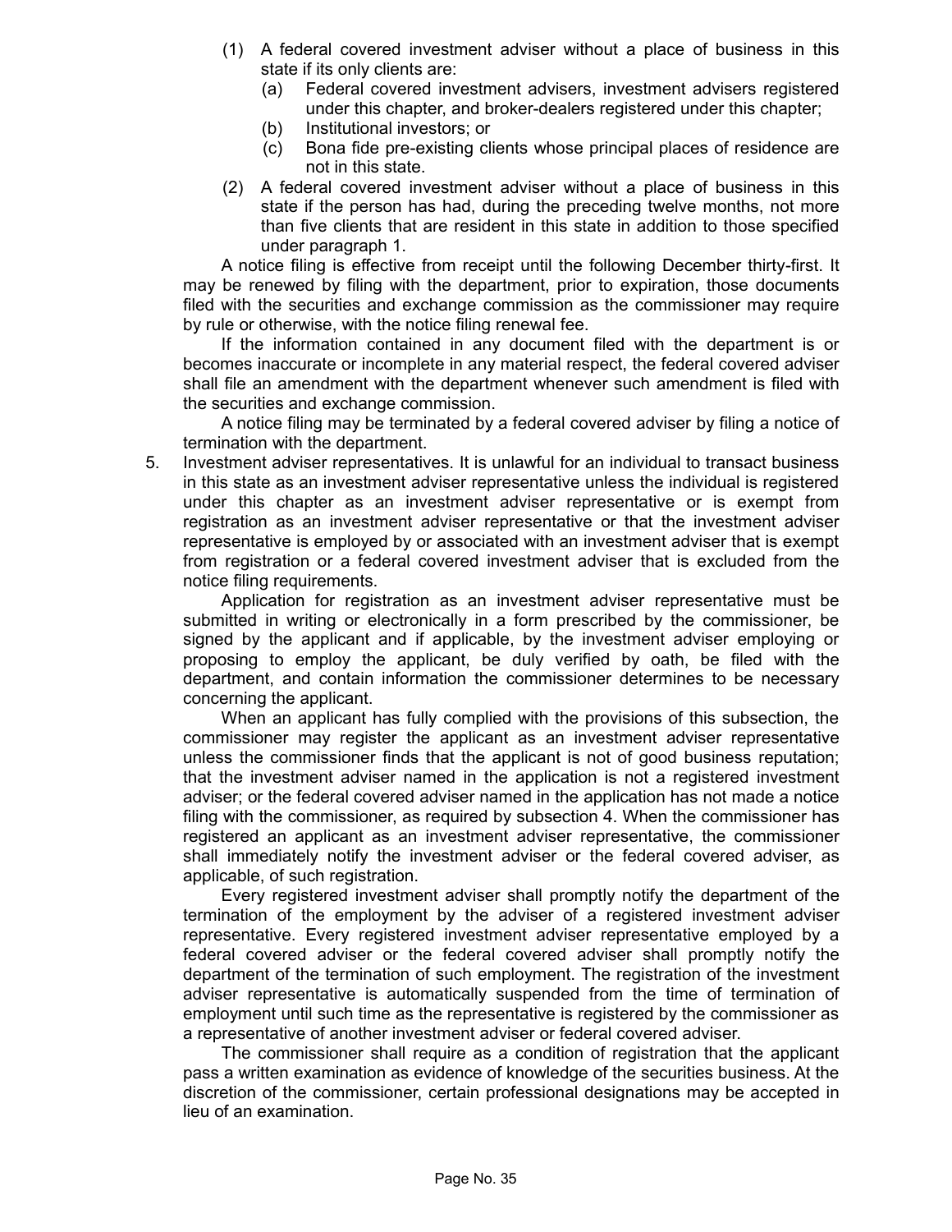(1) A federal covered investment adviser without a place of business in this state if its only clients are:

(a) Federal covered investment advisers, investment advisers registered under this chapter, and broker-dealers registered under this chapter;

(b) Institutional investors; or

(c) Bona fide pre-existing clients whose principal places of residence are not in this state.

(2) A federal covered investment adviser without a place of business in this state if the person has had, during the preceding twelve months, not more than five clients that are resident in this state in addition to those specified under paragraph 1.

A notice filing is effective from receipt until the following December thirty-first. It may be renewed by filing with the department, prior to expiration, those documents filed with the securities and exchange commission as the commissioner may require by rule or otherwise, with the notice filing renewal fee.

If the information contained in any document filed with the department is or becomes inaccurate or incomplete in any material respect, the federal covered adviser shall file an amendment with the department whenever such amendment is filed with the securities and exchange commission.

A notice filing may be terminated by a federal covered adviser by filing a notice of termination with the department.

5. Investment adviser representatives. It is unlawful for an individual to transact business in this state as an investment adviser representative unless the individual is registered under this chapter as an investment adviser representative or is exempt from registration as an investment adviser representative or that the investment adviser representative is employed by or associated with an investment adviser that is exempt from registration or a federal covered investment adviser that is excluded from the notice filing requirements.

Application for registration as an investment adviser representative must be submitted in writing or electronically in a form prescribed by the commissioner, be signed by the applicant and if applicable, by the investment adviser employing or proposing to employ the applicant, be duly verified by oath, be filed with the department, and contain information the commissioner determines to be necessary concerning the applicant.

When an applicant has fully complied with the provisions of this subsection, the commissioner may register the applicant as an investment adviser representative unless the commissioner finds that the applicant is not of good business reputation; that the investment adviser named in the application is not a registered investment adviser; or the federal covered adviser named in the application has not made a notice filing with the commissioner, as required by subsection 4. When the commissioner has registered an applicant as an investment adviser representative, the commissioner shall immediately notify the investment adviser or the federal covered adviser, as applicable, of such registration.

Every registered investment adviser shall promptly notify the department of the termination of the employment by the adviser of a registered investment adviser representative. Every registered investment adviser representative employed by a federal covered adviser or the federal covered adviser shall promptly notify the department of the termination of such employment. The registration of the investment adviser representative is automatically suspended from the time of termination of employment until such time as the representative is registered by the commissioner as a representative of another investment adviser or federal covered adviser.

The commissioner shall require as a condition of registration that the applicant pass a written examination as evidence of knowledge of the securities business. At the discretion of the commissioner, certain professional designations may be accepted in lieu of an examination.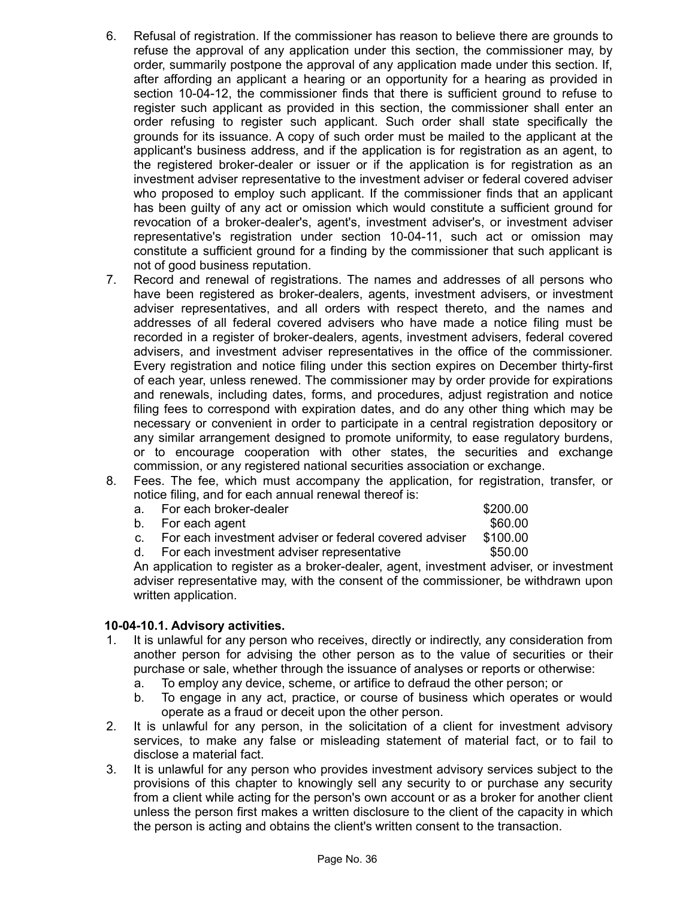6. Refusal of registration. If the commissioner has reason to believe there are grounds to refuse the approval of any application under this section, the commissioner may, by order, summarily postpone the approval of any application made under this section. If, after affording an applicant a hearing or an opportunity for a hearing as provided in section 10-04-12, the commissioner finds that there is sufficient ground to refuse to register such applicant as provided in this section, the commissioner shall enter an order refusing to register such applicant. Such order shall state specifically the grounds for its issuance. A copy of such order must be mailed to the applicant at the applicant's business address, and if the application is for registration as an agent, to the registered broker-dealer or issuer or if the application is for registration as an investment adviser representative to the investment adviser or federal covered adviser who proposed to employ such applicant. If the commissioner finds that an applicant has been guilty of any act or omission which would constitute a sufficient ground for revocation of a broker-dealer's, agent's, investment adviser's, or investment adviser representative's registration under section 10-04-11, such act or omission may constitute a sufficient ground for a finding by the commissioner that such applicant is not of good business reputation.
7. Record and renewal of registrations. The names and addresses of all persons who have been registered as broker-dealers, agents, investment advisers, or investment adviser representatives, and all orders with respect thereto, and the names and addresses of all federal covered advisers who have made a notice filing must be recorded in a register of broker-dealers, agents, investment advisers, federal covered advisers, and investment adviser representatives in the office of the commissioner. Every registration and notice filing under this section expires on December thirty-first of each year, unless renewed. The commissioner may by order provide for expirations and renewals, including dates, forms, and procedures, adjust registration and notice filing fees to correspond with expiration dates, and do any other thing which may be necessary or convenient in order to participate in a central registration depository or any similar arrangement designed to promote uniformity, to ease regulatory burdens, or to encourage cooperation with other states, the securities and exchange commission, or any registered national securities association or exchange.
8. Fees. The fee, which must accompany the application, for registration, transfer, or notice filing, and for each annual renewal thereof is:
   a. For each broker-dealer $200.00
   b. For each agent $60.00
   c. For each investment adviser or federal covered adviser $100.00
   d. For each investment adviser representative $50.00

   An application to register as a broker-dealer, agent, investment adviser, or investment adviser representative may, with the consent of the commissioner, be withdrawn upon written application.

**10-04-10.1. Advisory activities.**

1. It is unlawful for any person who receives, directly or indirectly, any consideration from another person for advising the other person as to the value of securities or their purchase or sale, whether through the issuance of analyses or reports or otherwise:
   a. To employ any device, scheme, or artifice to defraud the other person; or
   b. To engage in any act, practice, or course of business which operates or would operate as a fraud or deceit upon the other person.
2. It is unlawful for any person, in the solicitation of a client for investment advisory services, to make any false or misleading statement of material fact, or to fail to disclose a material fact.
3. It is unlawful for any person who provides investment advisory services subject to the provisions of this chapter to knowingly sell any security to or purchase any security from a client while acting for the person's own account or as a broker for another client unless the person first makes a written disclosure to the client of the capacity in which the person is acting and obtains the client's written consent to the transaction.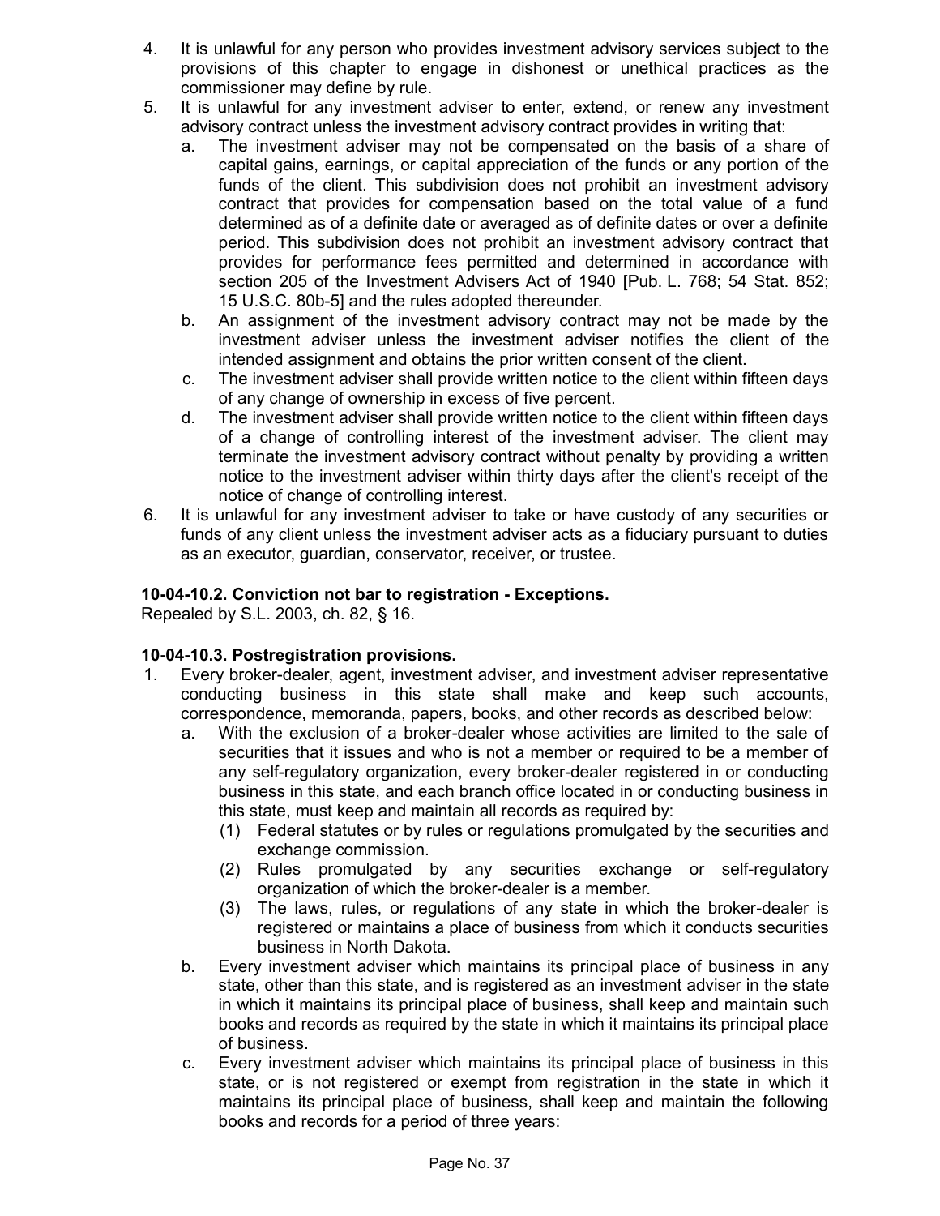4. It is unlawful for any person who provides investment advisory services subject to the provisions of this chapter to engage in dishonest or unethical practices as the commissioner may define by rule.
5. It is unlawful for any investment adviser to enter, extend, or renew any investment advisory contract unless the investment advisory contract provides in writing that:
   a. The investment adviser may not be compensated on the basis of a share of capital gains, earnings, or capital appreciation of the funds or any portion of the funds of the client. This subdivision does not prohibit an investment advisory contract that provides for compensation based on the total value of a fund determined as of a definite date or averaged as of definite dates or over a definite period. This subdivision does not prohibit an investment advisory contract that provides for performance fees permitted and determined in accordance with section 205 of the Investment Advisers Act of 1940 [Pub. L. 768; 54 Stat. 852; 15 U.S.C. 80b-5] and the rules adopted thereunder.
   b. An assignment of the investment advisory contract may not be made by the investment adviser unless the investment adviser notifies the client of the intended assignment and obtains the prior written consent of the client.
   c. The investment adviser shall provide written notice to the client within fifteen days of any change of ownership in excess of five percent.
   d. The investment adviser shall provide written notice to the client within fifteen days of a change of controlling interest of the investment adviser. The client may terminate the investment advisory contract without penalty by providing a written notice to the investment adviser within thirty days after the client's receipt of the notice of change of controlling interest.
6. It is unlawful for any investment adviser to take or have custody of any securities or funds of any client unless the investment adviser acts as a fiduciary pursuant to duties as an executor, guardian, conservator, receiver, or trustee.

**10-04-10.2. Conviction not bar to registration - Exceptions.**
Repealed by S.L. 2003, ch. 82, § 16.

**10-04-10.3. Postregistration provisions.**

1. Every broker-dealer, agent, investment adviser, and investment adviser representative conducting business in this state shall make and keep such accounts, correspondence, memoranda, papers, books, and other records as described below:
   a. With the exclusion of a broker-dealer whose activities are limited to the sale of securities that it issues and who is not a member or required to be a member of any self-regulatory organization, every broker-dealer registered in or conducting business in this state, and each branch office located in or conducting business in this state, must keep and maintain all records as required by:
      (1) Federal statutes or by rules or regulations promulgated by the securities and exchange commission.
      (2) Rules promulgated by any securities exchange or self-regulatory organization of which the broker-dealer is a member.
      (3) The laws, rules, or regulations of any state in which the broker-dealer is registered or maintains a place of business from which it conducts securities business in North Dakota.
   b. Every investment adviser which maintains its principal place of business in any state, other than this state, and is registered as an investment adviser in the state in which it maintains its principal place of business, shall keep and maintain such books and records as required by the state in which it maintains its principal place of business.
   c. Every investment adviser which maintains its principal place of business in this state, or is not registered or exempt from registration in the state in which it maintains its principal place of business, shall keep and maintain the following books and records for a period of three years: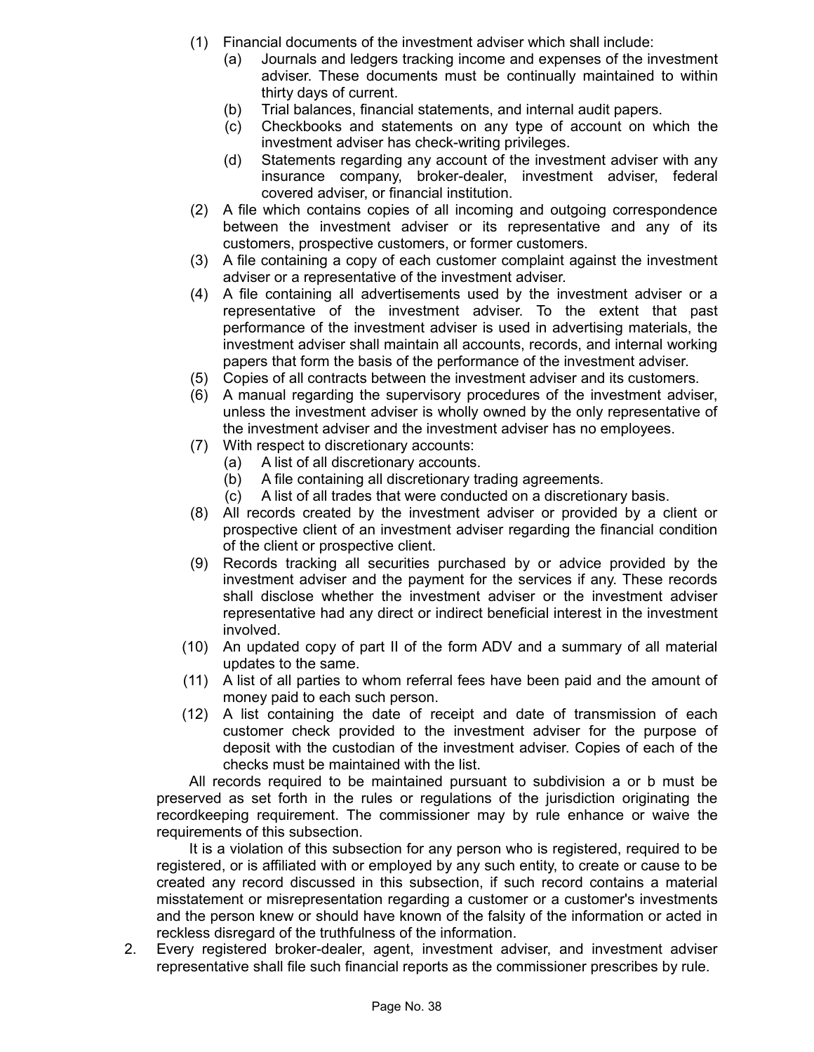(1) Financial documents of the investment adviser which shall include:
   (a) Journals and ledgers tracking income and expenses of the investment adviser. These documents must be continually maintained to within thirty days of current.
   (b) Trial balances, financial statements, and internal audit papers.
   (c) Checkbooks and statements on any type of account on which the investment adviser has check-writing privileges.
   (d) Statements regarding any account of the investment adviser with any insurance company, broker-dealer, investment adviser, federal covered adviser, or financial institution.

(2) A file which contains copies of all incoming and outgoing correspondence between the investment adviser or its representative and any of its customers, prospective customers, or former customers.

(3) A file containing a copy of each customer complaint against the investment adviser or a representative of the investment adviser.

(4) A file containing all advertisements used by the investment adviser or a representative of the investment adviser. To the extent that past performance of the investment adviser is used in advertising materials, the investment adviser shall maintain all accounts, records, and internal working papers that form the basis of the performance of the investment adviser.

(5) Copies of all contracts between the investment adviser and its customers.

(6) A manual regarding the supervisory procedures of the investment adviser, unless the investment adviser is wholly owned by the only representative of the investment adviser and the investment adviser has no employees.

(7) With respect to discretionary accounts:
   (a) A list of all discretionary accounts.
   (b) A file containing all discretionary trading agreements.
   (c) A list of all trades that were conducted on a discretionary basis.

(8) All records created by the investment adviser or provided by a client or prospective client of an investment adviser regarding the financial condition of the client or prospective client.

(9) Records tracking all securities purchased by or advice provided by the investment adviser and the payment for the services if any. These records shall disclose whether the investment adviser or the investment adviser representative had any direct or indirect beneficial interest in the investment involved.

(10) An updated copy of part II of the form ADV and a summary of all material updates to the same.

(11) A list of all parties to whom referral fees have been paid and the amount of money paid to each such person.

(12) A list containing the date of receipt and date of transmission of each customer check provided to the investment adviser for the purpose of deposit with the custodian of the investment adviser. Copies of each of the checks must be maintained with the list.

All records required to be maintained pursuant to subdivision a or b must be preserved as set forth in the rules or regulations of the jurisdiction originating the recordkeeping requirement. The commissioner may by rule enhance or waive the requirements of this subsection.

It is a violation of this subsection for any person who is registered, required to be registered, or is affiliated with or employed by any such entity, to create or cause to be created any record discussed in this subsection, if such record contains a material misstatement or misrepresentation regarding a customer or a customer's investments and the person knew or should have known of the falsity of the information or acted in reckless disregard of the truthfulness of the information.

2. Every registered broker-dealer, agent, investment adviser, and investment adviser representative shall file such financial reports as the commissioner prescribes by rule.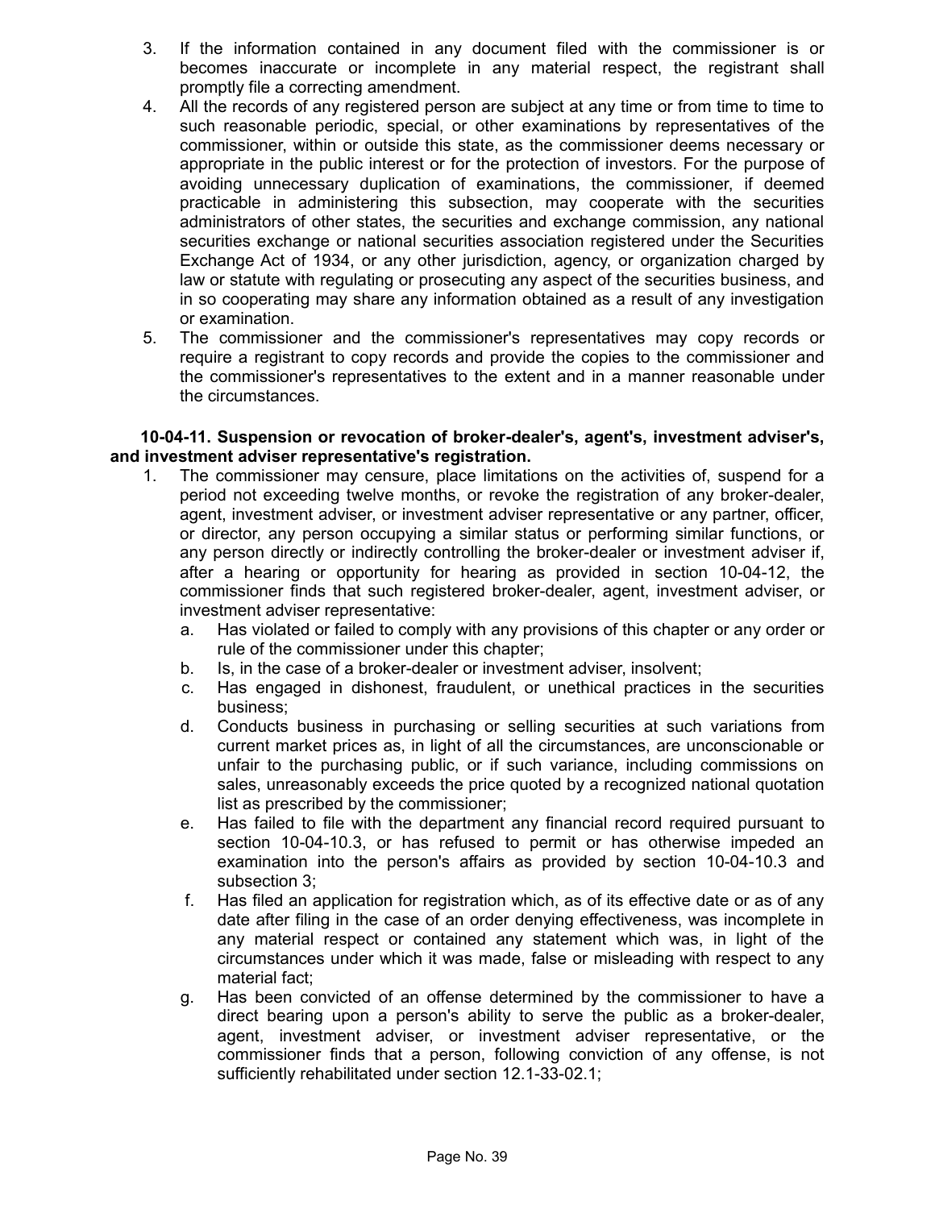3. If the information contained in any document filed with the commissioner is or becomes inaccurate or incomplete in any material respect, the registrant shall promptly file a correcting amendment.
4. All the records of any registered person are subject at any time or from time to time to such reasonable periodic, special, or other examinations by representatives of the commissioner, within or outside this state, as the commissioner deems necessary or appropriate in the public interest or for the protection of investors. For the purpose of avoiding unnecessary duplication of examinations, the commissioner, if deemed practicable in administering this subsection, may cooperate with the securities administrators of other states, the securities and exchange commission, any national securities exchange or national securities association registered under the Securities Exchange Act of 1934, or any other jurisdiction, agency, or organization charged by law or statute with regulating or prosecuting any aspect of the securities business, and in so cooperating may share any information obtained as a result of any investigation or examination.
5. The commissioner and the commissioner's representatives may copy records or require a registrant to copy records and provide the copies to the commissioner and the commissioner's representatives to the extent and in a manner reasonable under the circumstances.

**10-04-11. Suspension or revocation of broker-dealer's, agent's, investment adviser's, and investment adviser representative's registration.**

1. The commissioner may censure, place limitations on the activities of, suspend for a period not exceeding twelve months, or revoke the registration of any broker-dealer, agent, investment adviser, or investment adviser representative or any partner, officer, or director, any person occupying a similar status or performing similar functions, or any person directly or indirectly controlling the broker-dealer or investment adviser if, after a hearing or opportunity for hearing as provided in section 10-04-12, the commissioner finds that such registered broker-dealer, agent, investment adviser, or investment adviser representative:
   a. Has violated or failed to comply with any provisions of this chapter or any order or rule of the commissioner under this chapter;
   b. Is, in the case of a broker-dealer or investment adviser, insolvent;
   c. Has engaged in dishonest, fraudulent, or unethical practices in the securities business;
   d. Conducts business in purchasing or selling securities at such variations from current market prices as, in light of all the circumstances, are unconscionable or unfair to the purchasing public, or if such variance, including commissions on sales, unreasonably exceeds the price quoted by a recognized national quotation list as prescribed by the commissioner;
   e. Has failed to file with the department any financial record required pursuant to section 10-04-10.3, or has refused to permit or has otherwise impeded an examination into the person's affairs as provided by section 10-04-10.3 and subsection 3;
   f. Has filed an application for registration which, as of its effective date or as of any date after filing in the case of an order denying effectiveness, was incomplete in any material respect or contained any statement which was, in light of the circumstances under which it was made, false or misleading with respect to any material fact;
   g. Has been convicted of an offense determined by the commissioner to have a direct bearing upon a person's ability to serve the public as a broker-dealer, agent, investment adviser, or investment adviser representative, or the commissioner finds that a person, following conviction of any offense, is not sufficiently rehabilitated under section 12.1-33-02.1;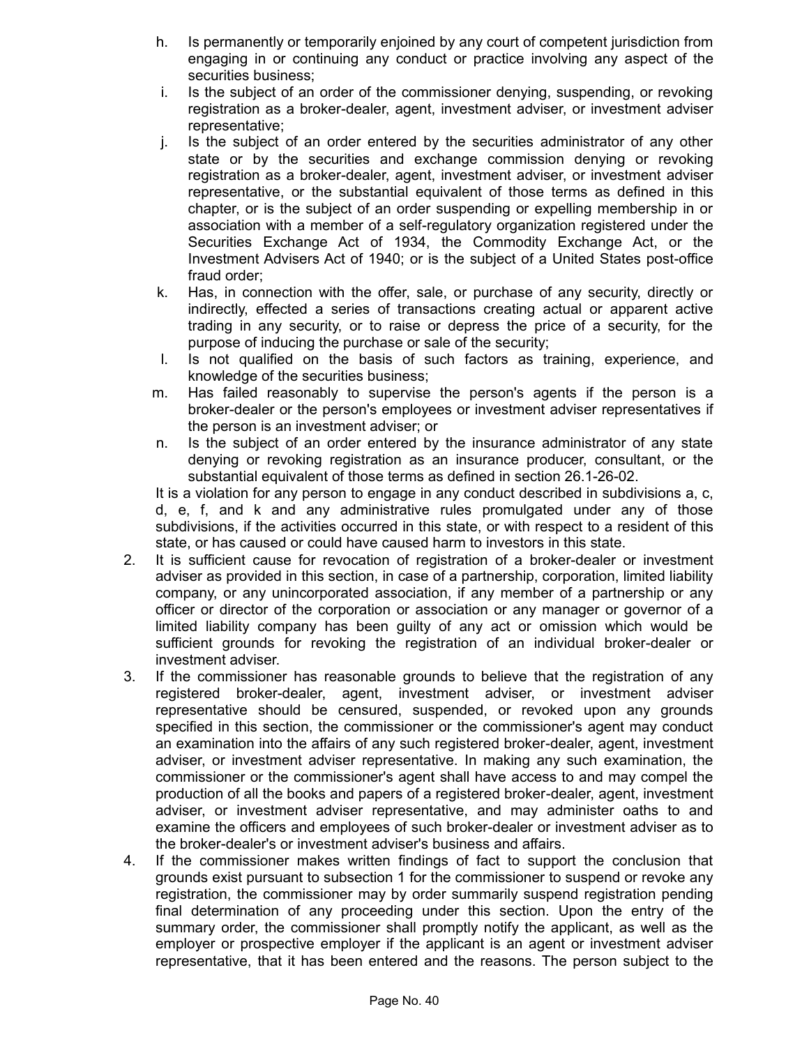h. Is permanently or temporarily enjoined by any court of competent jurisdiction from engaging in or continuing any conduct or practice involving any aspect of the securities business;

i. Is the subject of an order of the commissioner denying, suspending, or revoking registration as a broker-dealer, agent, investment adviser, or investment adviser representative;

j. Is the subject of an order entered by the securities administrator of any other state or by the securities and exchange commission denying or revoking registration as a broker-dealer, agent, investment adviser, or investment adviser representative, or the substantial equivalent of those terms as defined in this chapter, or is the subject of an order suspending or expelling membership in or association with a member of a self-regulatory organization registered under the Securities Exchange Act of 1934, the Commodity Exchange Act, or the Investment Advisers Act of 1940; or is the subject of a United States post-office fraud order;

k. Has, in connection with the offer, sale, or purchase of any security, directly or indirectly, effected a series of transactions creating actual or apparent active trading in any security, or to raise or depress the price of a security, for the purpose of inducing the purchase or sale of the security;

l. Is not qualified on the basis of such factors as training, experience, and knowledge of the securities business;

m. Has failed reasonably to supervise the person's agents if the person is a broker-dealer or the person's employees or investment adviser representatives if the person is an investment adviser; or

n. Is the subject of an order entered by the insurance administrator of any state denying or revoking registration as an insurance producer, consultant, or the substantial equivalent of those terms as defined in section 26.1-26-02.

It is a violation for any person to engage in any conduct described in subdivisions a, c, d, e, f, and k and any administrative rules promulgated under any of those subdivisions, if the activities occurred in this state, or with respect to a resident of this state, or has caused or could have caused harm to investors in this state.

2. It is sufficient cause for revocation of registration of a broker-dealer or investment adviser as provided in this section, in case of a partnership, corporation, limited liability company, or any unincorporated association, if any member of a partnership or any officer or director of the corporation or association or any manager or governor of a limited liability company has been guilty of any act or omission which would be sufficient grounds for revoking the registration of an individual broker-dealer or investment adviser.

3. If the commissioner has reasonable grounds to believe that the registration of any registered broker-dealer, agent, investment adviser, or investment adviser representative should be censured, suspended, or revoked upon any grounds specified in this section, the commissioner or the commissioner's agent may conduct an examination into the affairs of any such registered broker-dealer, agent, investment adviser, or investment adviser representative. In making any such examination, the commissioner or the commissioner's agent shall have access to and may compel the production of all the books and papers of a registered broker-dealer, agent, investment adviser, or investment adviser representative, and may administer oaths to and examine the officers and employees of such broker-dealer or investment adviser as to the broker-dealer's or investment adviser's business and affairs.

4. If the commissioner makes written findings of fact to support the conclusion that grounds exist pursuant to subsection 1 for the commissioner to suspend or revoke any registration, the commissioner may by order summarily suspend registration pending final determination of any proceeding under this section. Upon the entry of the summary order, the commissioner shall promptly notify the applicant, as well as the employer or prospective employer if the applicant is an agent or investment adviser representative, that it has been entered and the reasons. The person subject to the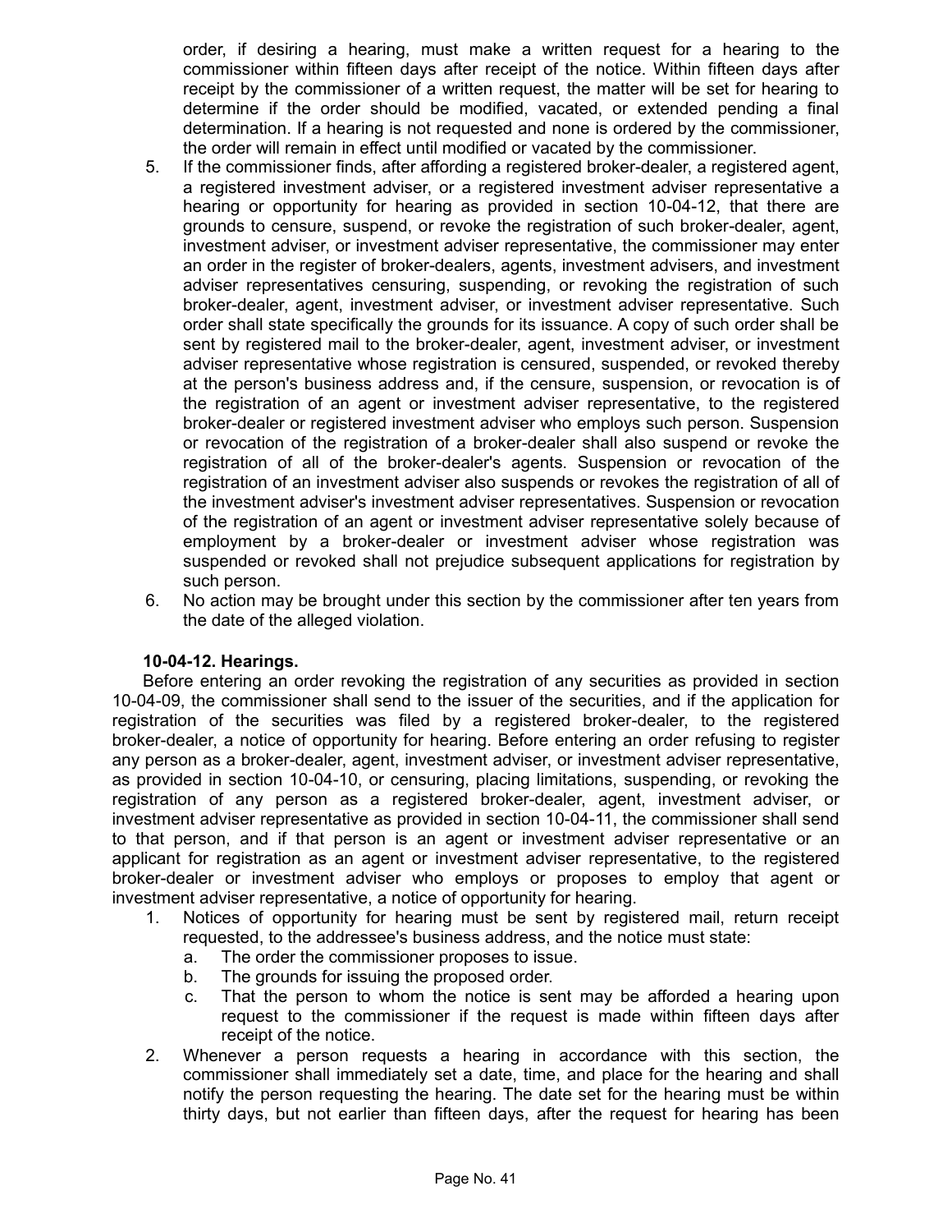order, if desiring a hearing, must make a written request for a hearing to the commissioner within fifteen days after receipt of the notice. Within fifteen days after receipt by the commissioner of a written request, the matter will be set for hearing to determine if the order should be modified, vacated, or extended pending a final determination. If a hearing is not requested and none is ordered by the commissioner, the order will remain in effect until modified or vacated by the commissioner.

5. If the commissioner finds, after affording a registered broker-dealer, a registered agent, a registered investment adviser, or a registered investment adviser representative a hearing or opportunity for hearing as provided in section 10-04-12, that there are grounds to censure, suspend, or revoke the registration of such broker-dealer, agent, investment adviser, or investment adviser representative, the commissioner may enter an order in the register of broker-dealers, agents, investment advisers, and investment adviser representatives censuring, suspending, or revoking the registration of such broker-dealer, agent, investment adviser, or investment adviser representative. Such order shall state specifically the grounds for its issuance. A copy of such order shall be sent by registered mail to the broker-dealer, agent, investment adviser, or investment adviser representative whose registration is censured, suspended, or revoked thereby at the person's business address and, if the censure, suspension, or revocation is of the registration of an agent or investment adviser representative, to the registered broker-dealer or registered investment adviser who employs such person. Suspension or revocation of the registration of a broker-dealer shall also suspend or revoke the registration of all of the broker-dealer's agents. Suspension or revocation of the registration of an investment adviser also suspends or revokes the registration of all of the investment adviser's investment adviser representatives. Suspension or revocation of the registration of an agent or investment adviser representative solely because of employment by a broker-dealer or investment adviser whose registration was suspended or revoked shall not prejudice subsequent applications for registration by such person.
6. No action may be brought under this section by the commissioner after ten years from the date of the alleged violation.

**10-04-12. Hearings.**

Before entering an order revoking the registration of any securities as provided in section 10-04-09, the commissioner shall send to the issuer of the securities, and if the application for registration of the securities was filed by a registered broker-dealer, to the registered broker-dealer, a notice of opportunity for hearing. Before entering an order refusing to register any person as a broker-dealer, agent, investment adviser, or investment adviser representative, as provided in section 10-04-10, or censuring, placing limitations, suspending, or revoking the registration of any person as a registered broker-dealer, agent, investment adviser, or investment adviser representative as provided in section 10-04-11, the commissioner shall send to that person, and if that person is an agent or investment adviser representative or an applicant for registration as an agent or investment adviser representative, to the registered broker-dealer or investment adviser who employs or proposes to employ that agent or investment adviser representative, a notice of opportunity for hearing.

1. Notices of opportunity for hearing must be sent by registered mail, return receipt requested, to the addressee's business address, and the notice must state:
   a. The order the commissioner proposes to issue.
   b. The grounds for issuing the proposed order.
   c. That the person to whom the notice is sent may be afforded a hearing upon request to the commissioner if the request is made within fifteen days after receipt of the notice.
2. Whenever a person requests a hearing in accordance with this section, the commissioner shall immediately set a date, time, and place for the hearing and shall notify the person requesting the hearing. The date set for the hearing must be within thirty days, but not earlier than fifteen days, after the request for hearing has been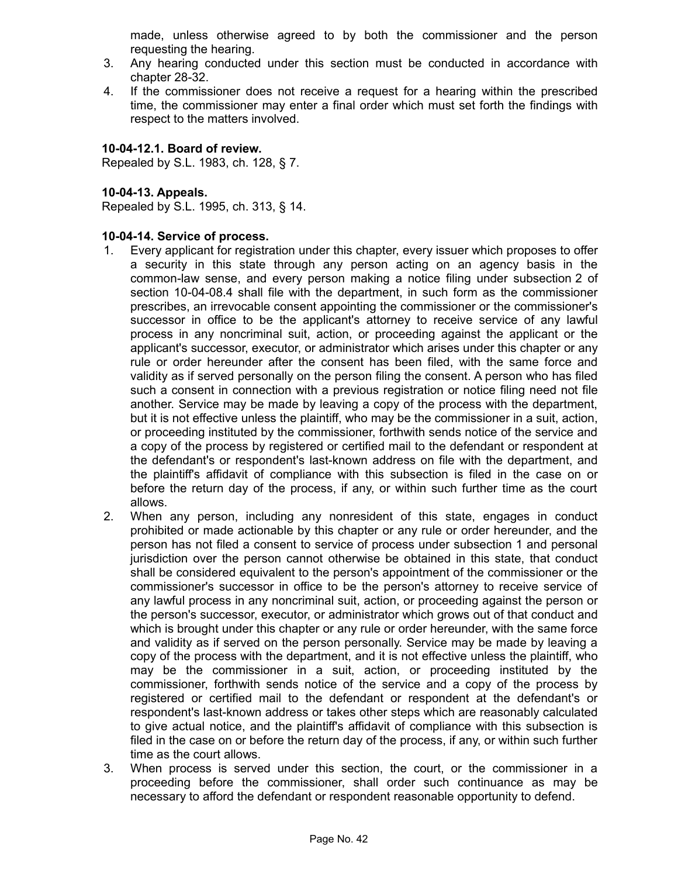made, unless otherwise agreed to by both the commissioner and the person requesting the hearing.

3. Any hearing conducted under this section must be conducted in accordance with chapter 28-32.
4. If the commissioner does not receive a request for a hearing within the prescribed time, the commissioner may enter a final order which must set forth the findings with respect to the matters involved.

**10-04-12.1. Board of review.**
Repealed by S.L. 1983, ch. 128, § 7.

**10-04-13. Appeals.**
Repealed by S.L. 1995, ch. 313, § 14.

**10-04-14. Service of process.**

1. Every applicant for registration under this chapter, every issuer which proposes to offer a security in this state through any person acting on an agency basis in the common-law sense, and every person making a notice filing under subsection 2 of section 10-04-08.4 shall file with the department, in such form as the commissioner prescribes, an irrevocable consent appointing the commissioner or the commissioner's successor in office to be the applicant's attorney to receive service of any lawful process in any noncriminal suit, action, or proceeding against the applicant or the applicant's successor, executor, or administrator which arises under this chapter or any rule or order hereunder after the consent has been filed, with the same force and validity as if served personally on the person filing the consent. A person who has filed such a consent in connection with a previous registration or notice filing need not file another. Service may be made by leaving a copy of the process with the department, but it is not effective unless the plaintiff, who may be the commissioner in a suit, action, or proceeding instituted by the commissioner, forthwith sends notice of the service and a copy of the process by registered or certified mail to the defendant or respondent at the defendant's or respondent's last-known address on file with the department, and the plaintiff's affidavit of compliance with this subsection is filed in the case on or before the return day of the process, if any, or within such further time as the court allows.
2. When any person, including any nonresident of this state, engages in conduct prohibited or made actionable by this chapter or any rule or order hereunder, and the person has not filed a consent to service of process under subsection 1 and personal jurisdiction over the person cannot otherwise be obtained in this state, that conduct shall be considered equivalent to the person's appointment of the commissioner or the commissioner's successor in office to be the person's attorney to receive service of any lawful process in any noncriminal suit, action, or proceeding against the person or the person's successor, executor, or administrator which grows out of that conduct and which is brought under this chapter or any rule or order hereunder, with the same force and validity as if served on the person personally. Service may be made by leaving a copy of the process with the department, and it is not effective unless the plaintiff, who may be the commissioner in a suit, action, or proceeding instituted by the commissioner, forthwith sends notice of the service and a copy of the process by registered or certified mail to the defendant or respondent at the defendant's or respondent's last-known address or takes other steps which are reasonably calculated to give actual notice, and the plaintiff's affidavit of compliance with this subsection is filed in the case on or before the return day of the process, if any, or within such further time as the court allows.
3. When process is served under this section, the court, or the commissioner in a proceeding before the commissioner, shall order such continuance as may be necessary to afford the defendant or respondent reasonable opportunity to defend.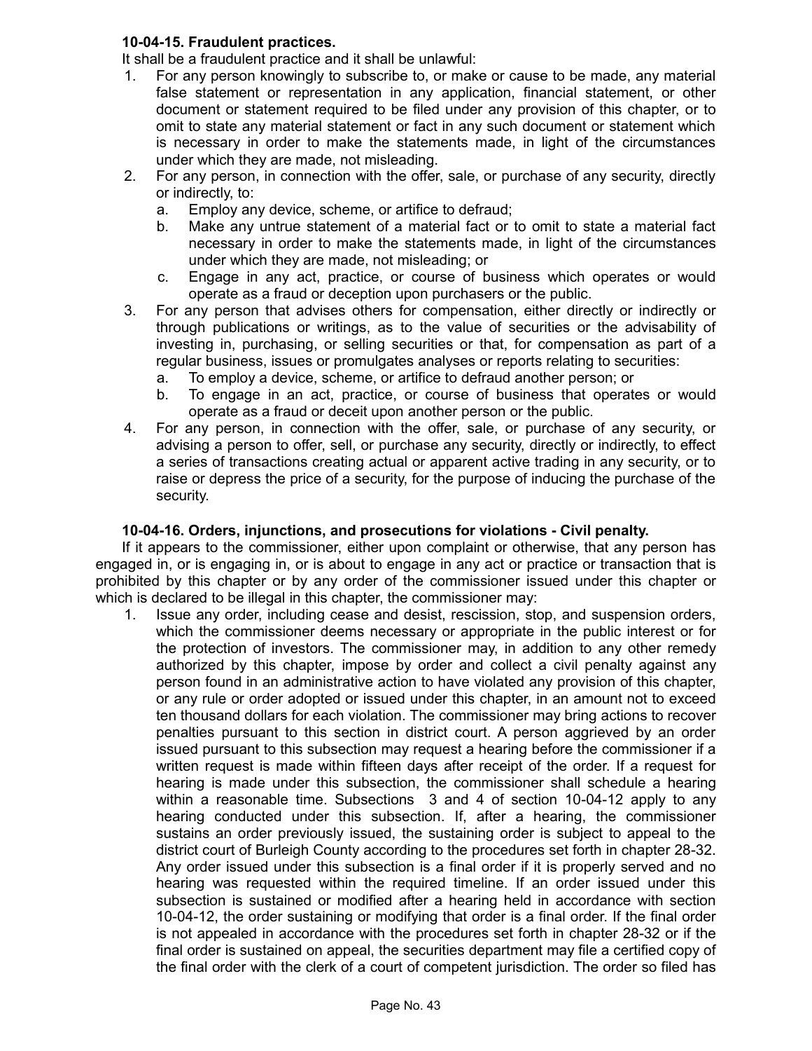**10-04-15. Fraudulent practices.**

It shall be a fraudulent practice and it shall be unlawful:

1. For any person knowingly to subscribe to, or make or cause to be made, any material false statement or representation in any application, financial statement, or other document or statement required to be filed under any provision of this chapter, or to omit to state any material statement or fact in any such document or statement which is necessary in order to make the statements made, in light of the circumstances under which they are made, not misleading.
2. For any person, in connection with the offer, sale, or purchase of any security, directly or indirectly, to:
   a. Employ any device, scheme, or artifice to defraud;
   b. Make any untrue statement of a material fact or to omit to state a material fact necessary in order to make the statements made, in light of the circumstances under which they are made, not misleading; or
   c. Engage in any act, practice, or course of business which operates or would operate as a fraud or deception upon purchasers or the public.
3. For any person that advises others for compensation, either directly or indirectly or through publications or writings, as to the value of securities or the advisability of investing in, purchasing, or selling securities or that, for compensation as part of a regular business, issues or promulgates analyses or reports relating to securities:
   a. To employ a device, scheme, or artifice to defraud another person; or
   b. To engage in an act, practice, or course of business that operates or would operate as a fraud or deceit upon another person or the public.
4. For any person, in connection with the offer, sale, or purchase of any security, or advising a person to offer, sell, or purchase any security, directly or indirectly, to effect a series of transactions creating actual or apparent active trading in any security, or to raise or depress the price of a security, for the purpose of inducing the purchase of the security.

**10-04-16. Orders, injunctions, and prosecutions for violations - Civil penalty.**

If it appears to the commissioner, either upon complaint or otherwise, that any person has engaged in, or is engaging in, or is about to engage in any act or practice or transaction that is prohibited by this chapter or by any order of the commissioner issued under this chapter or which is declared to be illegal in this chapter, the commissioner may:

1. Issue any order, including cease and desist, rescission, stop, and suspension orders, which the commissioner deems necessary or appropriate in the public interest or for the protection of investors. The commissioner may, in addition to any other remedy authorized by this chapter, impose by order and collect a civil penalty against any person found in an administrative action to have violated any provision of this chapter, or any rule or order adopted or issued under this chapter, in an amount not to exceed ten thousand dollars for each violation. The commissioner may bring actions to recover penalties pursuant to this section in district court. A person aggrieved by an order issued pursuant to this subsection may request a hearing before the commissioner if a written request is made within fifteen days after receipt of the order. If a request for hearing is made under this subsection, the commissioner shall schedule a hearing within a reasonable time. Subsections 3 and 4 of section 10-04-12 apply to any hearing conducted under this subsection. If, after a hearing, the commissioner sustains an order previously issued, the sustaining order is subject to appeal to the district court of Burleigh County according to the procedures set forth in chapter 28-32. Any order issued under this subsection is a final order if it is properly served and no hearing was requested within the required timeline. If an order issued under this subsection is sustained or modified after a hearing held in accordance with section 10-04-12, the order sustaining or modifying that order is a final order. If the final order is not appealed in accordance with the procedures set forth in chapter 28-32 or if the final order is sustained on appeal, the securities department may file a certified copy of the final order with the clerk of a court of competent jurisdiction. The order so filed has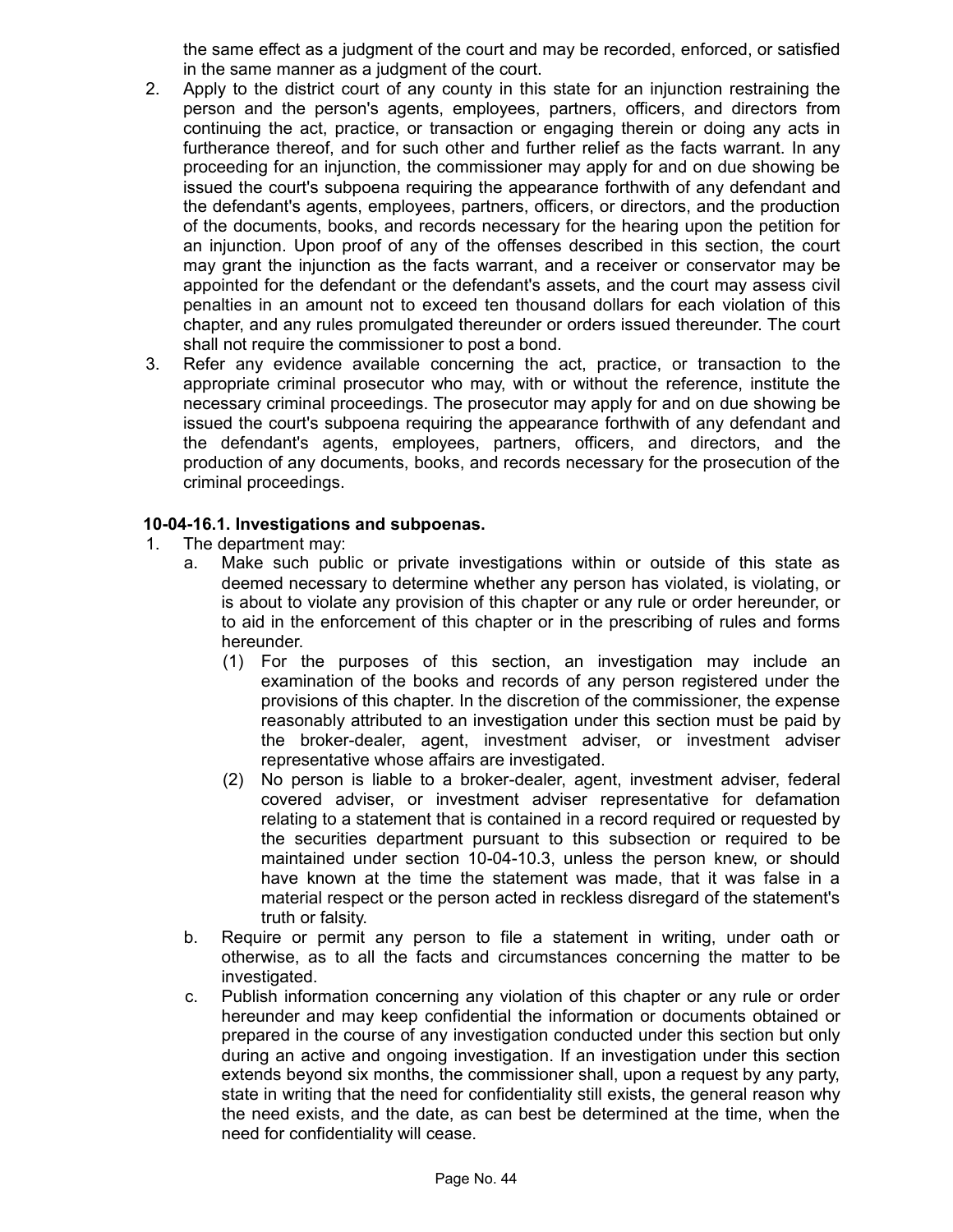the same effect as a judgment of the court and may be recorded, enforced, or satisfied in the same manner as a judgment of the court.

2. Apply to the district court of any county in this state for an injunction restraining the person and the person's agents, employees, partners, officers, and directors from continuing the act, practice, or transaction or engaging therein or doing any acts in furtherance thereof, and for such other and further relief as the facts warrant. In any proceeding for an injunction, the commissioner may apply for and on due showing be issued the court's subpoena requiring the appearance forthwith of any defendant and the defendant's agents, employees, partners, officers, or directors, and the production of the documents, books, and records necessary for the hearing upon the petition for an injunction. Upon proof of any of the offenses described in this section, the court may grant the injunction as the facts warrant, and a receiver or conservator may be appointed for the defendant or the defendant's assets, and the court may assess civil penalties in an amount not to exceed ten thousand dollars for each violation of this chapter, and any rules promulgated thereunder or orders issued thereunder. The court shall not require the commissioner to post a bond.
3. Refer any evidence available concerning the act, practice, or transaction to the appropriate criminal prosecutor who may, with or without the reference, institute the necessary criminal proceedings. The prosecutor may apply for and on due showing be issued the court's subpoena requiring the appearance forthwith of any defendant and the defendant's agents, employees, partners, officers, and directors, and the production of any documents, books, and records necessary for the prosecution of the criminal proceedings.

**10-04-16.1. Investigations and subpoenas.**

1. The department may:
   a. Make such public or private investigations within or outside of this state as deemed necessary to determine whether any person has violated, is violating, or is about to violate any provision of this chapter or any rule or order hereunder, or to aid in the enforcement of this chapter or in the prescribing of rules and forms hereunder.
      (1) For the purposes of this section, an investigation may include an examination of the books and records of any person registered under the provisions of this chapter. In the discretion of the commissioner, the expense reasonably attributed to an investigation under this section must be paid by the broker-dealer, agent, investment adviser, or investment adviser representative whose affairs are investigated.
      (2) No person is liable to a broker-dealer, agent, investment adviser, federal covered adviser, or investment adviser representative for defamation relating to a statement that is contained in a record required or requested by the securities department pursuant to this subsection or required to be maintained under section 10-04-10.3, unless the person knew, or should have known at the time the statement was made, that it was false in a material respect or the person acted in reckless disregard of the statement's truth or falsity.
   b. Require or permit any person to file a statement in writing, under oath or otherwise, as to all the facts and circumstances concerning the matter to be investigated.
   c. Publish information concerning any violation of this chapter or any rule or order hereunder and may keep confidential the information or documents obtained or prepared in the course of any investigation conducted under this section but only during an active and ongoing investigation. If an investigation under this section extends beyond six months, the commissioner shall, upon a request by any party, state in writing that the need for confidentiality still exists, the general reason why the need exists, and the date, as can best be determined at the time, when the need for confidentiality will cease.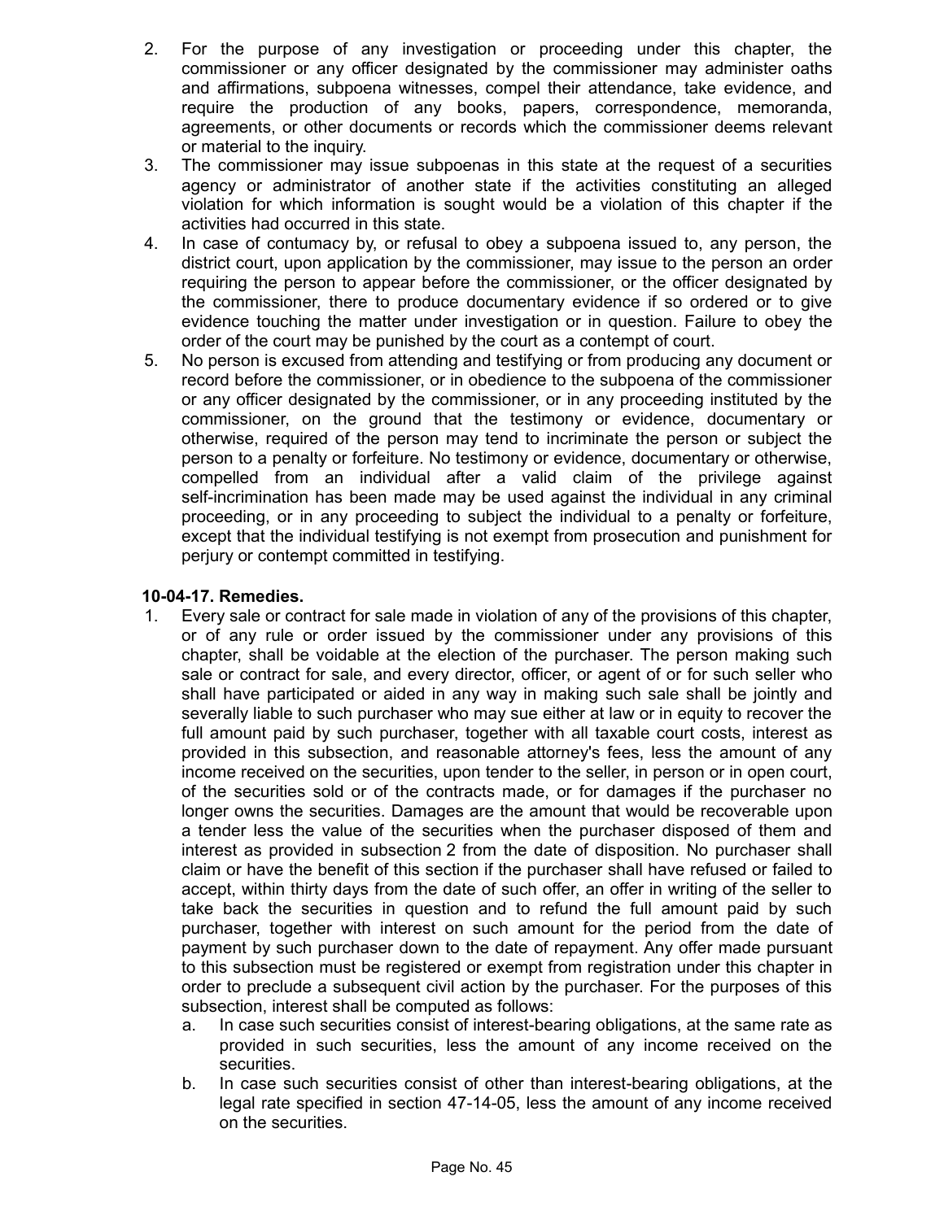2. For the purpose of any investigation or proceeding under this chapter, the commissioner or any officer designated by the commissioner may administer oaths and affirmations, subpoena witnesses, compel their attendance, take evidence, and require the production of any books, papers, correspondence, memoranda, agreements, or other documents or records which the commissioner deems relevant or material to the inquiry.
3. The commissioner may issue subpoenas in this state at the request of a securities agency or administrator of another state if the activities constituting an alleged violation for which information is sought would be a violation of this chapter if the activities had occurred in this state.
4. In case of contumacy by, or refusal to obey a subpoena issued to, any person, the district court, upon application by the commissioner, may issue to the person an order requiring the person to appear before the commissioner, or the officer designated by the commissioner, there to produce documentary evidence if so ordered or to give evidence touching the matter under investigation or in question. Failure to obey the order of the court may be punished by the court as a contempt of court.
5. No person is excused from attending and testifying or from producing any document or record before the commissioner, or in obedience to the subpoena of the commissioner or any officer designated by the commissioner, or in any proceeding instituted by the commissioner, on the ground that the testimony or evidence, documentary or otherwise, required of the person may tend to incriminate the person or subject the person to a penalty or forfeiture. No testimony or evidence, documentary or otherwise, compelled from an individual after a valid claim of the privilege against self-incrimination has been made may be used against the individual in any criminal proceeding, or in any proceeding to subject the individual to a penalty or forfeiture, except that the individual testifying is not exempt from prosecution and punishment for perjury or contempt committed in testifying.

**10-04-17. Remedies.**

1. Every sale or contract for sale made in violation of any of the provisions of this chapter, or of any rule or order issued by the commissioner under any provisions of this chapter, shall be voidable at the election of the purchaser. The person making such sale or contract for sale, and every director, officer, or agent of or for such seller who shall have participated or aided in any way in making such sale shall be jointly and severally liable to such purchaser who may sue either at law or in equity to recover the full amount paid by such purchaser, together with all taxable court costs, interest as provided in this subsection, and reasonable attorney's fees, less the amount of any income received on the securities, upon tender to the seller, in person or in open court, of the securities sold or of the contracts made, or for damages if the purchaser no longer owns the securities. Damages are the amount that would be recoverable upon a tender less the value of the securities when the purchaser disposed of them and interest as provided in subsection 2 from the date of disposition. No purchaser shall claim or have the benefit of this section if the purchaser shall have refused or failed to accept, within thirty days from the date of such offer, an offer in writing of the seller to take back the securities in question and to refund the full amount paid by such purchaser, together with interest on such amount for the period from the date of payment by such purchaser down to the date of repayment. Any offer made pursuant to this subsection must be registered or exempt from registration under this chapter in order to preclude a subsequent civil action by the purchaser. For the purposes of this subsection, interest shall be computed as follows:
   a. In case such securities consist of interest-bearing obligations, at the same rate as provided in such securities, less the amount of any income received on the securities.
   b. In case such securities consist of other than interest-bearing obligations, at the legal rate specified in section 47-14-05, less the amount of any income received on the securities.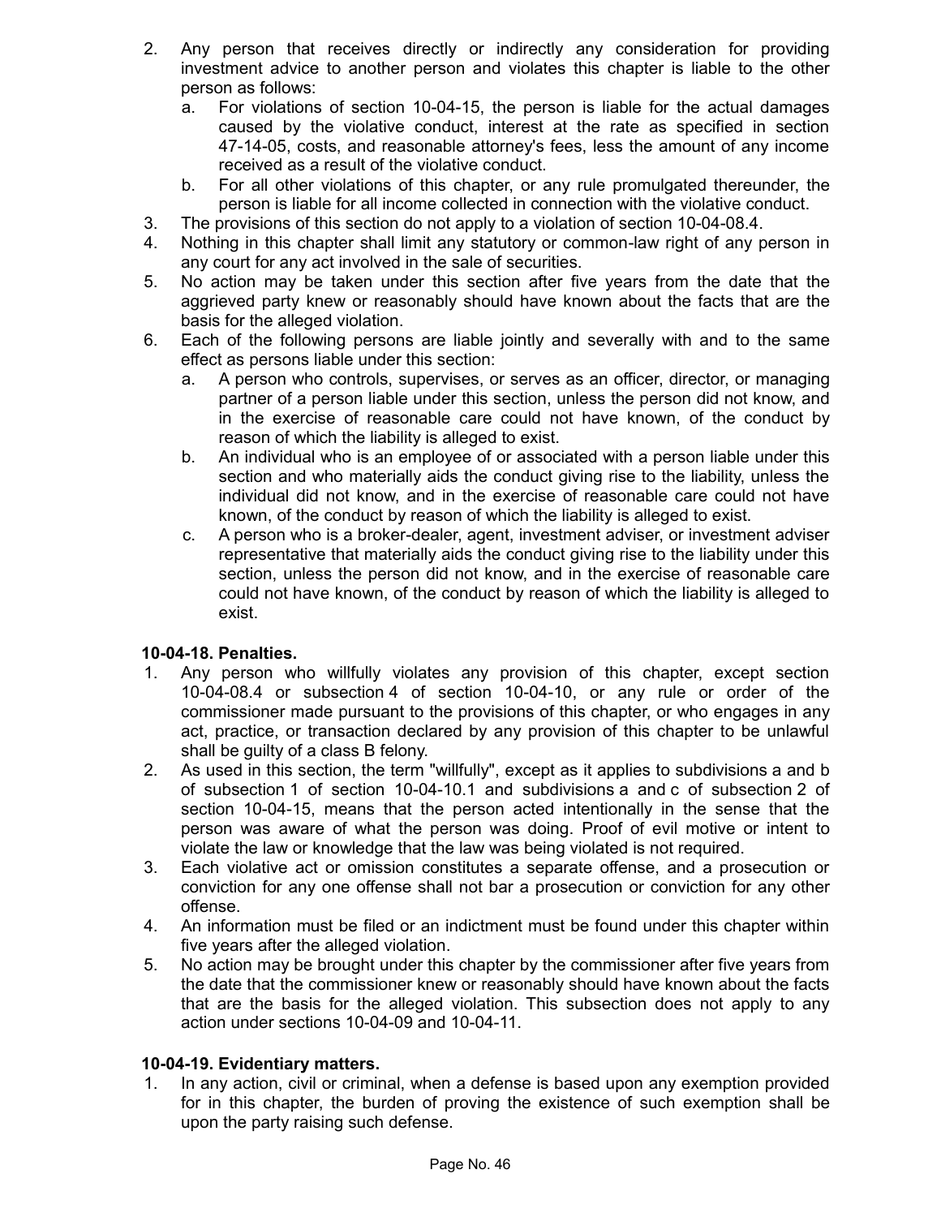2. Any person that receives directly or indirectly any consideration for providing investment advice to another person and violates this chapter is liable to the other person as follows:
   a. For violations of section 10-04-15, the person is liable for the actual damages caused by the violative conduct, interest at the rate as specified in section 47-14-05, costs, and reasonable attorney's fees, less the amount of any income received as a result of the violative conduct.
   b. For all other violations of this chapter, or any rule promulgated thereunder, the person is liable for all income collected in connection with the violative conduct.
3. The provisions of this section do not apply to a violation of section 10-04-08.4.
4. Nothing in this chapter shall limit any statutory or common-law right of any person in any court for any act involved in the sale of securities.
5. No action may be taken under this section after five years from the date that the aggrieved party knew or reasonably should have known about the facts that are the basis for the alleged violation.
6. Each of the following persons are liable jointly and severally with and to the same effect as persons liable under this section:
   a. A person who controls, supervises, or serves as an officer, director, or managing partner of a person liable under this section, unless the person did not know, and in the exercise of reasonable care could not have known, of the conduct by reason of which the liability is alleged to exist.
   b. An individual who is an employee of or associated with a person liable under this section and who materially aids the conduct giving rise to the liability, unless the individual did not know, and in the exercise of reasonable care could not have known, of the conduct by reason of which the liability is alleged to exist.
   c. A person who is a broker-dealer, agent, investment adviser, or investment adviser representative that materially aids the conduct giving rise to the liability under this section, unless the person did not know, and in the exercise of reasonable care could not have known, of the conduct by reason of which the liability is alleged to exist.

**10-04-18. Penalties.**

1. Any person who willfully violates any provision of this chapter, except section 10-04-08.4 or subsection 4 of section 10-04-10, or any rule or order of the commissioner made pursuant to the provisions of this chapter, or who engages in any act, practice, or transaction declared by any provision of this chapter to be unlawful shall be guilty of a class B felony.
2. As used in this section, the term "willfully", except as it applies to subdivisions a and b of subsection 1 of section 10-04-10.1 and subdivisions a and c of subsection 2 of section 10-04-15, means that the person acted intentionally in the sense that the person was aware of what the person was doing. Proof of evil motive or intent to violate the law or knowledge that the law was being violated is not required.
3. Each violative act or omission constitutes a separate offense, and a prosecution or conviction for any one offense shall not bar a prosecution or conviction for any other offense.
4. An information must be filed or an indictment must be found under this chapter within five years after the alleged violation.
5. No action may be brought under this chapter by the commissioner after five years from the date that the commissioner knew or reasonably should have known about the facts that are the basis for the alleged violation. This subsection does not apply to any action under sections 10-04-09 and 10-04-11.

**10-04-19. Evidentiary matters.**

1. In any action, civil or criminal, when a defense is based upon any exemption provided for in this chapter, the burden of proving the existence of such exemption shall be upon the party raising such defense.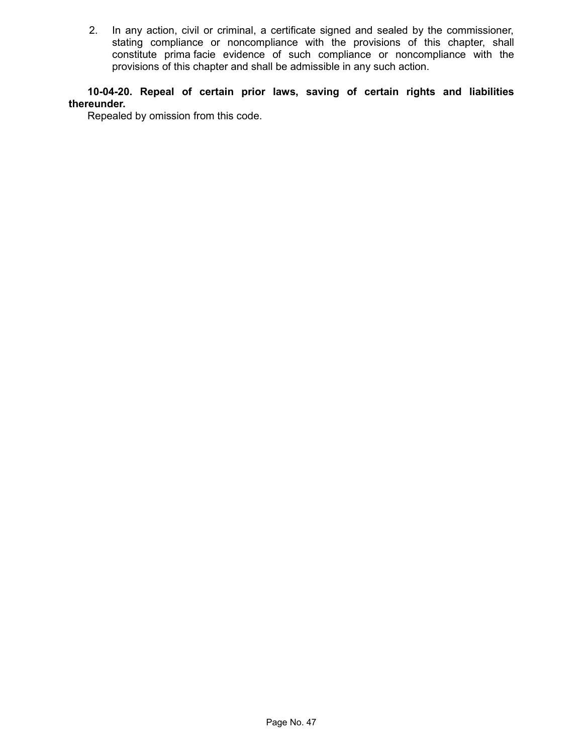2. In any action, civil or criminal, a certificate signed and sealed by the commissioner, stating compliance or noncompliance with the provisions of this chapter, shall constitute prima facie evidence of such compliance or noncompliance with the provisions of this chapter and shall be admissible in any such action.

**10-04-20. Repeal of certain prior laws, saving of certain rights and liabilities thereunder.**

Repealed by omission from this code.